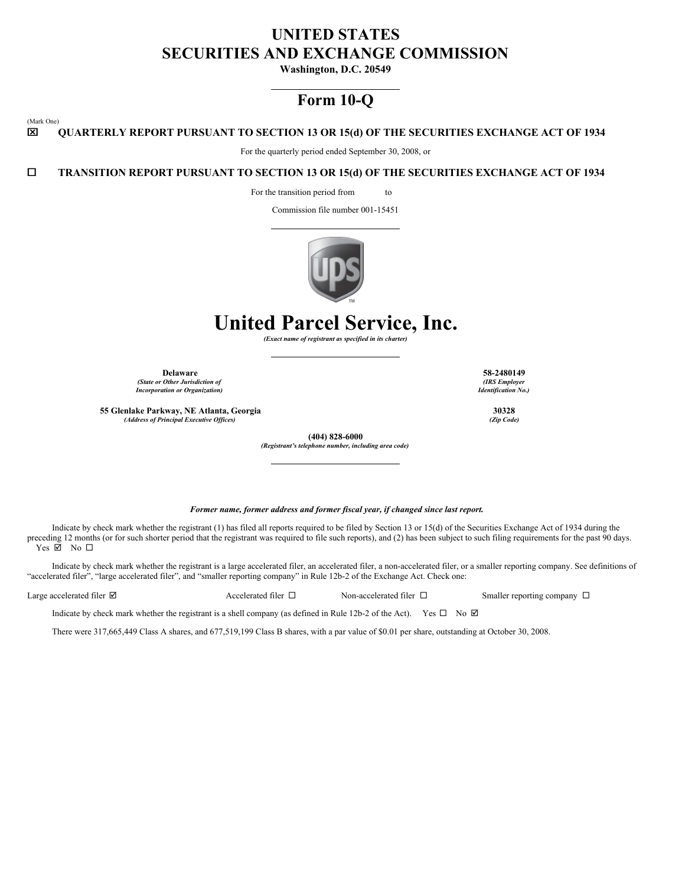# UNITED STATES
# SECURITIES AND EXCHANGE COMMISSION

**Washington, D.C. 20549**

## Form 10-Q

(Mark One)

☒ **QUARTERLY REPORT PURSUANT TO SECTION 13 OR 15(d) OF THE SECURITIES EXCHANGE ACT OF 1934**

For the quarterly period ended September 30, 2008, or

☐ **TRANSITION REPORT PURSUANT TO SECTION 13 OR 15(d) OF THE SECURITIES EXCHANGE ACT OF 1934**

For the transition period from to

Commission file number 001-15451

# United Parcel Service, Inc.

*(Exact name of registrant as specified in its charter)*

| | |
|---|---|
| **Delaware** | **58-2480149** |
| *(State or Other Jurisdiction of Incorporation or Organization)* | *(IRS Employer Identification No.)* |
| **55 Glenlake Parkway, NE Atlanta, Georgia** | **30328** |
| *(Address of Principal Executive Offices)* | *(Zip Code)* |

**(404) 828-6000**
*(Registrant's telephone number, including area code)*

***Former name, former address and former fiscal year, if changed since last report.***

Indicate by check mark whether the registrant (1) has filed all reports required to be filed by Section 13 or 15(d) of the Securities Exchange Act of 1934 during the preceding 12 months (or for such shorter period that the registrant was required to file such reports), and (2) has been subject to such filing requirements for the past 90 days. Yes ☑ No ☐

Indicate by check mark whether the registrant is a large accelerated filer, an accelerated filer, a non-accelerated filer, or a smaller reporting company. See definitions of "accelerated filer", "large accelerated filer", and "smaller reporting company" in Rule 12b-2 of the Exchange Act. Check one:

Large accelerated filer ☑ Accelerated filer ☐ Non-accelerated filer ☐ Smaller reporting company ☐

Indicate by check mark whether the registrant is a shell company (as defined in Rule 12b-2 of the Act). Yes ☐ No ☑

There were 317,665,449 Class A shares, and 677,519,199 Class B shares, with a par value of $0.01 per share, outstanding at October 30, 2008.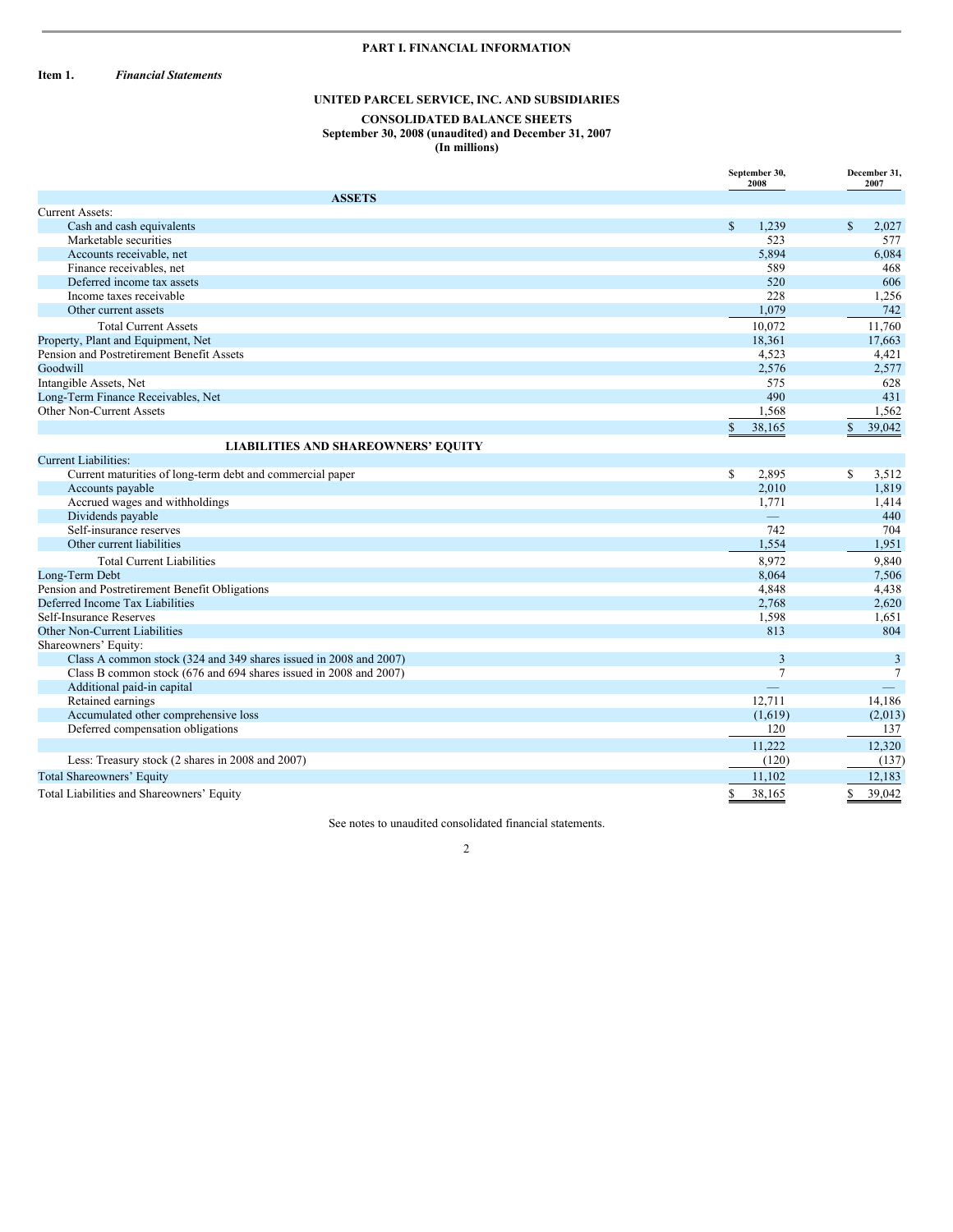# PART I. FINANCIAL INFORMATION

**Item 1.** ***Financial Statements***

## UNITED PARCEL SERVICE, INC. AND SUBSIDIARIES

### CONSOLIDATED BALANCE SHEETS
**September 30, 2008 (unaudited) and December 31, 2007**
**(In millions)**

| | September 30, 2008 | December 31, 2007 |
|---|---|---|
| **ASSETS** | | |
| Current Assets: | | |
| Cash and cash equivalents | $ 1,239 | $ 2,027 |
| Marketable securities | 523 | 577 |
| Accounts receivable, net | 5,894 | 6,084 |
| Finance receivables, net | 589 | 468 |
| Deferred income tax assets | 520 | 606 |
| Income taxes receivable | 228 | 1,256 |
| Other current assets | 1,079 | 742 |
| Total Current Assets | 10,072 | 11,760 |
| Property, Plant and Equipment, Net | 18,361 | 17,663 |
| Pension and Postretirement Benefit Assets | 4,523 | 4,421 |
| Goodwill | 2,576 | 2,577 |
| Intangible Assets, Net | 575 | 628 |
| Long-Term Finance Receivables, Net | 490 | 431 |
| Other Non-Current Assets | 1,568 | 1,562 |
| | $ 38,165 | $ 39,042 |
| **LIABILITIES AND SHAREOWNERS' EQUITY** | | |
| Current Liabilities: | | |
| Current maturities of long-term debt and commercial paper | $ 2,895 | $ 3,512 |
| Accounts payable | 2,010 | 1,819 |
| Accrued wages and withholdings | 1,771 | 1,414 |
| Dividends payable | — | 440 |
| Self-insurance reserves | 742 | 704 |
| Other current liabilities | 1,554 | 1,951 |
| Total Current Liabilities | 8,972 | 9,840 |
| Long-Term Debt | 8,064 | 7,506 |
| Pension and Postretirement Benefit Obligations | 4,848 | 4,438 |
| Deferred Income Tax Liabilities | 2,768 | 2,620 |
| Self-Insurance Reserves | 1,598 | 1,651 |
| Other Non-Current Liabilities | 813 | 804 |
| Shareowners' Equity: | | |
| Class A common stock (324 and 349 shares issued in 2008 and 2007) | 3 | 3 |
| Class B common stock (676 and 694 shares issued in 2008 and 2007) | 7 | 7 |
| Additional paid-in capital | — | — |
| Retained earnings | 12,711 | 14,186 |
| Accumulated other comprehensive loss | (1,619) | (2,013) |
| Deferred compensation obligations | 120 | 137 |
| | 11,222 | 12,320 |
| Less: Treasury stock (2 shares in 2008 and 2007) | (120) | (137) |
| Total Shareowners' Equity | 11,102 | 12,183 |
| Total Liabilities and Shareowners' Equity | $ 38,165 | $ 39,042 |

See notes to unaudited consolidated financial statements.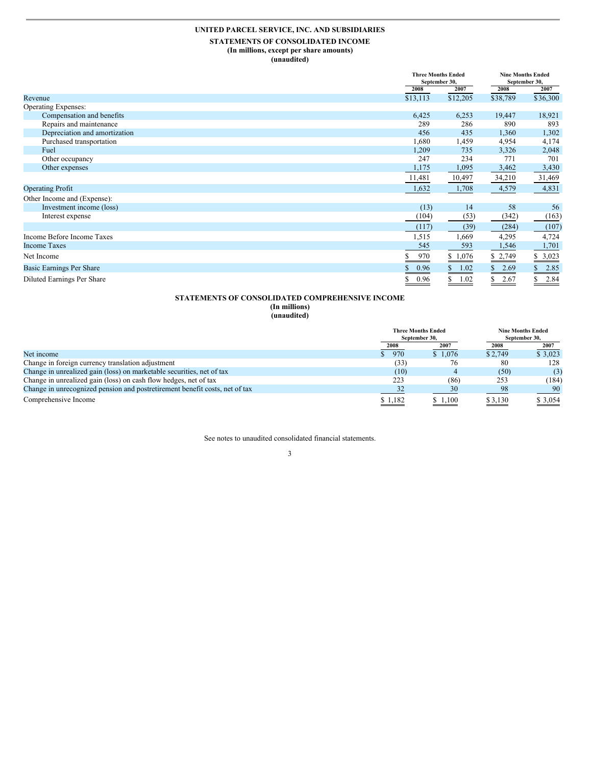**UNITED PARCEL SERVICE, INC. AND SUBSIDIARIES**

**STATEMENTS OF CONSOLIDATED INCOME**
**(In millions, except per share amounts)**
**(unaudited)**

| | Three Months Ended September 30, | | Nine Months Ended September 30, | |
|---|---|---|---|---|
| | 2008 | 2007 | 2008 | 2007 |
| Revenue | $13,113 | $12,205 | $38,789 | $36,300 |
| Operating Expenses: | | | | |
| Compensation and benefits | 6,425 | 6,253 | 19,447 | 18,921 |
| Repairs and maintenance | 289 | 286 | 890 | 893 |
| Depreciation and amortization | 456 | 435 | 1,360 | 1,302 |
| Purchased transportation | 1,680 | 1,459 | 4,954 | 4,174 |
| Fuel | 1,209 | 735 | 3,326 | 2,048 |
| Other occupancy | 247 | 234 | 771 | 701 |
| Other expenses | 1,175 | 1,095 | 3,462 | 3,430 |
| | 11,481 | 10,497 | 34,210 | 31,469 |
| Operating Profit | 1,632 | 1,708 | 4,579 | 4,831 |
| Other Income and (Expense): | | | | |
| Investment income (loss) | (13) | 14 | 58 | 56 |
| Interest expense | (104) | (53) | (342) | (163) |
| | (117) | (39) | (284) | (107) |
| Income Before Income Taxes | 1,515 | 1,669 | 4,295 | 4,724 |
| Income Taxes | 545 | 593 | 1,546 | 1,701 |
| Net Income | $ 970 | $ 1,076 | $ 2,749 | $ 3,023 |
| Basic Earnings Per Share | $ 0.96 | $ 1.02 | $ 2.69 | $ 2.85 |
| Diluted Earnings Per Share | $ 0.96 | $ 1.02 | $ 2.67 | $ 2.84 |

**STATEMENTS OF CONSOLIDATED COMPREHENSIVE INCOME**
**(In millions)**
**(unaudited)**

| | Three Months Ended September 30, | | Nine Months Ended September 30, | |
|---|---|---|---|---|
| | 2008 | 2007 | 2008 | 2007 |
| Net income | $ 970 | $ 1,076 | $ 2,749 | $ 3,023 |
| Change in foreign currency translation adjustment | (33) | 76 | 80 | 128 |
| Change in unrealized gain (loss) on marketable securities, net of tax | (10) | 4 | (50) | (3) |
| Change in unrealized gain (loss) on cash flow hedges, net of tax | 223 | (86) | 253 | (184) |
| Change in unrecognized pension and postretirement benefit costs, net of tax | 32 | 30 | 98 | 90 |
| Comprehensive Income | $ 1,182 | $ 1,100 | $ 3,130 | $ 3,054 |

See notes to unaudited consolidated financial statements.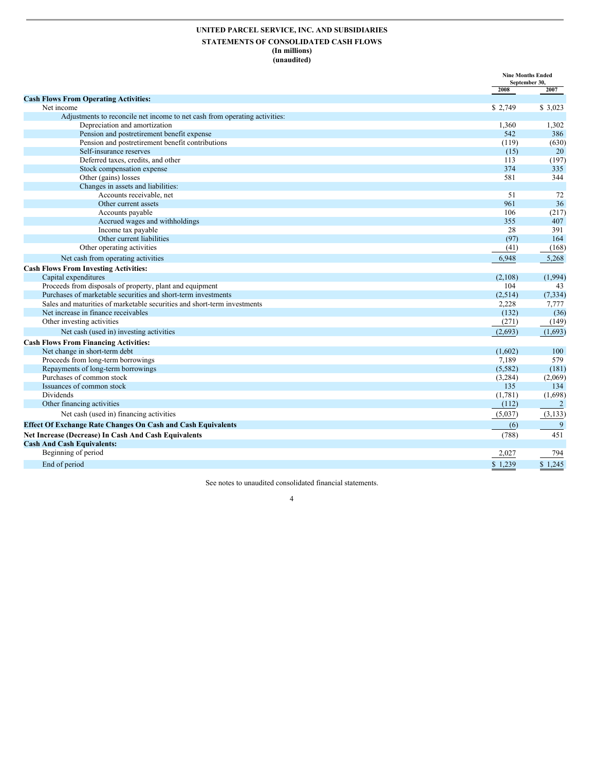**UNITED PARCEL SERVICE, INC. AND SUBSIDIARIES**

**STATEMENTS OF CONSOLIDATED CASH FLOWS**

**(In millions)**

**(unaudited)**

| | Nine Months Ended September 30, | |
|---|---|---|
| | 2008 | 2007 |
| **Cash Flows From Operating Activities:** | | |
| Net income | $ 2,749 | $ 3,023 |
| Adjustments to reconcile net income to net cash from operating activities: | | |
| Depreciation and amortization | 1,360 | 1,302 |
| Pension and postretirement benefit expense | 542 | 386 |
| Pension and postretirement benefit contributions | (119) | (630) |
| Self-insurance reserves | (15) | 20 |
| Deferred taxes, credits, and other | 113 | (197) |
| Stock compensation expense | 374 | 335 |
| Other (gains) losses | 581 | 344 |
| Changes in assets and liabilities: | | |
| Accounts receivable, net | 51 | 72 |
| Other current assets | 961 | 36 |
| Accounts payable | 106 | (217) |
| Accrued wages and withholdings | 355 | 407 |
| Income tax payable | 28 | 391 |
| Other current liabilities | (97) | 164 |
| Other operating activities | (41) | (168) |
| Net cash from operating activities | 6,948 | 5,268 |
| **Cash Flows From Investing Activities:** | | |
| Capital expenditures | (2,108) | (1,994) |
| Proceeds from disposals of property, plant and equipment | 104 | 43 |
| Purchases of marketable securities and short-term investments | (2,514) | (7,334) |
| Sales and maturities of marketable securities and short-term investments | 2,228 | 7,777 |
| Net increase in finance receivables | (132) | (36) |
| Other investing activities | (271) | (149) |
| Net cash (used in) investing activities | (2,693) | (1,693) |
| **Cash Flows From Financing Activities:** | | |
| Net change in short-term debt | (1,602) | 100 |
| Proceeds from long-term borrowings | 7,189 | 579 |
| Repayments of long-term borrowings | (5,582) | (181) |
| Purchases of common stock | (3,284) | (2,069) |
| Issuances of common stock | 135 | 134 |
| Dividends | (1,781) | (1,698) |
| Other financing activities | (112) | 2 |
| Net cash (used in) financing activities | (5,037) | (3,133) |
| **Effect Of Exchange Rate Changes On Cash and Cash Equivalents** | (6) | 9 |
| **Net Increase (Decrease) In Cash And Cash Equivalents** | (788) | 451 |
| **Cash And Cash Equivalents:** | | |
| Beginning of period | 2,027 | 794 |
| End of period | $ 1,239 | $ 1,245 |

See notes to unaudited consolidated financial statements.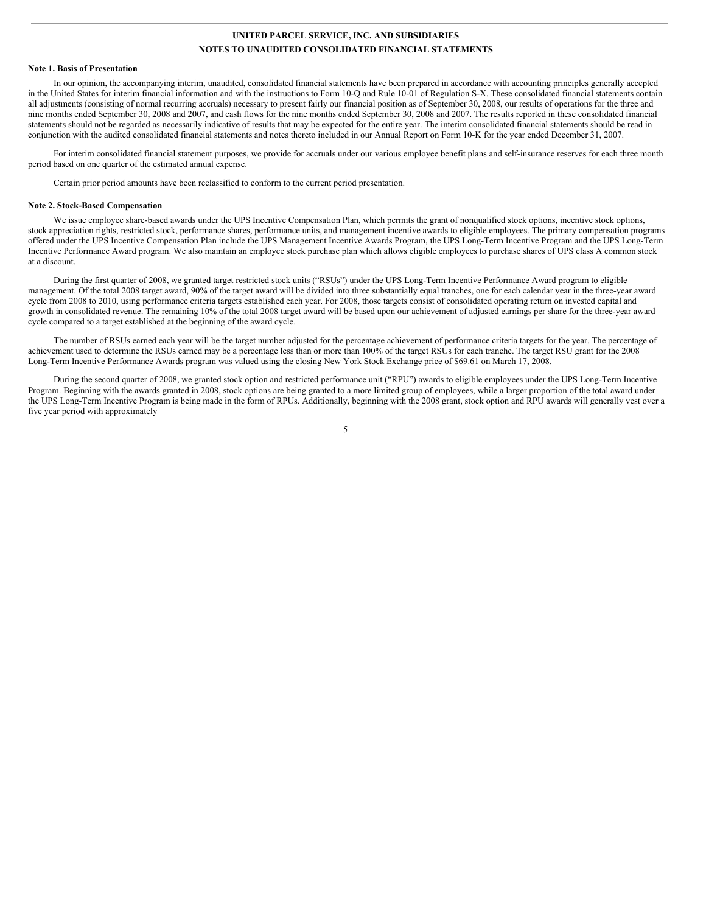**UNITED PARCEL SERVICE, INC. AND SUBSIDIARIES**

**NOTES TO UNAUDITED CONSOLIDATED FINANCIAL STATEMENTS**

**Note 1. Basis of Presentation**

In our opinion, the accompanying interim, unaudited, consolidated financial statements have been prepared in accordance with accounting principles generally accepted in the United States for interim financial information and with the instructions to Form 10-Q and Rule 10-01 of Regulation S-X. These consolidated financial statements contain all adjustments (consisting of normal recurring accruals) necessary to present fairly our financial position as of September 30, 2008, our results of operations for the three and nine months ended September 30, 2008 and 2007, and cash flows for the nine months ended September 30, 2008 and 2007. The results reported in these consolidated financial statements should not be regarded as necessarily indicative of results that may be expected for the entire year. The interim consolidated financial statements should be read in conjunction with the audited consolidated financial statements and notes thereto included in our Annual Report on Form 10-K for the year ended December 31, 2007.

For interim consolidated financial statement purposes, we provide for accruals under our various employee benefit plans and self-insurance reserves for each three month period based on one quarter of the estimated annual expense.

Certain prior period amounts have been reclassified to conform to the current period presentation.

**Note 2. Stock-Based Compensation**

We issue employee share-based awards under the UPS Incentive Compensation Plan, which permits the grant of nonqualified stock options, incentive stock options, stock appreciation rights, restricted stock, performance shares, performance units, and management incentive awards to eligible employees. The primary compensation programs offered under the UPS Incentive Compensation Plan include the UPS Management Incentive Awards Program, the UPS Long-Term Incentive Program and the UPS Long-Term Incentive Performance Award program. We also maintain an employee stock purchase plan which allows eligible employees to purchase shares of UPS class A common stock at a discount.

During the first quarter of 2008, we granted target restricted stock units ("RSUs") under the UPS Long-Term Incentive Performance Award program to eligible management. Of the total 2008 target award, 90% of the target award will be divided into three substantially equal tranches, one for each calendar year in the three-year award cycle from 2008 to 2010, using performance criteria targets established each year. For 2008, those targets consist of consolidated operating return on invested capital and growth in consolidated revenue. The remaining 10% of the total 2008 target award will be based upon our achievement of adjusted earnings per share for the three-year award cycle compared to a target established at the beginning of the award cycle.

The number of RSUs earned each year will be the target number adjusted for the percentage achievement of performance criteria targets for the year. The percentage of achievement used to determine the RSUs earned may be a percentage less than or more than 100% of the target RSUs for each tranche. The target RSU grant for the 2008 Long-Term Incentive Performance Awards program was valued using the closing New York Stock Exchange price of $69.61 on March 17, 2008.

During the second quarter of 2008, we granted stock option and restricted performance unit ("RPU") awards to eligible employees under the UPS Long-Term Incentive Program. Beginning with the awards granted in 2008, stock options are being granted to a more limited group of employees, while a larger proportion of the total award under the UPS Long-Term Incentive Program is being made in the form of RPUs. Additionally, beginning with the 2008 grant, stock option and RPU awards will generally vest over a five year period with approximately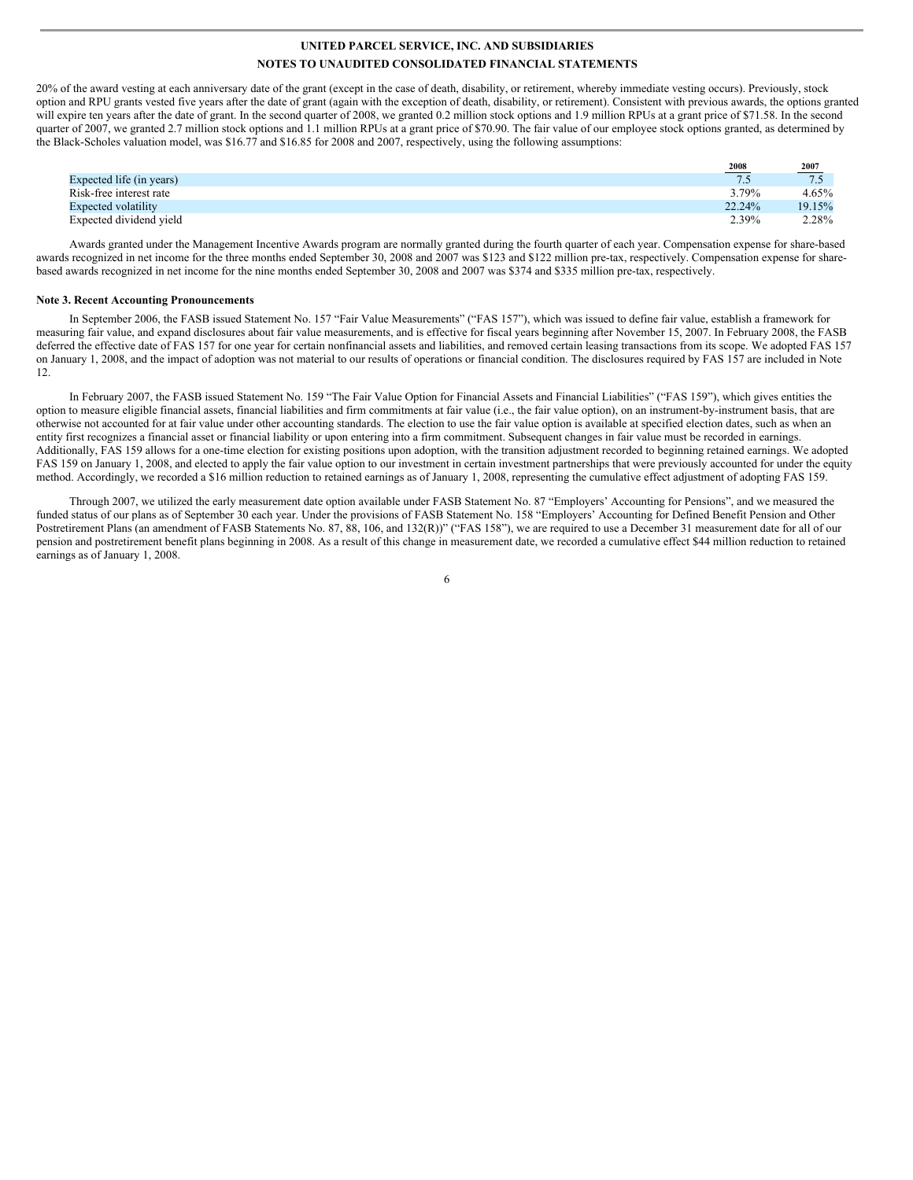20% of the award vesting at each anniversary date of the grant (except in the case of death, disability, or retirement, whereby immediate vesting occurs). Previously, stock option and RPU grants vested five years after the date of grant (again with the exception of death, disability, or retirement). Consistent with previous awards, the options granted will expire ten years after the date of grant. In the second quarter of 2008, we granted 0.2 million stock options and 1.9 million RPUs at a grant price of $71.58. In the second quarter of 2007, we granted 2.7 million stock options and 1.1 million RPUs at a grant price of $70.90. The fair value of our employee stock options granted, as determined by the Black-Scholes valuation model, was $16.77 and $16.85 for 2008 and 2007, respectively, using the following assumptions:

| | 2008 | 2007 |
|---|---|---|
| Expected life (in years) | 7.5 | 7.5 |
| Risk-free interest rate | 3.79% | 4.65% |
| Expected volatility | 22.24% | 19.15% |
| Expected dividend yield | 2.39% | 2.28% |

Awards granted under the Management Incentive Awards program are normally granted during the fourth quarter of each year. Compensation expense for share-based awards recognized in net income for the three months ended September 30, 2008 and 2007 was $123 and $122 million pre-tax, respectively. Compensation expense for share-based awards recognized in net income for the nine months ended September 30, 2008 and 2007 was $374 and $335 million pre-tax, respectively.

**Note 3. Recent Accounting Pronouncements**

In September 2006, the FASB issued Statement No. 157 "Fair Value Measurements" ("FAS 157"), which was issued to define fair value, establish a framework for measuring fair value, and expand disclosures about fair value measurements, and is effective for fiscal years beginning after November 15, 2007. In February 2008, the FASB deferred the effective date of FAS 157 for one year for certain nonfinancial assets and liabilities, and removed certain leasing transactions from its scope. We adopted FAS 157 on January 1, 2008, and the impact of adoption was not material to our results of operations or financial condition. The disclosures required by FAS 157 are included in Note 12.

In February 2007, the FASB issued Statement No. 159 "The Fair Value Option for Financial Assets and Financial Liabilities" ("FAS 159"), which gives entities the option to measure eligible financial assets, financial liabilities and firm commitments at fair value (i.e., the fair value option), on an instrument-by-instrument basis, that are otherwise not accounted for at fair value under other accounting standards. The election to use the fair value option is available at specified election dates, such as when an entity first recognizes a financial asset or financial liability or upon entering into a firm commitment. Subsequent changes in fair value must be recorded in earnings. Additionally, FAS 159 allows for a one-time election for existing positions upon adoption, with the transition adjustment recorded to beginning retained earnings. We adopted FAS 159 on January 1, 2008, and elected to apply the fair value option to our investment in certain investment partnerships that were previously accounted for under the equity method. Accordingly, we recorded a $16 million reduction to retained earnings as of January 1, 2008, representing the cumulative effect adjustment of adopting FAS 159.

Through 2007, we utilized the early measurement date option available under FASB Statement No. 87 "Employers' Accounting for Pensions", and we measured the funded status of our plans as of September 30 each year. Under the provisions of FASB Statement No. 158 "Employers' Accounting for Defined Benefit Pension and Other Postretirement Plans (an amendment of FASB Statements No. 87, 88, 106, and 132(R))" ("FAS 158"), we are required to use a December 31 measurement date for all of our pension and postretirement benefit plans beginning in 2008. As a result of this change in measurement date, we recorded a cumulative effect $44 million reduction to retained earnings as of January 1, 2008.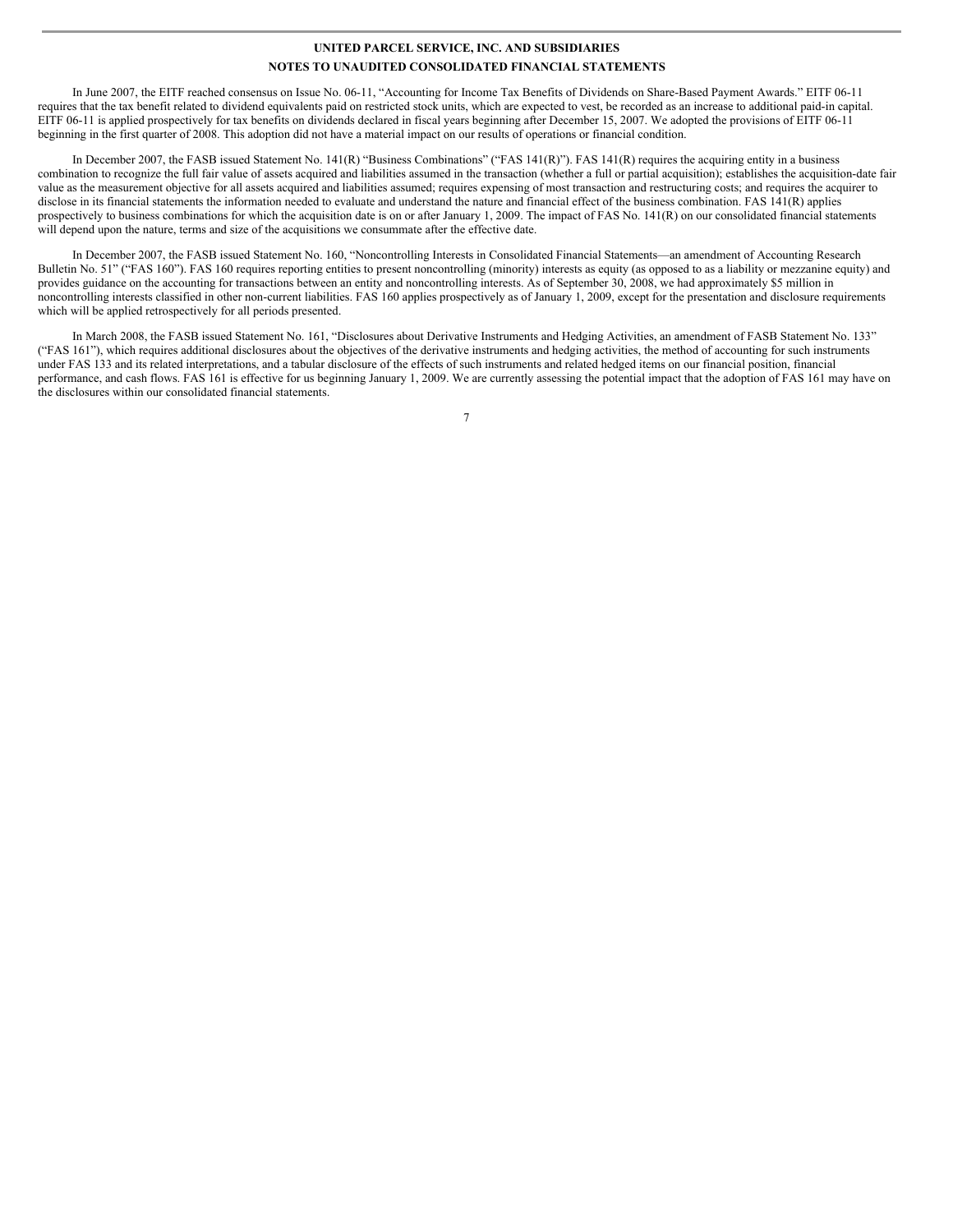**UNITED PARCEL SERVICE, INC. AND SUBSIDIARIES**

**NOTES TO UNAUDITED CONSOLIDATED FINANCIAL STATEMENTS**

In June 2007, the EITF reached consensus on Issue No. 06-11, "Accounting for Income Tax Benefits of Dividends on Share-Based Payment Awards." EITF 06-11 requires that the tax benefit related to dividend equivalents paid on restricted stock units, which are expected to vest, be recorded as an increase to additional paid-in capital. EITF 06-11 is applied prospectively for tax benefits on dividends declared in fiscal years beginning after December 15, 2007. We adopted the provisions of EITF 06-11 beginning in the first quarter of 2008. This adoption did not have a material impact on our results of operations or financial condition.

In December 2007, the FASB issued Statement No. 141(R) "Business Combinations" ("FAS 141(R)"). FAS 141(R) requires the acquiring entity in a business combination to recognize the full fair value of assets acquired and liabilities assumed in the transaction (whether a full or partial acquisition); establishes the acquisition-date fair value as the measurement objective for all assets acquired and liabilities assumed; requires expensing of most transaction and restructuring costs; and requires the acquirer to disclose in its financial statements the information needed to evaluate and understand the nature and financial effect of the business combination. FAS 141(R) applies prospectively to business combinations for which the acquisition date is on or after January 1, 2009. The impact of FAS No. 141(R) on our consolidated financial statements will depend upon the nature, terms and size of the acquisitions we consummate after the effective date.

In December 2007, the FASB issued Statement No. 160, "Noncontrolling Interests in Consolidated Financial Statements—an amendment of Accounting Research Bulletin No. 51" ("FAS 160"). FAS 160 requires reporting entities to present noncontrolling (minority) interests as equity (as opposed to as a liability or mezzanine equity) and provides guidance on the accounting for transactions between an entity and noncontrolling interests. As of September 30, 2008, we had approximately $5 million in noncontrolling interests classified in other non-current liabilities. FAS 160 applies prospectively as of January 1, 2009, except for the presentation and disclosure requirements which will be applied retrospectively for all periods presented.

In March 2008, the FASB issued Statement No. 161, "Disclosures about Derivative Instruments and Hedging Activities, an amendment of FASB Statement No. 133" ("FAS 161"), which requires additional disclosures about the objectives of the derivative instruments and hedging activities, the method of accounting for such instruments under FAS 133 and its related interpretations, and a tabular disclosure of the effects of such instruments and related hedged items on our financial position, financial performance, and cash flows. FAS 161 is effective for us beginning January 1, 2009. We are currently assessing the potential impact that the adoption of FAS 161 may have on the disclosures within our consolidated financial statements.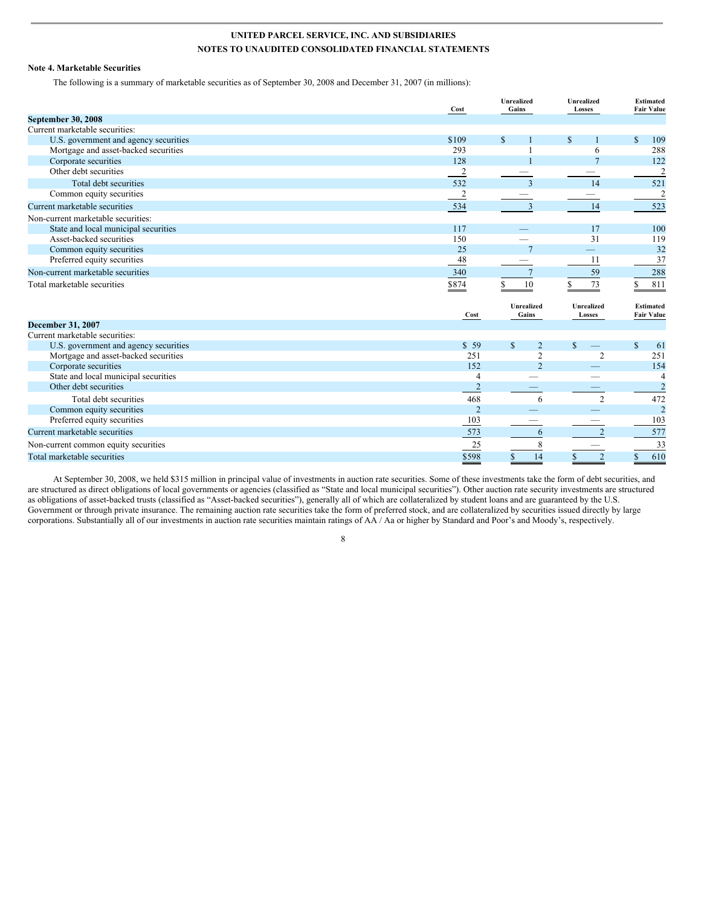**UNITED PARCEL SERVICE, INC. AND SUBSIDIARIES**

**NOTES TO UNAUDITED CONSOLIDATED FINANCIAL STATEMENTS**

**Note 4. Marketable Securities**

The following is a summary of marketable securities as of September 30, 2008 and December 31, 2007 (in millions):

| | Cost | Unrealized Gains | Unrealized Losses | Estimated Fair Value |
|---|---|---|---|---|
| **September 30, 2008** | | | | |
| Current marketable securities: | | | | |
| U.S. government and agency securities | $109 | $ 1 | $ 1 | $ 109 |
| Mortgage and asset-backed securities | 293 | 1 | 6 | 288 |
| Corporate securities | 128 | 1 | 7 | 122 |
| Other debt securities | 2 | — | — | 2 |
| Total debt securities | 532 | 3 | 14 | 521 |
| Common equity securities | 2 | — | — | 2 |
| Current marketable securities | 534 | 3 | 14 | 523 |
| Non-current marketable securities: | | | | |
| State and local municipal securities | 117 | — | 17 | 100 |
| Asset-backed securities | 150 | — | 31 | 119 |
| Common equity securities | 25 | 7 | — | 32 |
| Preferred equity securities | 48 | — | 11 | 37 |
| Non-current marketable securities | 340 | 7 | 59 | 288 |
| Total marketable securities | $874 | $ 10 | $ 73 | $ 811 |

| | Cost | Unrealized Gains | Unrealized Losses | Estimated Fair Value |
|---|---|---|---|---|
| **December 31, 2007** | | | | |
| Current marketable securities: | | | | |
| U.S. government and agency securities | $ 59 | $ 2 | $ — | $ 61 |
| Mortgage and asset-backed securities | 251 | 2 | 2 | 251 |
| Corporate securities | 152 | 2 | — | 154 |
| State and local municipal securities | 4 | — | — | 4 |
| Other debt securities | 2 | — | — | 2 |
| Total debt securities | 468 | 6 | 2 | 472 |
| Common equity securities | 2 | — | — | 2 |
| Preferred equity securities | 103 | — | — | 103 |
| Current marketable securities | 573 | 6 | 2 | 577 |
| Non-current common equity securities | 25 | 8 | — | 33 |
| Total marketable securities | $598 | $ 14 | $ 2 | $ 610 |

At September 30, 2008, we held $315 million in principal value of investments in auction rate securities. Some of these investments take the form of debt securities, and are structured as direct obligations of local governments or agencies (classified as "State and local municipal securities"). Other auction rate security investments are structured as obligations of asset-backed trusts (classified as "Asset-backed securities"), generally all of which are collateralized by student loans and are guaranteed by the U.S. Government or through private insurance. The remaining auction rate securities take the form of preferred stock, and are collateralized by securities issued directly by large corporations. Substantially all of our investments in auction rate securities maintain ratings of AA / Aa or higher by Standard and Poor's and Moody's, respectively.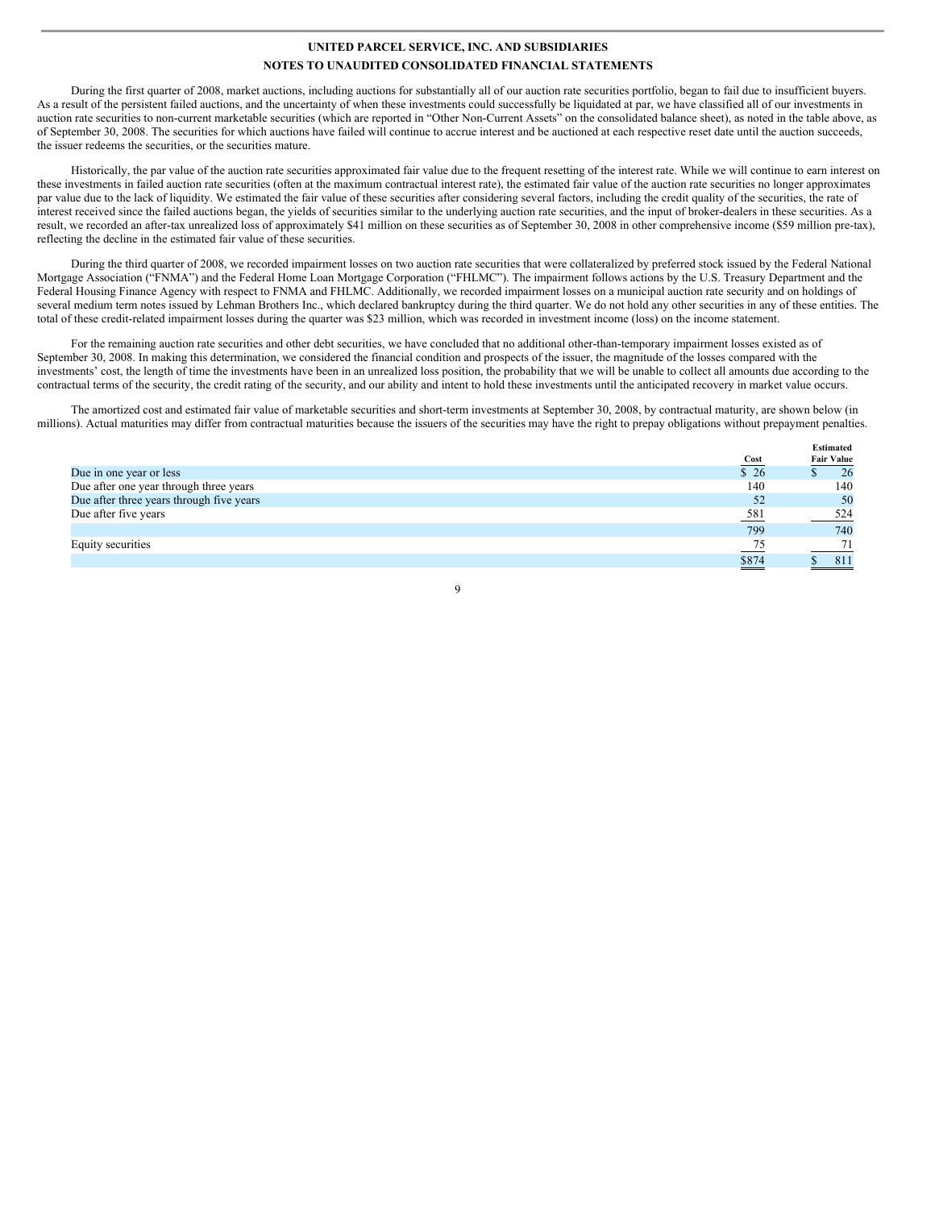**UNITED PARCEL SERVICE, INC. AND SUBSIDIARIES**

**NOTES TO UNAUDITED CONSOLIDATED FINANCIAL STATEMENTS**

During the first quarter of 2008, market auctions, including auctions for substantially all of our auction rate securities portfolio, began to fail due to insufficient buyers. As a result of the persistent failed auctions, and the uncertainty of when these investments could successfully be liquidated at par, we have classified all of our investments in auction rate securities to non-current marketable securities (which are reported in "Other Non-Current Assets" on the consolidated balance sheet), as noted in the table above, as of September 30, 2008. The securities for which auctions have failed will continue to accrue interest and be auctioned at each respective reset date until the auction succeeds, the issuer redeems the securities, or the securities mature.

Historically, the par value of the auction rate securities approximated fair value due to the frequent resetting of the interest rate. While we will continue to earn interest on these investments in failed auction rate securities (often at the maximum contractual interest rate), the estimated fair value of the auction rate securities no longer approximates par value due to the lack of liquidity. We estimated the fair value of these securities after considering several factors, including the credit quality of the securities, the rate of interest received since the failed auctions began, the yields of securities similar to the underlying auction rate securities, and the input of broker-dealers in these securities. As a result, we recorded an after-tax unrealized loss of approximately $41 million on these securities as of September 30, 2008 in other comprehensive income ($59 million pre-tax), reflecting the decline in the estimated fair value of these securities.

During the third quarter of 2008, we recorded impairment losses on two auction rate securities that were collateralized by preferred stock issued by the Federal National Mortgage Association ("FNMA") and the Federal Home Loan Mortgage Corporation ("FHLMC"). The impairment follows actions by the U.S. Treasury Department and the Federal Housing Finance Agency with respect to FNMA and FHLMC. Additionally, we recorded impairment losses on a municipal auction rate security and on holdings of several medium term notes issued by Lehman Brothers Inc., which declared bankruptcy during the third quarter. We do not hold any other securities in any of these entities. The total of these credit-related impairment losses during the quarter was $23 million, which was recorded in investment income (loss) on the income statement.

For the remaining auction rate securities and other debt securities, we have concluded that no additional other-than-temporary impairment losses existed as of September 30, 2008. In making this determination, we considered the financial condition and prospects of the issuer, the magnitude of the losses compared with the investments' cost, the length of time the investments have been in an unrealized loss position, the probability that we will be unable to collect all amounts due according to the contractual terms of the security, the credit rating of the security, and our ability and intent to hold these investments until the anticipated recovery in market value occurs.

The amortized cost and estimated fair value of marketable securities and short-term investments at September 30, 2008, by contractual maturity, are shown below (in millions). Actual maturities may differ from contractual maturities because the issuers of the securities may have the right to prepay obligations without prepayment penalties.

| | Cost | Estimated Fair Value |
|---|---|---|
| Due in one year or less | $ 26 | $ 26 |
| Due after one year through three years | 140 | 140 |
| Due after three years through five years | 52 | 50 |
| Due after five years | 581 | 524 |
| | 799 | 740 |
| Equity securities | 75 | 71 |
| | $874 | $ 811 |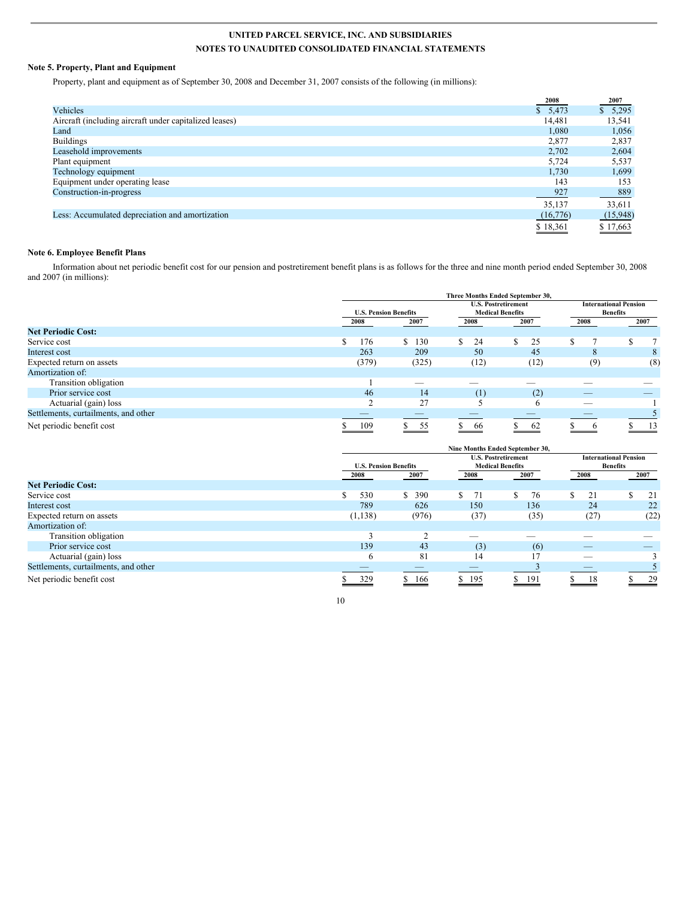**UNITED PARCEL SERVICE, INC. AND SUBSIDIARIES**

**NOTES TO UNAUDITED CONSOLIDATED FINANCIAL STATEMENTS**

### Note 5. Property, Plant and Equipment

Property, plant and equipment as of September 30, 2008 and December 31, 2007 consists of the following (in millions):

| | 2008 | 2007 |
|---|---|---|
| Vehicles | $ 5,473 | $ 5,295 |
| Aircraft (including aircraft under capitalized leases) | 14,481 | 13,541 |
| Land | 1,080 | 1,056 |
| Buildings | 2,877 | 2,837 |
| Leasehold improvements | 2,702 | 2,604 |
| Plant equipment | 5,724 | 5,537 |
| Technology equipment | 1,730 | 1,699 |
| Equipment under operating lease | 143 | 153 |
| Construction-in-progress | 927 | 889 |
| | 35,137 | 33,611 |
| Less: Accumulated depreciation and amortization | (16,776) | (15,948) |
| | $ 18,361 | $ 17,663 |

### Note 6. Employee Benefit Plans

Information about net periodic benefit cost for our pension and postretirement benefit plans is as follows for the three and nine month period ended September 30, 2008 and 2007 (in millions):

| | Three Months Ended September 30, | | | | | |
|---|---|---|---|---|---|---|
| | U.S. Pension Benefits | | U.S. Postretirement Medical Benefits | | International Pension Benefits | |
| | 2008 | 2007 | 2008 | 2007 | 2008 | 2007 |
| **Net Periodic Cost:** | | | | | | |
| Service cost | $ 176 | $ 130 | $ 24 | $ 25 | $ 7 | $ 7 |
| Interest cost | 263 | 209 | 50 | 45 | 8 | 8 |
| Expected return on assets | (379) | (325) | (12) | (12) | (9) | (8) |
| Amortization of: | | | | | | |
| Transition obligation | 1 | — | — | — | — | — |
| Prior service cost | 46 | 14 | (1) | (2) | — | — |
| Actuarial (gain) loss | 2 | 27 | 5 | 6 | — | 1 |
| Settlements, curtailments, and other | — | — | — | — | — | 5 |
| Net periodic benefit cost | $ 109 | $ 55 | $ 66 | $ 62 | $ 6 | $ 13 |

| | Nine Months Ended September 30, | | | | | |
|---|---|---|---|---|---|---|
| | U.S. Pension Benefits | | U.S. Postretirement Medical Benefits | | International Pension Benefits | |
| | 2008 | 2007 | 2008 | 2007 | 2008 | 2007 |
| **Net Periodic Cost:** | | | | | | |
| Service cost | $ 530 | $ 390 | $ 71 | $ 76 | $ 21 | $ 21 |
| Interest cost | 789 | 626 | 150 | 136 | 24 | 22 |
| Expected return on assets | (1,138) | (976) | (37) | (35) | (27) | (22) |
| Amortization of: | | | | | | |
| Transition obligation | 3 | 2 | — | — | — | — |
| Prior service cost | 139 | 43 | (3) | (6) | — | — |
| Actuarial (gain) loss | 6 | 81 | 14 | 17 | — | 3 |
| Settlements, curtailments, and other | — | — | — | 3 | — | 5 |
| Net periodic benefit cost | $ 329 | $ 166 | $ 195 | $ 191 | $ 18 | $ 29 |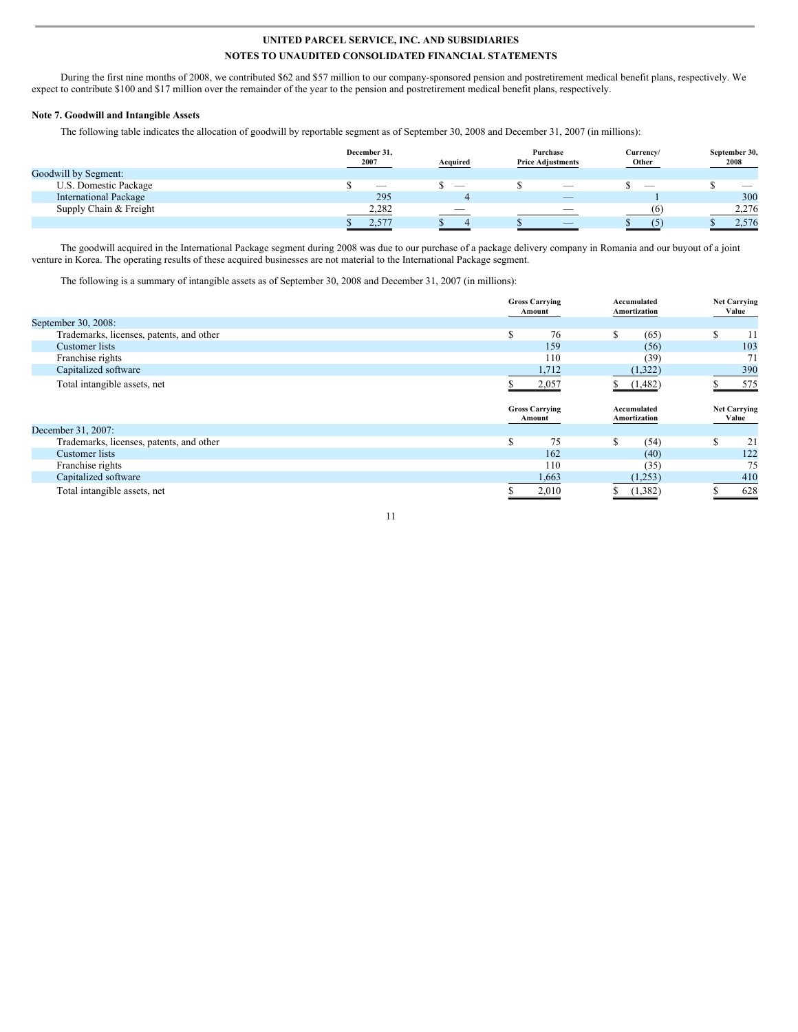During the first nine months of 2008, we contributed $62 and $57 million to our company-sponsored pension and postretirement medical benefit plans, respectively. We expect to contribute $100 and $17 million over the remainder of the year to the pension and postretirement medical benefit plans, respectively.

**Note 7. Goodwill and Intangible Assets**

The following table indicates the allocation of goodwill by reportable segment as of September 30, 2008 and December 31, 2007 (in millions):

| | December 31, 2007 | Acquired | Purchase Price Adjustments | Currency/ Other | September 30, 2008 |
|---|---|---|---|---|---|
| Goodwill by Segment: | | | | | |
| U.S. Domestic Package | $ — | $ — | $ — | $ — | $ — |
| International Package | 295 | 4 | — | 1 | 300 |
| Supply Chain & Freight | 2,282 | — | — | (6) | 2,276 |
| | $ 2,577 | $ 4 | $ — | $ (5) | $ 2,576 |

The goodwill acquired in the International Package segment during 2008 was due to our purchase of a package delivery company in Romania and our buyout of a joint venture in Korea. The operating results of these acquired businesses are not material to the International Package segment.

The following is a summary of intangible assets as of September 30, 2008 and December 31, 2007 (in millions):

| | Gross Carrying Amount | Accumulated Amortization | Net Carrying Value |
|---|---|---|---|
| September 30, 2008: | | | |
| Trademarks, licenses, patents, and other | $ 76 | $ (65) | $ 11 |
| Customer lists | 159 | (56) | 103 |
| Franchise rights | 110 | (39) | 71 |
| Capitalized software | 1,712 | (1,322) | 390 |
| Total intangible assets, net | $ 2,057 | $ (1,482) | $ 575 |

| | Gross Carrying Amount | Accumulated Amortization | Net Carrying Value |
|---|---|---|---|
| December 31, 2007: | | | |
| Trademarks, licenses, patents, and other | $ 75 | $ (54) | $ 21 |
| Customer lists | 162 | (40) | 122 |
| Franchise rights | 110 | (35) | 75 |
| Capitalized software | 1,663 | (1,253) | 410 |
| Total intangible assets, net | $ 2,010 | $ (1,382) | $ 628 |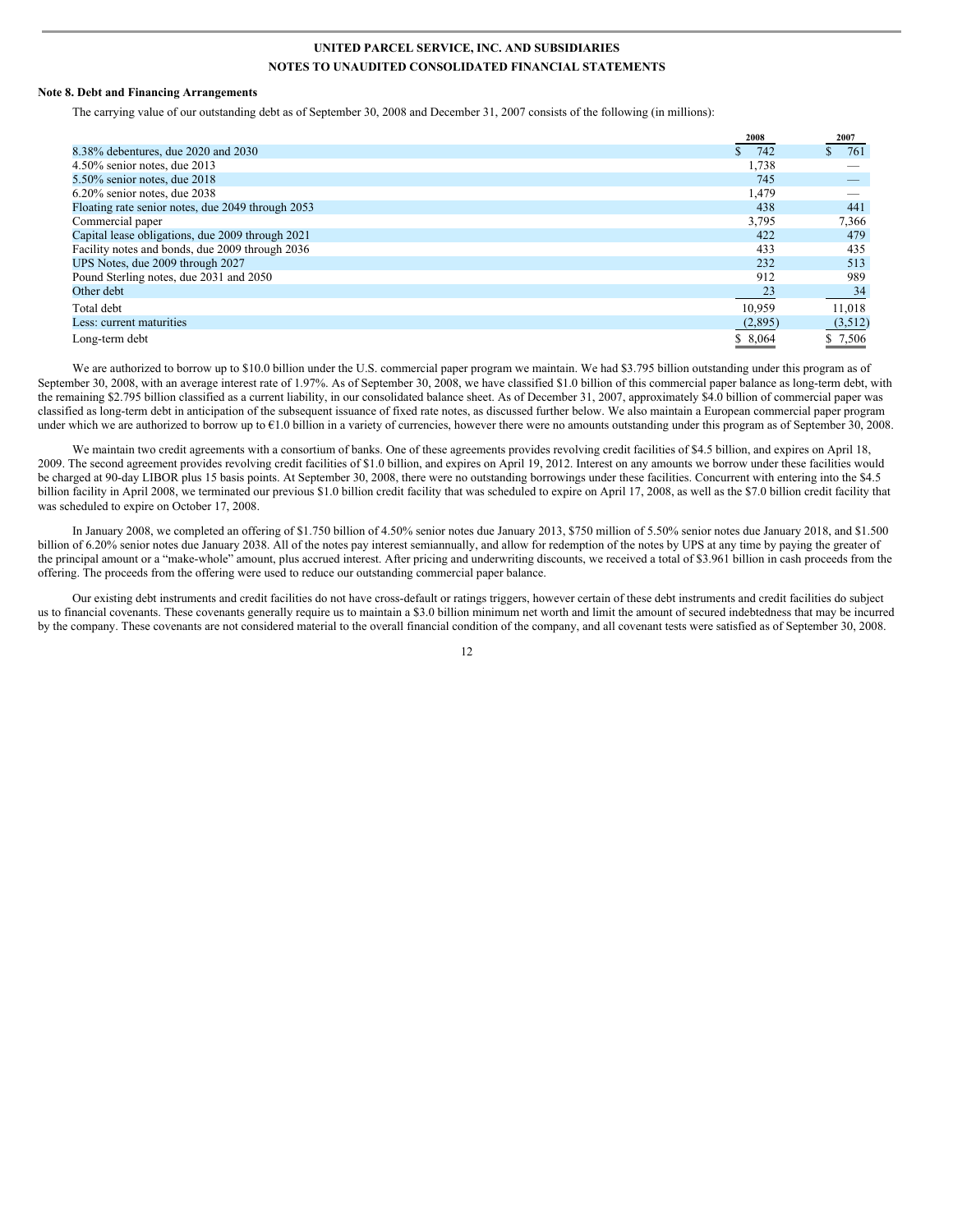**UNITED PARCEL SERVICE, INC. AND SUBSIDIARIES**

**NOTES TO UNAUDITED CONSOLIDATED FINANCIAL STATEMENTS**

**Note 8. Debt and Financing Arrangements**

The carrying value of our outstanding debt as of September 30, 2008 and December 31, 2007 consists of the following (in millions):

| | 2008 | 2007 |
|---|---|---|
| 8.38% debentures, due 2020 and 2030 | $ 742 | $ 761 |
| 4.50% senior notes, due 2013 | 1,738 | — |
| 5.50% senior notes, due 2018 | 745 | — |
| 6.20% senior notes, due 2038 | 1,479 | — |
| Floating rate senior notes, due 2049 through 2053 | 438 | 441 |
| Commercial paper | 3,795 | 7,366 |
| Capital lease obligations, due 2009 through 2021 | 422 | 479 |
| Facility notes and bonds, due 2009 through 2036 | 433 | 435 |
| UPS Notes, due 2009 through 2027 | 232 | 513 |
| Pound Sterling notes, due 2031 and 2050 | 912 | 989 |
| Other debt | 23 | 34 |
| Total debt | 10,959 | 11,018 |
| Less: current maturities | (2,895) | (3,512) |
| Long-term debt | $ 8,064 | $ 7,506 |

We are authorized to borrow up to $10.0 billion under the U.S. commercial paper program we maintain. We had $3.795 billion outstanding under this program as of September 30, 2008, with an average interest rate of 1.97%. As of September 30, 2008, we have classified $1.0 billion of this commercial paper balance as long-term debt, with the remaining $2.795 billion classified as a current liability, in our consolidated balance sheet. As of December 31, 2007, approximately $4.0 billion of commercial paper was classified as long-term debt in anticipation of the subsequent issuance of fixed rate notes, as discussed further below. We also maintain a European commercial paper program under which we are authorized to borrow up to €1.0 billion in a variety of currencies, however there were no amounts outstanding under this program as of September 30, 2008.

We maintain two credit agreements with a consortium of banks. One of these agreements provides revolving credit facilities of $4.5 billion, and expires on April 18, 2009. The second agreement provides revolving credit facilities of $1.0 billion, and expires on April 19, 2012. Interest on any amounts we borrow under these facilities would be charged at 90-day LIBOR plus 15 basis points. At September 30, 2008, there were no outstanding borrowings under these facilities. Concurrent with entering into the $4.5 billion facility in April 2008, we terminated our previous $1.0 billion credit facility that was scheduled to expire on April 17, 2008, as well as the $7.0 billion credit facility that was scheduled to expire on October 17, 2008.

In January 2008, we completed an offering of $1.750 billion of 4.50% senior notes due January 2013, $750 million of 5.50% senior notes due January 2018, and $1.500 billion of 6.20% senior notes due January 2038. All of the notes pay interest semiannually, and allow for redemption of the notes by UPS at any time by paying the greater of the principal amount or a "make-whole" amount, plus accrued interest. After pricing and underwriting discounts, we received a total of $3.961 billion in cash proceeds from the offering. The proceeds from the offering were used to reduce our outstanding commercial paper balance.

Our existing debt instruments and credit facilities do not have cross-default or ratings triggers, however certain of these debt instruments and credit facilities do subject us to financial covenants. These covenants generally require us to maintain a $3.0 billion minimum net worth and limit the amount of secured indebtedness that may be incurred by the company. These covenants are not considered material to the overall financial condition of the company, and all covenant tests were satisfied as of September 30, 2008.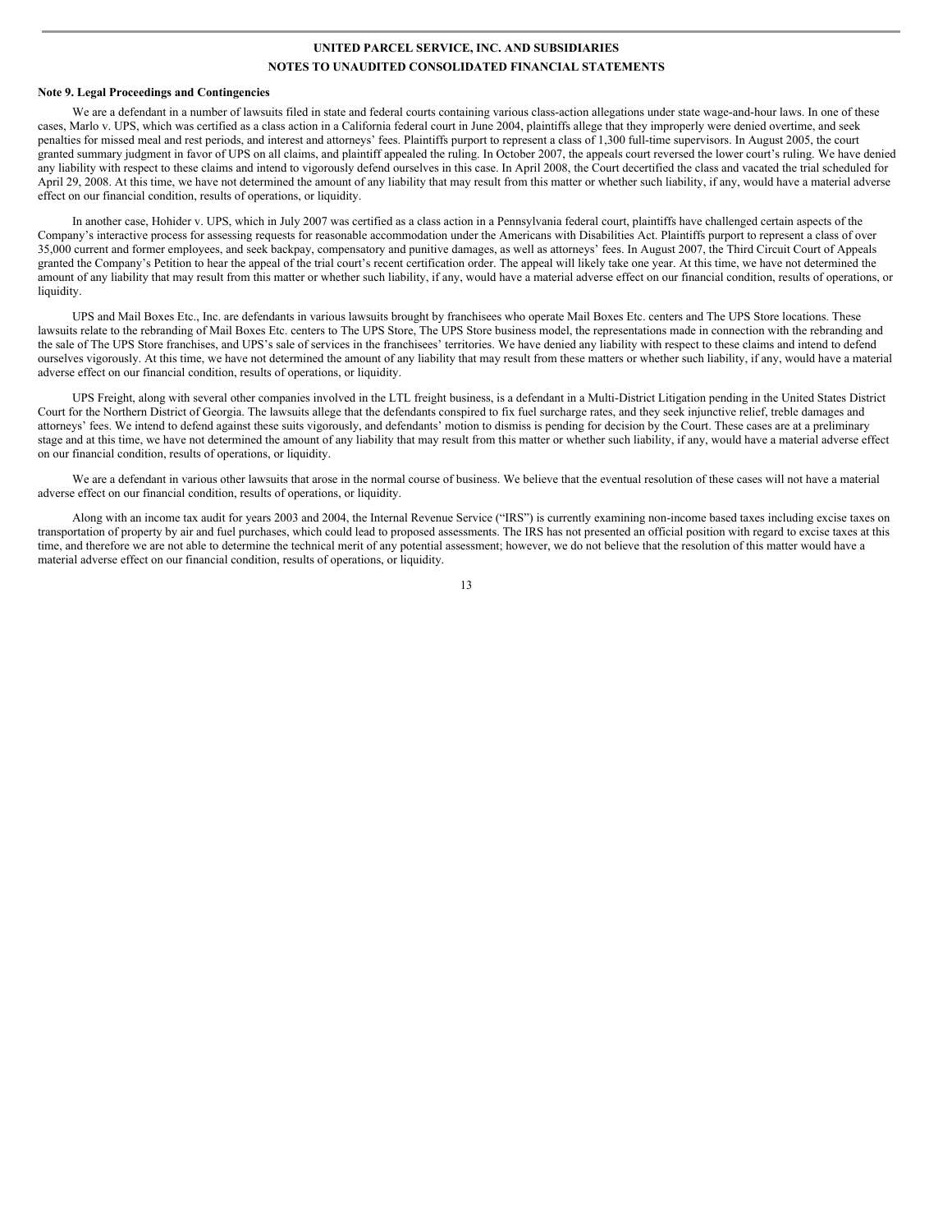**Note 9. Legal Proceedings and Contingencies**

We are a defendant in a number of lawsuits filed in state and federal courts containing various class-action allegations under state wage-and-hour laws. In one of these cases, Marlo v. UPS, which was certified as a class action in a California federal court in June 2004, plaintiffs allege that they improperly were denied overtime, and seek penalties for missed meal and rest periods, and interest and attorneys' fees. Plaintiffs purport to represent a class of 1,300 full-time supervisors. In August 2005, the court granted summary judgment in favor of UPS on all claims, and plaintiff appealed the ruling. In October 2007, the appeals court reversed the lower court's ruling. We have denied any liability with respect to these claims and intend to vigorously defend ourselves in this case. In April 2008, the Court decertified the class and vacated the trial scheduled for April 29, 2008. At this time, we have not determined the amount of any liability that may result from this matter or whether such liability, if any, would have a material adverse effect on our financial condition, results of operations, or liquidity.

In another case, Hohider v. UPS, which in July 2007 was certified as a class action in a Pennsylvania federal court, plaintiffs have challenged certain aspects of the Company's interactive process for assessing requests for reasonable accommodation under the Americans with Disabilities Act. Plaintiffs purport to represent a class of over 35,000 current and former employees, and seek backpay, compensatory and punitive damages, as well as attorneys' fees. In August 2007, the Third Circuit Court of Appeals granted the Company's Petition to hear the appeal of the trial court's recent certification order. The appeal will likely take one year. At this time, we have not determined the amount of any liability that may result from this matter or whether such liability, if any, would have a material adverse effect on our financial condition, results of operations, or liquidity.

UPS and Mail Boxes Etc., Inc. are defendants in various lawsuits brought by franchisees who operate Mail Boxes Etc. centers and The UPS Store locations. These lawsuits relate to the rebranding of Mail Boxes Etc. centers to The UPS Store, The UPS Store business model, the representations made in connection with the rebranding and the sale of The UPS Store franchises, and UPS's sale of services in the franchisees' territories. We have denied any liability with respect to these claims and intend to defend ourselves vigorously. At this time, we have not determined the amount of any liability that may result from these matters or whether such liability, if any, would have a material adverse effect on our financial condition, results of operations, or liquidity.

UPS Freight, along with several other companies involved in the LTL freight business, is a defendant in a Multi-District Litigation pending in the United States District Court for the Northern District of Georgia. The lawsuits allege that the defendants conspired to fix fuel surcharge rates, and they seek injunctive relief, treble damages and attorneys' fees. We intend to defend against these suits vigorously, and defendants' motion to dismiss is pending for decision by the Court. These cases are at a preliminary stage and at this time, we have not determined the amount of any liability that may result from this matter or whether such liability, if any, would have a material adverse effect on our financial condition, results of operations, or liquidity.

We are a defendant in various other lawsuits that arose in the normal course of business. We believe that the eventual resolution of these cases will not have a material adverse effect on our financial condition, results of operations, or liquidity.

Along with an income tax audit for years 2003 and 2004, the Internal Revenue Service ("IRS") is currently examining non-income based taxes including excise taxes on transportation of property by air and fuel purchases, which could lead to proposed assessments. The IRS has not presented an official position with regard to excise taxes at this time, and therefore we are not able to determine the technical merit of any potential assessment; however, we do not believe that the resolution of this matter would have a material adverse effect on our financial condition, results of operations, or liquidity.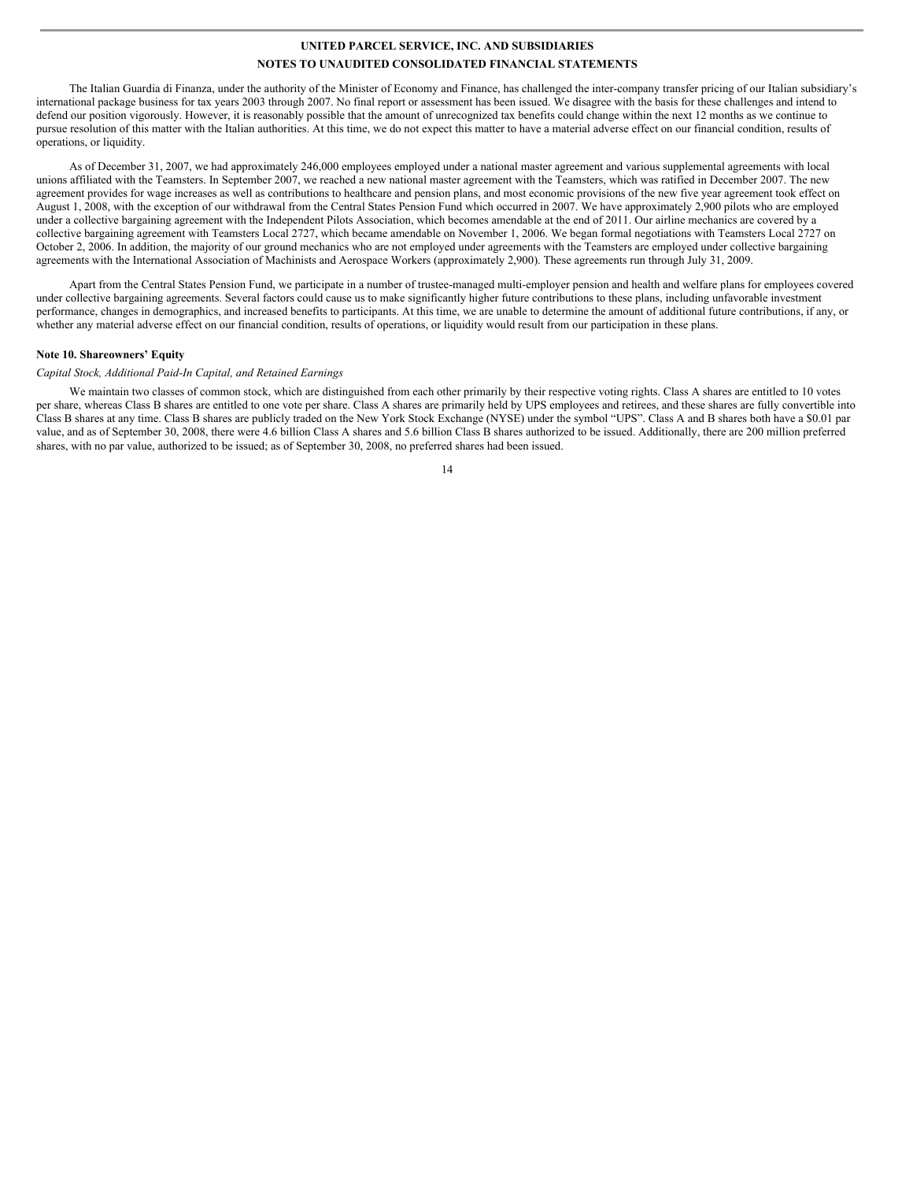The Italian Guardia di Finanza, under the authority of the Minister of Economy and Finance, has challenged the inter-company transfer pricing of our Italian subsidiary's international package business for tax years 2003 through 2007. No final report or assessment has been issued. We disagree with the basis for these challenges and intend to defend our position vigorously. However, it is reasonably possible that the amount of unrecognized tax benefits could change within the next 12 months as we continue to pursue resolution of this matter with the Italian authorities. At this time, we do not expect this matter to have a material adverse effect on our financial condition, results of operations, or liquidity.

As of December 31, 2007, we had approximately 246,000 employees employed under a national master agreement and various supplemental agreements with local unions affiliated with the Teamsters. In September 2007, we reached a new national master agreement with the Teamsters, which was ratified in December 2007. The new agreement provides for wage increases as well as contributions to healthcare and pension plans, and most economic provisions of the new five year agreement took effect on August 1, 2008, with the exception of our withdrawal from the Central States Pension Fund which occurred in 2007. We have approximately 2,900 pilots who are employed under a collective bargaining agreement with the Independent Pilots Association, which becomes amendable at the end of 2011. Our airline mechanics are covered by a collective bargaining agreement with Teamsters Local 2727, which became amendable on November 1, 2006. We began formal negotiations with Teamsters Local 2727 on October 2, 2006. In addition, the majority of our ground mechanics who are not employed under agreements with the Teamsters are employed under collective bargaining agreements with the International Association of Machinists and Aerospace Workers (approximately 2,900). These agreements run through July 31, 2009.

Apart from the Central States Pension Fund, we participate in a number of trustee-managed multi-employer pension and health and welfare plans for employees covered under collective bargaining agreements. Several factors could cause us to make significantly higher future contributions to these plans, including unfavorable investment performance, changes in demographics, and increased benefits to participants. At this time, we are unable to determine the amount of additional future contributions, if any, or whether any material adverse effect on our financial condition, results of operations, or liquidity would result from our participation in these plans.

## Note 10. Shareowners' Equity

*Capital Stock, Additional Paid-In Capital, and Retained Earnings*

We maintain two classes of common stock, which are distinguished from each other primarily by their respective voting rights. Class A shares are entitled to 10 votes per share, whereas Class B shares are entitled to one vote per share. Class A shares are primarily held by UPS employees and retirees, and these shares are fully convertible into Class B shares at any time. Class B shares are publicly traded on the New York Stock Exchange (NYSE) under the symbol "UPS". Class A and B shares both have a $0.01 par value, and as of September 30, 2008, there were 4.6 billion Class A shares and 5.6 billion Class B shares authorized to be issued. Additionally, there are 200 million preferred shares, with no par value, authorized to be issued; as of September 30, 2008, no preferred shares had been issued.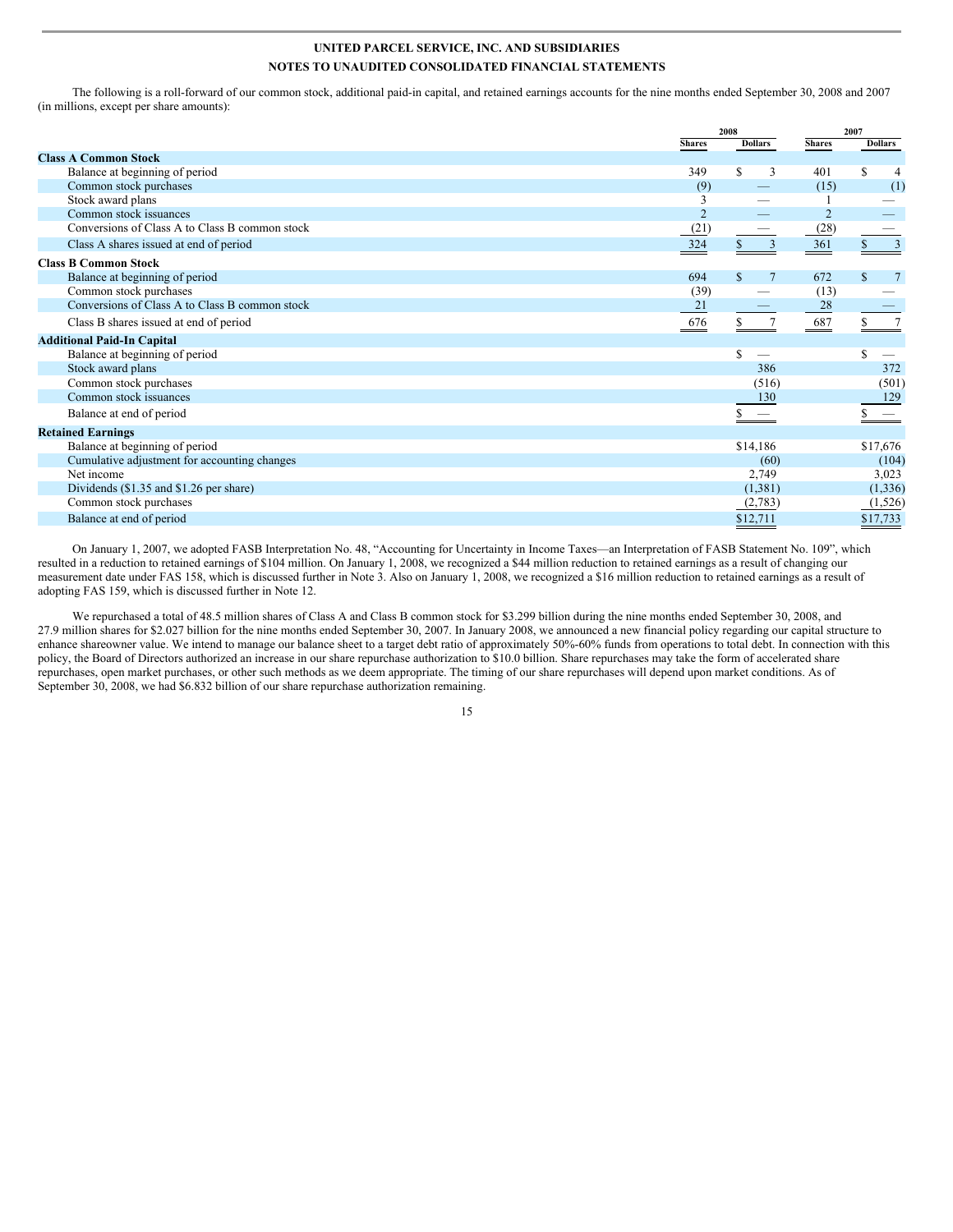UNITED PARCEL SERVICE, INC. AND SUBSIDIARIES

NOTES TO UNAUDITED CONSOLIDATED FINANCIAL STATEMENTS

The following is a roll-forward of our common stock, additional paid-in capital, and retained earnings accounts for the nine months ended September 30, 2008 and 2007 (in millions, except per share amounts):

| | 2008 | | 2007 | |
|---|---|---|---|---|
| | Shares | Dollars | Shares | Dollars |
| **Class A Common Stock** | | | | |
| Balance at beginning of period | 349 | $ 3 | 401 | $ 4 |
| Common stock purchases | (9) | — | (15) | (1) |
| Stock award plans | 3 | — | 1 | — |
| Common stock issuances | 2 | — | 2 | — |
| Conversions of Class A to Class B common stock | (21) | — | (28) | — |
| Class A shares issued at end of period | 324 | $ 3 | 361 | $ 3 |
| **Class B Common Stock** | | | | |
| Balance at beginning of period | 694 | $ 7 | 672 | $ 7 |
| Common stock purchases | (39) | — | (13) | — |
| Conversions of Class A to Class B common stock | 21 | — | 28 | — |
| Class B shares issued at end of period | 676 | $ 7 | 687 | $ 7 |
| **Additional Paid-In Capital** | | | | |
| Balance at beginning of period | | $ — | | $ — |
| Stock award plans | | 386 | | 372 |
| Common stock purchases | | (516) | | (501) |
| Common stock issuances | | 130 | | 129 |
| Balance at end of period | | $ — | | $ — |
| **Retained Earnings** | | | | |
| Balance at beginning of period | | $14,186 | | $17,676 |
| Cumulative adjustment for accounting changes | | (60) | | (104) |
| Net income | | 2,749 | | 3,023 |
| Dividends ($1.35 and $1.26 per share) | | (1,381) | | (1,336) |
| Common stock purchases | | (2,783) | | (1,526) |
| Balance at end of period | | $12,711 | | $17,733 |

On January 1, 2007, we adopted FASB Interpretation No. 48, "Accounting for Uncertainty in Income Taxes—an Interpretation of FASB Statement No. 109", which resulted in a reduction to retained earnings of $104 million. On January 1, 2008, we recognized a $44 million reduction to retained earnings as a result of changing our measurement date under FAS 158, which is discussed further in Note 3. Also on January 1, 2008, we recognized a $16 million reduction to retained earnings as a result of adopting FAS 159, which is discussed further in Note 12.

We repurchased a total of 48.5 million shares of Class A and Class B common stock for $3.299 billion during the nine months ended September 30, 2008, and 27.9 million shares for $2.027 billion for the nine months ended September 30, 2007. In January 2008, we announced a new financial policy regarding our capital structure to enhance shareowner value. We intend to manage our balance sheet to a target debt ratio of approximately 50%-60% funds from operations to total debt. In connection with this policy, the Board of Directors authorized an increase in our share repurchase authorization to $10.0 billion. Share repurchases may take the form of accelerated share repurchases, open market purchases, or other such methods as we deem appropriate. The timing of our share repurchases will depend upon market conditions. As of September 30, 2008, we had $6.832 billion of our share repurchase authorization remaining.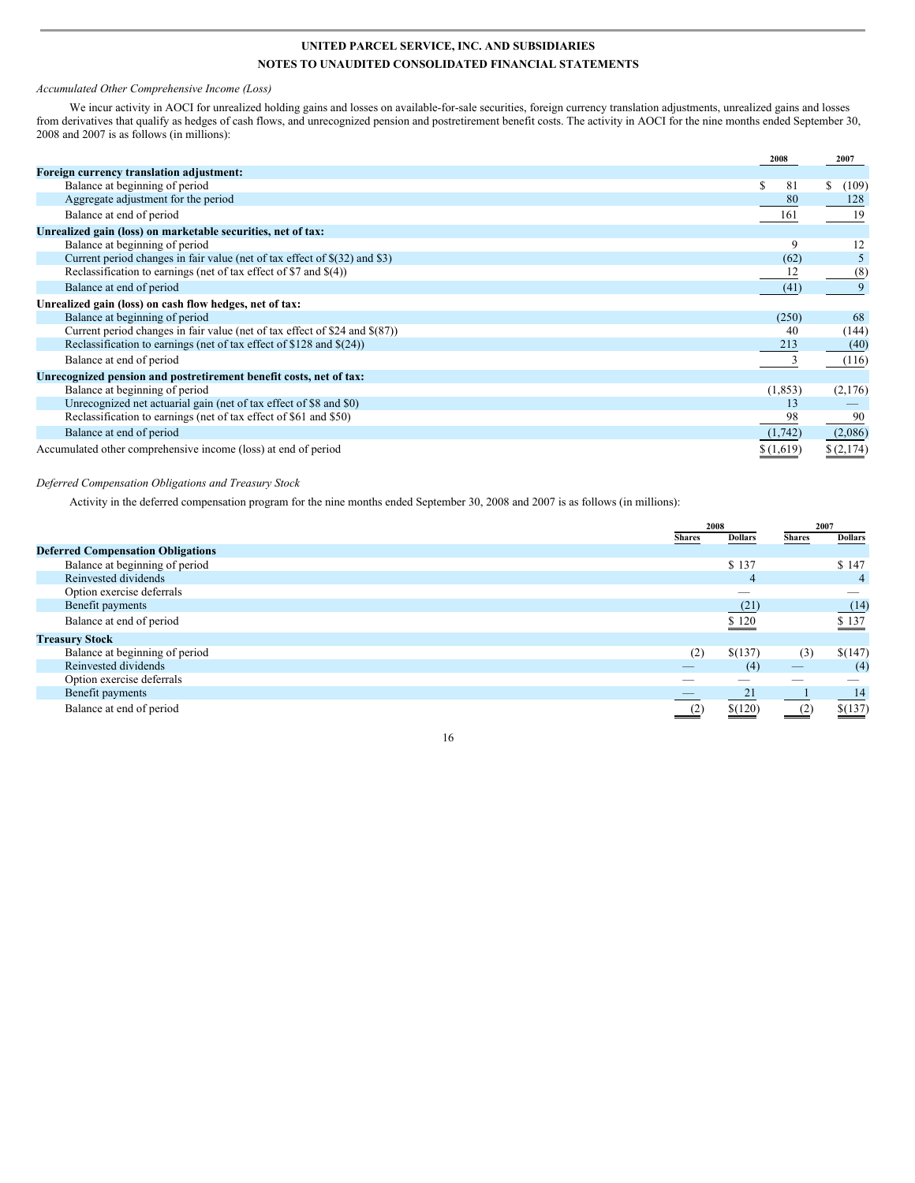UNITED PARCEL SERVICE, INC. AND SUBSIDIARIES

NOTES TO UNAUDITED CONSOLIDATED FINANCIAL STATEMENTS

*Accumulated Other Comprehensive Income (Loss)*

We incur activity in AOCI for unrealized holding gains and losses on available-for-sale securities, foreign currency translation adjustments, unrealized gains and losses from derivatives that qualify as hedges of cash flows, and unrecognized pension and postretirement benefit costs. The activity in AOCI for the nine months ended September 30, 2008 and 2007 is as follows (in millions):

| | 2008 | 2007 |
|---|---|---|
| **Foreign currency translation adjustment:** | | |
| Balance at beginning of period | $ 81 | $ (109) |
| Aggregate adjustment for the period | 80 | 128 |
| Balance at end of period | 161 | 19 |
| **Unrealized gain (loss) on marketable securities, net of tax:** | | |
| Balance at beginning of period | 9 | 12 |
| Current period changes in fair value (net of tax effect of $(32) and $3) | (62) | 5 |
| Reclassification to earnings (net of tax effect of $7 and $(4)) | 12 | (8) |
| Balance at end of period | (41) | 9 |
| **Unrealized gain (loss) on cash flow hedges, net of tax:** | | |
| Balance at beginning of period | (250) | 68 |
| Current period changes in fair value (net of tax effect of $24 and $(87)) | 40 | (144) |
| Reclassification to earnings (net of tax effect of $128 and $(24)) | 213 | (40) |
| Balance at end of period | 3 | (116) |
| **Unrecognized pension and postretirement benefit costs, net of tax:** | | |
| Balance at beginning of period | (1,853) | (2,176) |
| Unrecognized net actuarial gain (net of tax effect of $8 and $0) | 13 | — |
| Reclassification to earnings (net of tax effect of $61 and $50) | 98 | 90 |
| Balance at end of period | (1,742) | (2,086) |
| Accumulated other comprehensive income (loss) at end of period | $ (1,619) | $ (2,174) |

*Deferred Compensation Obligations and Treasury Stock*

Activity in the deferred compensation program for the nine months ended September 30, 2008 and 2007 is as follows (in millions):

| | 2008 | | 2007 | |
|---|---|---|---|---|
| | Shares | Dollars | Shares | Dollars |
| **Deferred Compensation Obligations** | | | | |
| Balance at beginning of period | | $ 137 | | $ 147 |
| Reinvested dividends | | 4 | | 4 |
| Option exercise deferrals | | — | | — |
| Benefit payments | | (21) | | (14) |
| Balance at end of period | | $ 120 | | $ 137 |
| **Treasury Stock** | | | | |
| Balance at beginning of period | (2) | $(137) | (3) | $(147) |
| Reinvested dividends | — | (4) | — | (4) |
| Option exercise deferrals | — | — | — | — |
| Benefit payments | — | 21 | 1 | 14 |
| Balance at end of period | (2) | $(120) | (2) | $(137) |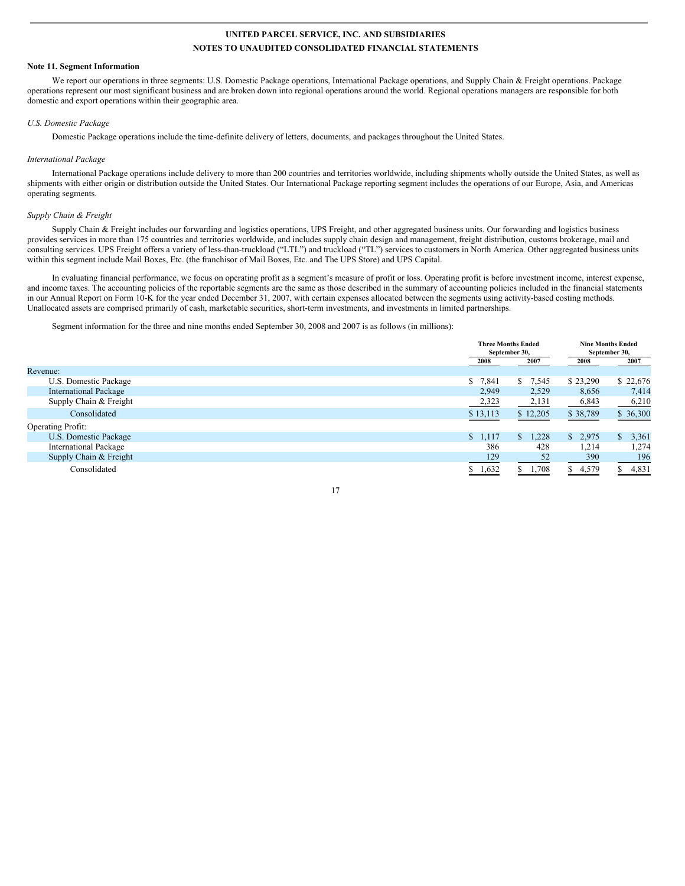UNITED PARCEL SERVICE, INC. AND SUBSIDIARIES

NOTES TO UNAUDITED CONSOLIDATED FINANCIAL STATEMENTS

**Note 11. Segment Information**

We report our operations in three segments: U.S. Domestic Package operations, International Package operations, and Supply Chain & Freight operations. Package operations represent our most significant business and are broken down into regional operations around the world. Regional operations managers are responsible for both domestic and export operations within their geographic area.

*U.S. Domestic Package*

Domestic Package operations include the time-definite delivery of letters, documents, and packages throughout the United States.

*International Package*

International Package operations include delivery to more than 200 countries and territories worldwide, including shipments wholly outside the United States, as well as shipments with either origin or distribution outside the United States. Our International Package reporting segment includes the operations of our Europe, Asia, and Americas operating segments.

*Supply Chain & Freight*

Supply Chain & Freight includes our forwarding and logistics operations, UPS Freight, and other aggregated business units. Our forwarding and logistics business provides services in more than 175 countries and territories worldwide, and includes supply chain design and management, freight distribution, customs brokerage, mail and consulting services. UPS Freight offers a variety of less-than-truckload ("LTL") and truckload ("TL") services to customers in North America. Other aggregated business units within this segment include Mail Boxes, Etc. (the franchisor of Mail Boxes, Etc. and The UPS Store) and UPS Capital.

In evaluating financial performance, we focus on operating profit as a segment's measure of profit or loss. Operating profit is before investment income, interest expense, and income taxes. The accounting policies of the reportable segments are the same as those described in the summary of accounting policies included in the financial statements in our Annual Report on Form 10-K for the year ended December 31, 2007, with certain expenses allocated between the segments using activity-based costing methods. Unallocated assets are comprised primarily of cash, marketable securities, short-term investments, and investments in limited partnerships.

Segment information for the three and nine months ended September 30, 2008 and 2007 is as follows (in millions):

| | Three Months Ended September 30, | | Nine Months Ended September 30, | |
|---|---|---|---|---|
| | 2008 | 2007 | 2008 | 2007 |
| Revenue: | | | | |
| U.S. Domestic Package | $ 7,841 | $ 7,545 | $ 23,290 | $ 22,676 |
| International Package | 2,949 | 2,529 | 8,656 | 7,414 |
| Supply Chain & Freight | 2,323 | 2,131 | 6,843 | 6,210 |
| Consolidated | $ 13,113 | $ 12,205 | $ 38,789 | $ 36,300 |
| Operating Profit: | | | | |
| U.S. Domestic Package | $ 1,117 | $ 1,228 | $ 2,975 | $ 3,361 |
| International Package | 386 | 428 | 1,214 | 1,274 |
| Supply Chain & Freight | 129 | 52 | 390 | 196 |
| Consolidated | $ 1,632 | $ 1,708 | $ 4,579 | $ 4,831 |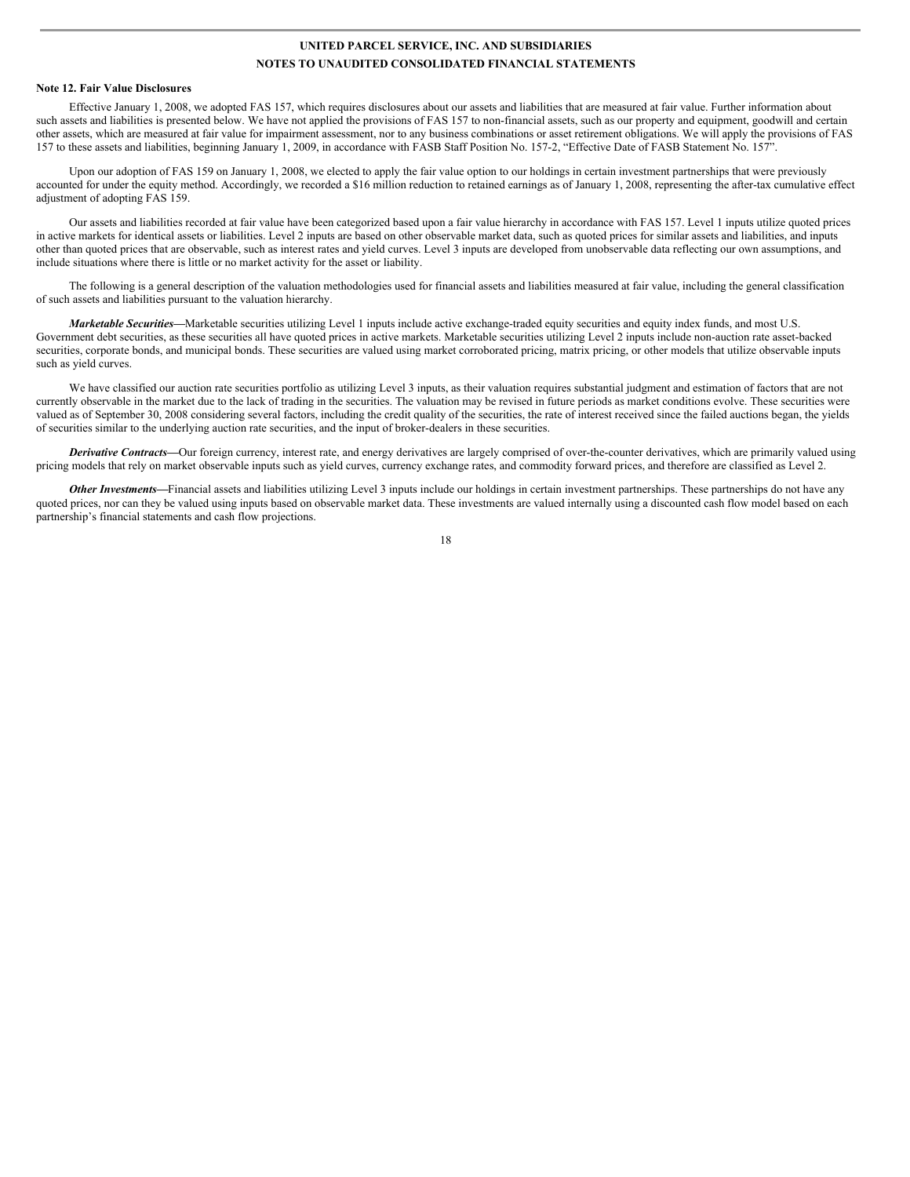**UNITED PARCEL SERVICE, INC. AND SUBSIDIARIES**
**NOTES TO UNAUDITED CONSOLIDATED FINANCIAL STATEMENTS**

**Note 12. Fair Value Disclosures**

Effective January 1, 2008, we adopted FAS 157, which requires disclosures about our assets and liabilities that are measured at fair value. Further information about such assets and liabilities is presented below. We have not applied the provisions of FAS 157 to non-financial assets, such as our property and equipment, goodwill and certain other assets, which are measured at fair value for impairment assessment, nor to any business combinations or asset retirement obligations. We will apply the provisions of FAS 157 to these assets and liabilities, beginning January 1, 2009, in accordance with FASB Staff Position No. 157-2, "Effective Date of FASB Statement No. 157".

Upon our adoption of FAS 159 on January 1, 2008, we elected to apply the fair value option to our holdings in certain investment partnerships that were previously accounted for under the equity method. Accordingly, we recorded a $16 million reduction to retained earnings as of January 1, 2008, representing the after-tax cumulative effect adjustment of adopting FAS 159.

Our assets and liabilities recorded at fair value have been categorized based upon a fair value hierarchy in accordance with FAS 157. Level 1 inputs utilize quoted prices in active markets for identical assets or liabilities. Level 2 inputs are based on other observable market data, such as quoted prices for similar assets and liabilities, and inputs other than quoted prices that are observable, such as interest rates and yield curves. Level 3 inputs are developed from unobservable data reflecting our own assumptions, and include situations where there is little or no market activity for the asset or liability.

The following is a general description of the valuation methodologies used for financial assets and liabilities measured at fair value, including the general classification of such assets and liabilities pursuant to the valuation hierarchy.

***Marketable Securities*****—**Marketable securities utilizing Level 1 inputs include active exchange-traded equity securities and equity index funds, and most U.S. Government debt securities, as these securities all have quoted prices in active markets. Marketable securities utilizing Level 2 inputs include non-auction rate asset-backed securities, corporate bonds, and municipal bonds. These securities are valued using market corroborated pricing, matrix pricing, or other models that utilize observable inputs such as yield curves.

We have classified our auction rate securities portfolio as utilizing Level 3 inputs, as their valuation requires substantial judgment and estimation of factors that are not currently observable in the market due to the lack of trading in the securities. The valuation may be revised in future periods as market conditions evolve. These securities were valued as of September 30, 2008 considering several factors, including the credit quality of the securities, the rate of interest received since the failed auctions began, the yields of securities similar to the underlying auction rate securities, and the input of broker-dealers in these securities.

***Derivative Contracts*****—**Our foreign currency, interest rate, and energy derivatives are largely comprised of over-the-counter derivatives, which are primarily valued using pricing models that rely on market observable inputs such as yield curves, currency exchange rates, and commodity forward prices, and therefore are classified as Level 2.

***Other Investments*****—**Financial assets and liabilities utilizing Level 3 inputs include our holdings in certain investment partnerships. These partnerships do not have any quoted prices, nor can they be valued using inputs based on observable market data. These investments are valued internally using a discounted cash flow model based on each partnership's financial statements and cash flow projections.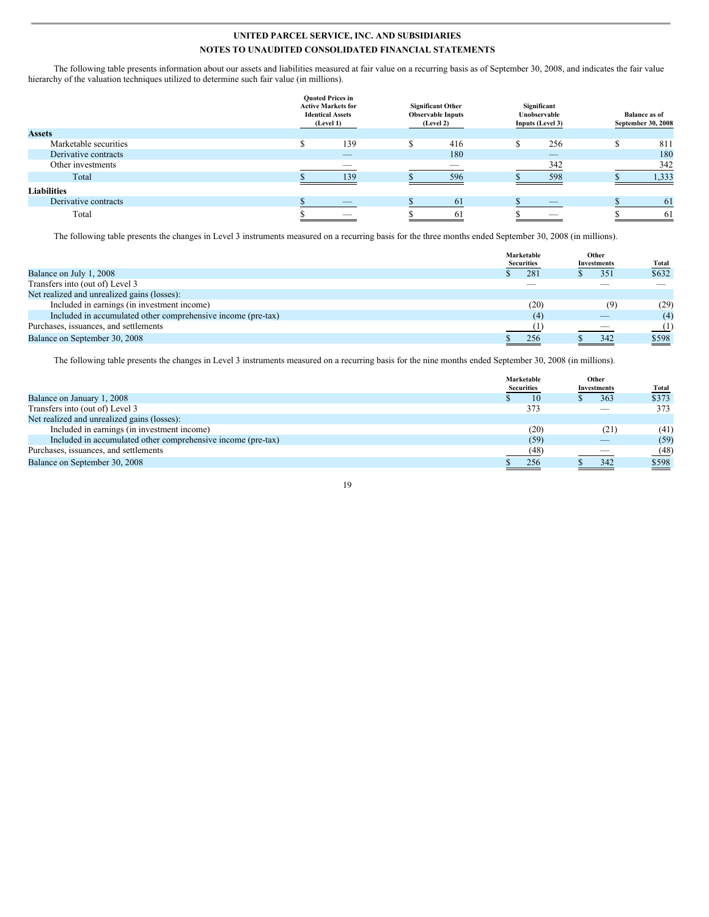**UNITED PARCEL SERVICE, INC. AND SUBSIDIARIES**

**NOTES TO UNAUDITED CONSOLIDATED FINANCIAL STATEMENTS**

The following table presents information about our assets and liabilities measured at fair value on a recurring basis as of September 30, 2008, and indicates the fair value hierarchy of the valuation techniques utilized to determine such fair value (in millions).

| | Quoted Prices in Active Markets for Identical Assets (Level 1) | Significant Other Observable Inputs (Level 2) | Significant Unobservable Inputs (Level 3) | Balance as of September 30, 2008 |
|---|---|---|---|---|
| **Assets** | | | | |
| Marketable securities | $ 139 | $ 416 | $ 256 | $ 811 |
| Derivative contracts | — | 180 | — | 180 |
| Other investments | — | — | 342 | 342 |
| Total | $ 139 | $ 596 | $ 598 | $ 1,333 |
| **Liabilities** | | | | |
| Derivative contracts | $ — | $ 61 | $ — | $ 61 |
| Total | $ — | $ 61 | $ — | $ 61 |

The following table presents the changes in Level 3 instruments measured on a recurring basis for the three months ended September 30, 2008 (in millions).

| | Marketable Securities | Other Investments | Total |
|---|---|---|---|
| Balance on July 1, 2008 | $ 281 | $ 351 | $632 |
| Transfers into (out of) Level 3 | — | — | — |
| Net realized and unrealized gains (losses): | | | |
| Included in earnings (in investment income) | (20) | (9) | (29) |
| Included in accumulated other comprehensive income (pre-tax) | (4) | — | (4) |
| Purchases, issuances, and settlements | (1) | — | (1) |
| Balance on September 30, 2008 | $ 256 | $ 342 | $598 |

The following table presents the changes in Level 3 instruments measured on a recurring basis for the nine months ended September 30, 2008 (in millions).

| | Marketable Securities | Other Investments | Total |
|---|---|---|---|
| Balance on January 1, 2008 | $ 10 | $ 363 | $373 |
| Transfers into (out of) Level 3 | 373 | — | 373 |
| Net realized and unrealized gains (losses): | | | |
| Included in earnings (in investment income) | (20) | (21) | (41) |
| Included in accumulated other comprehensive income (pre-tax) | (59) | — | (59) |
| Purchases, issuances, and settlements | (48) | — | (48) |
| Balance on September 30, 2008 | $ 256 | $ 342 | $598 |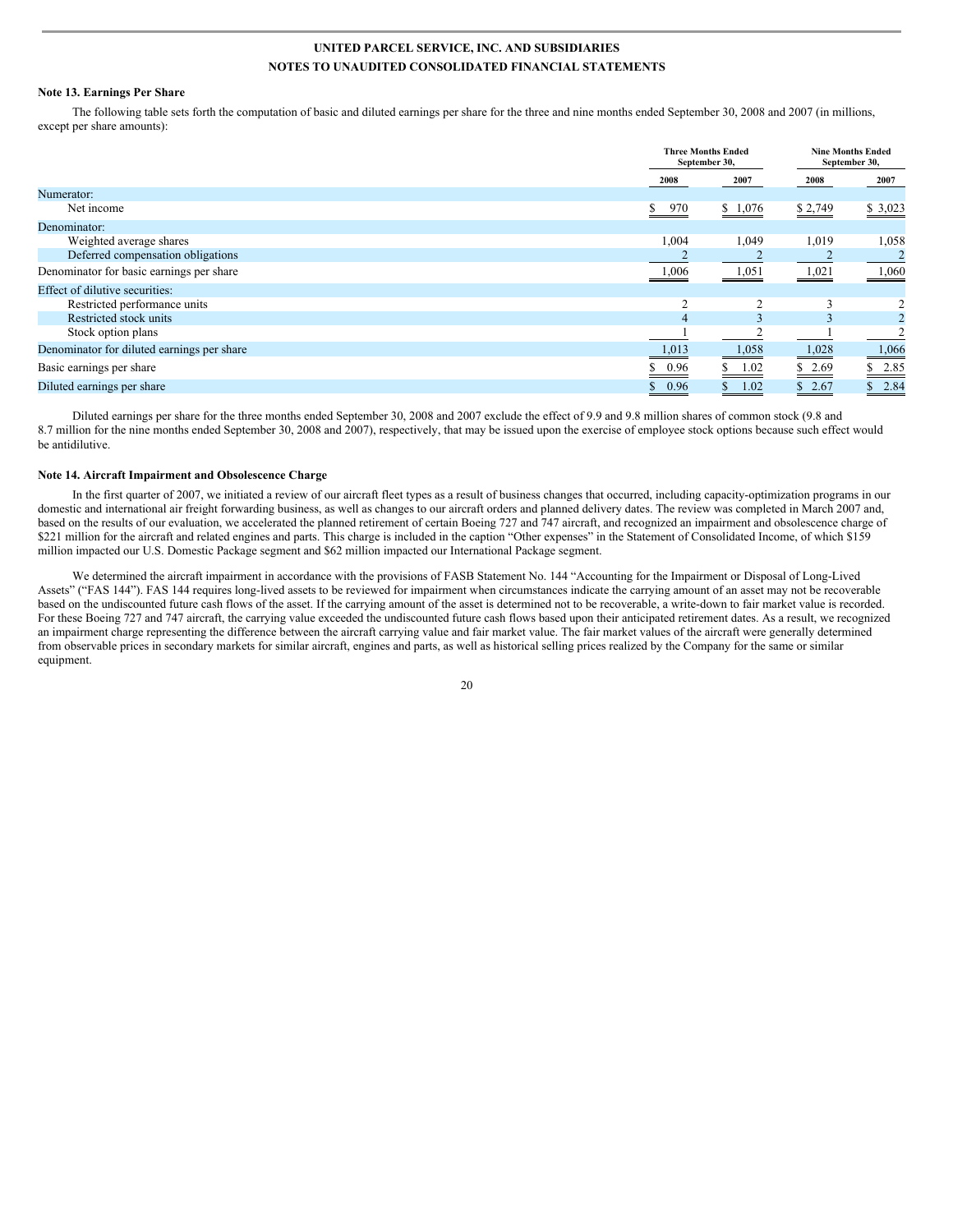**UNITED PARCEL SERVICE, INC. AND SUBSIDIARIES**

**NOTES TO UNAUDITED CONSOLIDATED FINANCIAL STATEMENTS**

### Note 13. Earnings Per Share

The following table sets forth the computation of basic and diluted earnings per share for the three and nine months ended September 30, 2008 and 2007 (in millions, except per share amounts):

| | Three Months Ended September 30, | | Nine Months Ended September 30, | |
|---|---|---|---|---|
| | 2008 | 2007 | 2008 | 2007 |
| Numerator: | | | | |
| Net income | $ 970 | $ 1,076 | $ 2,749 | $ 3,023 |
| Denominator: | | | | |
| Weighted average shares | 1,004 | 1,049 | 1,019 | 1,058 |
| Deferred compensation obligations | 2 | 2 | 2 | 2 |
| Denominator for basic earnings per share | 1,006 | 1,051 | 1,021 | 1,060 |
| Effect of dilutive securities: | | | | |
| Restricted performance units | 2 | 2 | 3 | 2 |
| Restricted stock units | 4 | 3 | 3 | 2 |
| Stock option plans | 1 | 2 | 1 | 2 |
| Denominator for diluted earnings per share | 1,013 | 1,058 | 1,028 | 1,066 |
| Basic earnings per share | $ 0.96 | $ 1.02 | $ 2.69 | $ 2.85 |
| Diluted earnings per share | $ 0.96 | $ 1.02 | $ 2.67 | $ 2.84 |

Diluted earnings per share for the three months ended September 30, 2008 and 2007 exclude the effect of 9.9 and 9.8 million shares of common stock (9.8 and 8.7 million for the nine months ended September 30, 2008 and 2007), respectively, that may be issued upon the exercise of employee stock options because such effect would be antidilutive.

### Note 14. Aircraft Impairment and Obsolescence Charge

In the first quarter of 2007, we initiated a review of our aircraft fleet types as a result of business changes that occurred, including capacity-optimization programs in our domestic and international air freight forwarding business, as well as changes to our aircraft orders and planned delivery dates. The review was completed in March 2007 and, based on the results of our evaluation, we accelerated the planned retirement of certain Boeing 727 and 747 aircraft, and recognized an impairment and obsolescence charge of $221 million for the aircraft and related engines and parts. This charge is included in the caption "Other expenses" in the Statement of Consolidated Income, of which $159 million impacted our U.S. Domestic Package segment and $62 million impacted our International Package segment.

We determined the aircraft impairment in accordance with the provisions of FASB Statement No. 144 "Accounting for the Impairment or Disposal of Long-Lived Assets" ("FAS 144"). FAS 144 requires long-lived assets to be reviewed for impairment when circumstances indicate the carrying amount of an asset may not be recoverable based on the undiscounted future cash flows of the asset. If the carrying amount of the asset is determined not to be recoverable, a write-down to fair market value is recorded. For these Boeing 727 and 747 aircraft, the carrying value exceeded the undiscounted future cash flows based upon their anticipated retirement dates. As a result, we recognized an impairment charge representing the difference between the aircraft carrying value and fair market value. The fair market values of the aircraft were generally determined from observable prices in secondary markets for similar aircraft, engines and parts, as well as historical selling prices realized by the Company for the same or similar equipment.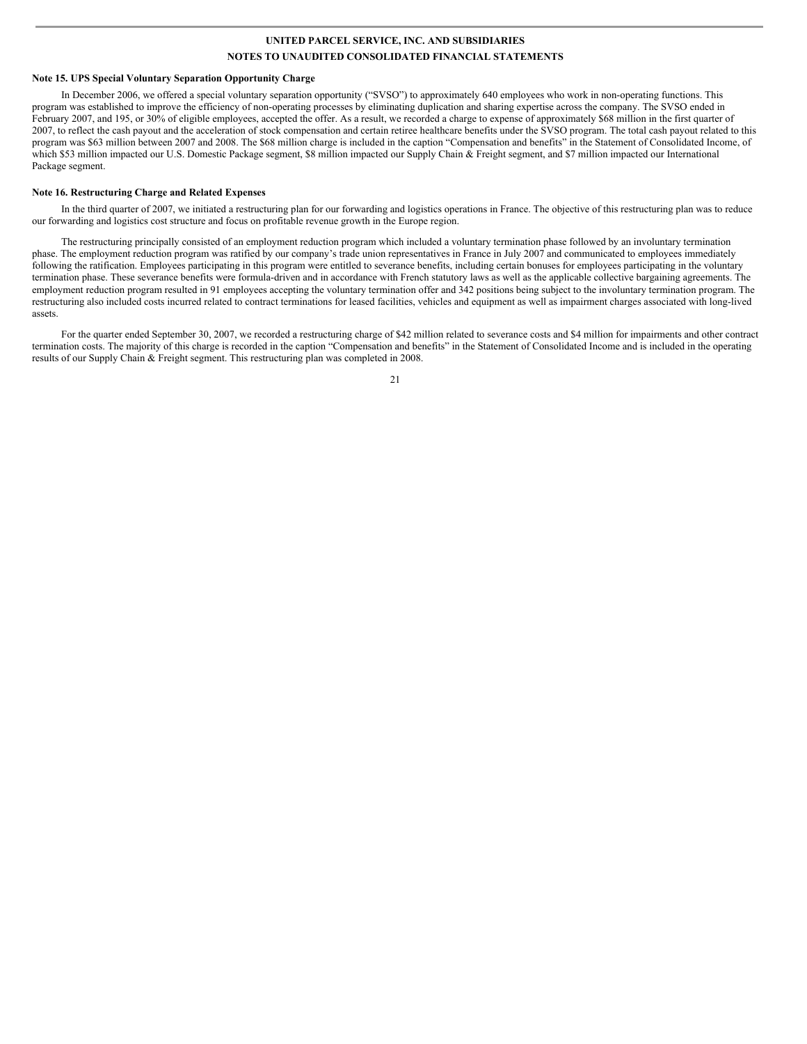UNITED PARCEL SERVICE, INC. AND SUBSIDIARIES

NOTES TO UNAUDITED CONSOLIDATED FINANCIAL STATEMENTS

**Note 15. UPS Special Voluntary Separation Opportunity Charge**

In December 2006, we offered a special voluntary separation opportunity ("SVSO") to approximately 640 employees who work in non-operating functions. This program was established to improve the efficiency of non-operating processes by eliminating duplication and sharing expertise across the company. The SVSO ended in February 2007, and 195, or 30% of eligible employees, accepted the offer. As a result, we recorded a charge to expense of approximately $68 million in the first quarter of 2007, to reflect the cash payout and the acceleration of stock compensation and certain retiree healthcare benefits under the SVSO program. The total cash payout related to this program was $63 million between 2007 and 2008. The $68 million charge is included in the caption "Compensation and benefits" in the Statement of Consolidated Income, of which $53 million impacted our U.S. Domestic Package segment, $8 million impacted our Supply Chain & Freight segment, and $7 million impacted our International Package segment.

**Note 16. Restructuring Charge and Related Expenses**

In the third quarter of 2007, we initiated a restructuring plan for our forwarding and logistics operations in France. The objective of this restructuring plan was to reduce our forwarding and logistics cost structure and focus on profitable revenue growth in the Europe region.

The restructuring principally consisted of an employment reduction program which included a voluntary termination phase followed by an involuntary termination phase. The employment reduction program was ratified by our company's trade union representatives in France in July 2007 and communicated to employees immediately following the ratification. Employees participating in this program were entitled to severance benefits, including certain bonuses for employees participating in the voluntary termination phase. These severance benefits were formula-driven and in accordance with French statutory laws as well as the applicable collective bargaining agreements. The employment reduction program resulted in 91 employees accepting the voluntary termination offer and 342 positions being subject to the involuntary termination program. The restructuring also included costs incurred related to contract terminations for leased facilities, vehicles and equipment as well as impairment charges associated with long-lived assets.

For the quarter ended September 30, 2007, we recorded a restructuring charge of $42 million related to severance costs and $4 million for impairments and other contract termination costs. The majority of this charge is recorded in the caption "Compensation and benefits" in the Statement of Consolidated Income and is included in the operating results of our Supply Chain & Freight segment. This restructuring plan was completed in 2008.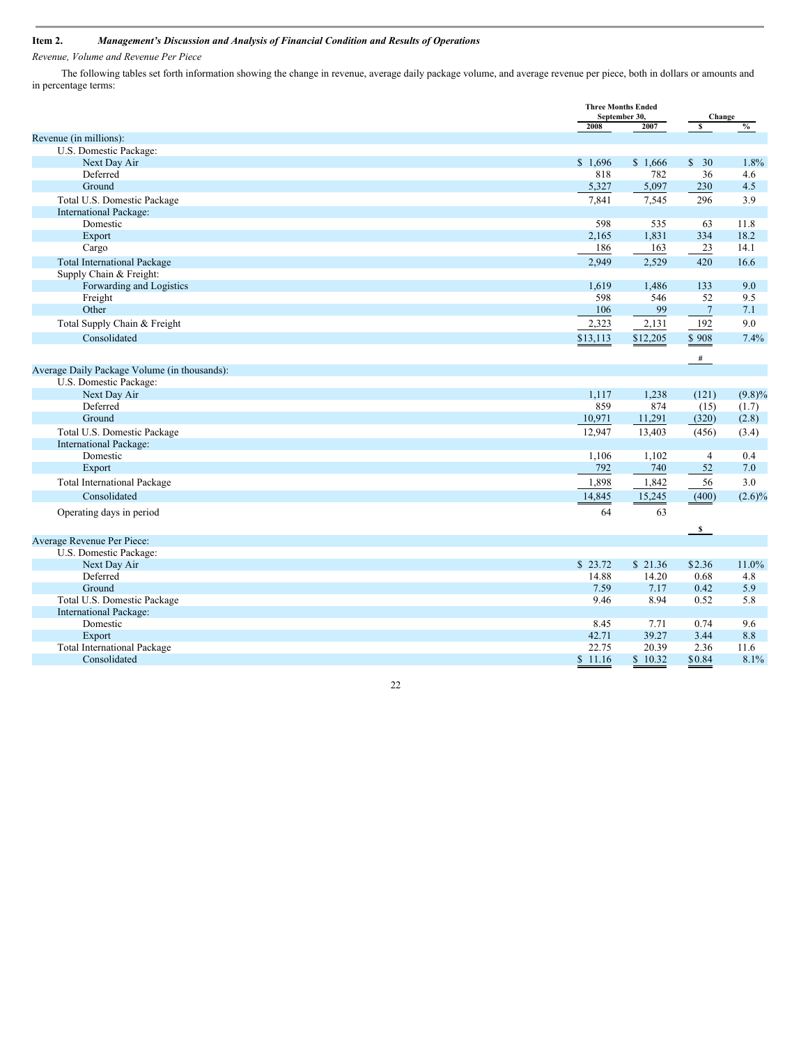## Item 2. *Management's Discussion and Analysis of Financial Condition and Results of Operations*

*Revenue, Volume and Revenue Per Piece*

The following tables set forth information showing the change in revenue, average daily package volume, and average revenue per piece, both in dollars or amounts and in percentage terms:

| | Three Months Ended September 30, | | Change | |
|---|---|---|---|---|
| | 2008 | 2007 | $ | % |
| **Revenue (in millions):** | | | | |
| U.S. Domestic Package: | | | | |
| Next Day Air | $ 1,696 | $ 1,666 | $ 30 | 1.8% |
| Deferred | 818 | 782 | 36 | 4.6 |
| Ground | 5,327 | 5,097 | 230 | 4.5 |
| Total U.S. Domestic Package | 7,841 | 7,545 | 296 | 3.9 |
| International Package: | | | | |
| Domestic | 598 | 535 | 63 | 11.8 |
| Export | 2,165 | 1,831 | 334 | 18.2 |
| Cargo | 186 | 163 | 23 | 14.1 |
| Total International Package | 2,949 | 2,529 | 420 | 16.6 |
| Supply Chain & Freight: | | | | |
| Forwarding and Logistics | 1,619 | 1,486 | 133 | 9.0 |
| Freight | 598 | 546 | 52 | 9.5 |
| Other | 106 | 99 | 7 | 7.1 |
| Total Supply Chain & Freight | 2,323 | 2,131 | 192 | 9.0 |
| Consolidated | $13,113 | $12,205 | $ 908 | 7.4% |
| | | | # | |
| **Average Daily Package Volume (in thousands):** | | | | |
| U.S. Domestic Package: | | | | |
| Next Day Air | 1,117 | 1,238 | (121) | (9.8)% |
| Deferred | 859 | 874 | (15) | (1.7) |
| Ground | 10,971 | 11,291 | (320) | (2.8) |
| Total U.S. Domestic Package | 12,947 | 13,403 | (456) | (3.4) |
| International Package: | | | | |
| Domestic | 1,106 | 1,102 | 4 | 0.4 |
| Export | 792 | 740 | 52 | 7.0 |
| Total International Package | 1,898 | 1,842 | 56 | 3.0 |
| Consolidated | 14,845 | 15,245 | (400) | (2.6)% |
| Operating days in period | 64 | 63 | | |
| | | | $ | |
| **Average Revenue Per Piece:** | | | | |
| U.S. Domestic Package: | | | | |
| Next Day Air | $ 23.72 | $ 21.36 | $2.36 | 11.0% |
| Deferred | 14.88 | 14.20 | 0.68 | 4.8 |
| Ground | 7.59 | 7.17 | 0.42 | 5.9 |
| Total U.S. Domestic Package | 9.46 | 8.94 | 0.52 | 5.8 |
| International Package: | | | | |
| Domestic | 8.45 | 7.71 | 0.74 | 9.6 |
| Export | 42.71 | 39.27 | 3.44 | 8.8 |
| Total International Package | 22.75 | 20.39 | 2.36 | 11.6 |
| Consolidated | $ 11.16 | $ 10.32 | $0.84 | 8.1% |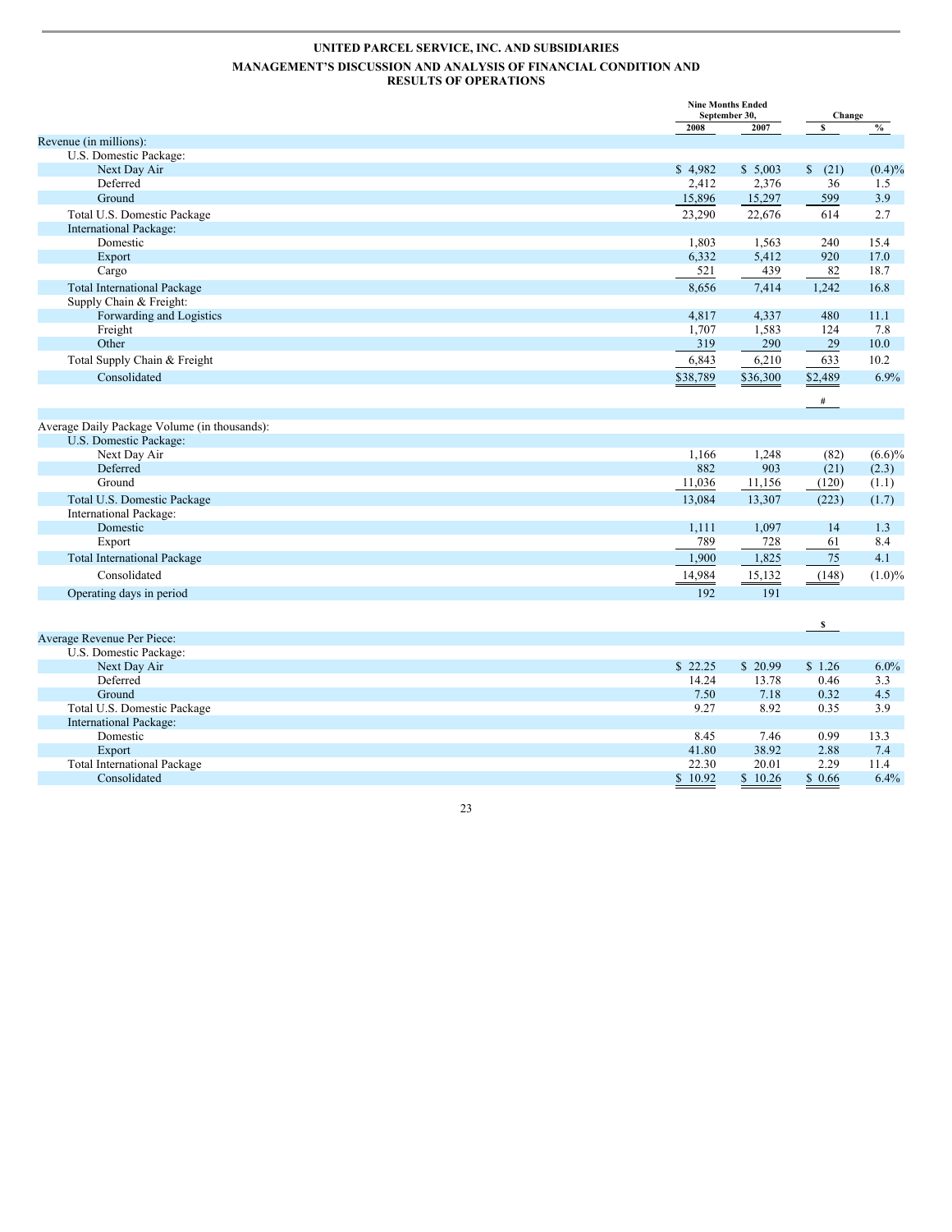# UNITED PARCEL SERVICE, INC. AND SUBSIDIARIES

## MANAGEMENT'S DISCUSSION AND ANALYSIS OF FINANCIAL CONDITION AND RESULTS OF OPERATIONS

| | Nine Months Ended September 30, | | Change | |
|---|---|---|---|---|
| | 2008 | 2007 | $ | % |
| Revenue (in millions): | | | | |
| U.S. Domestic Package: | | | | |
| Next Day Air | $ 4,982 | $ 5,003 | $ (21) | (0.4)% |
| Deferred | 2,412 | 2,376 | 36 | 1.5 |
| Ground | 15,896 | 15,297 | 599 | 3.9 |
| Total U.S. Domestic Package | 23,290 | 22,676 | 614 | 2.7 |
| International Package: | | | | |
| Domestic | 1,803 | 1,563 | 240 | 15.4 |
| Export | 6,332 | 5,412 | 920 | 17.0 |
| Cargo | 521 | 439 | 82 | 18.7 |
| Total International Package | 8,656 | 7,414 | 1,242 | 16.8 |
| Supply Chain & Freight: | | | | |
| Forwarding and Logistics | 4,817 | 4,337 | 480 | 11.1 |
| Freight | 1,707 | 1,583 | 124 | 7.8 |
| Other | 319 | 290 | 29 | 10.0 |
| Total Supply Chain & Freight | 6,843 | 6,210 | 633 | 10.2 |
| Consolidated | $38,789 | $36,300 | $2,489 | 6.9% |
| | | | # | |
| Average Daily Package Volume (in thousands): | | | | |
| U.S. Domestic Package: | | | | |
| Next Day Air | 1,166 | 1,248 | (82) | (6.6)% |
| Deferred | 882 | 903 | (21) | (2.3) |
| Ground | 11,036 | 11,156 | (120) | (1.1) |
| Total U.S. Domestic Package | 13,084 | 13,307 | (223) | (1.7) |
| International Package: | | | | |
| Domestic | 1,111 | 1,097 | 14 | 1.3 |
| Export | 789 | 728 | 61 | 8.4 |
| Total International Package | 1,900 | 1,825 | 75 | 4.1 |
| Consolidated | 14,984 | 15,132 | (148) | (1.0)% |
| Operating days in period | 192 | 191 | | |
| | | | $ | |
| Average Revenue Per Piece: | | | | |
| U.S. Domestic Package: | | | | |
| Next Day Air | $ 22.25 | $ 20.99 | $ 1.26 | 6.0% |
| Deferred | 14.24 | 13.78 | 0.46 | 3.3 |
| Ground | 7.50 | 7.18 | 0.32 | 4.5 |
| Total U.S. Domestic Package | 9.27 | 8.92 | 0.35 | 3.9 |
| International Package: | | | | |
| Domestic | 8.45 | 7.46 | 0.99 | 13.3 |
| Export | 41.80 | 38.92 | 2.88 | 7.4 |
| Total International Package | 22.30 | 20.01 | 2.29 | 11.4 |
| Consolidated | $ 10.92 | $ 10.26 | $ 0.66 | 6.4% |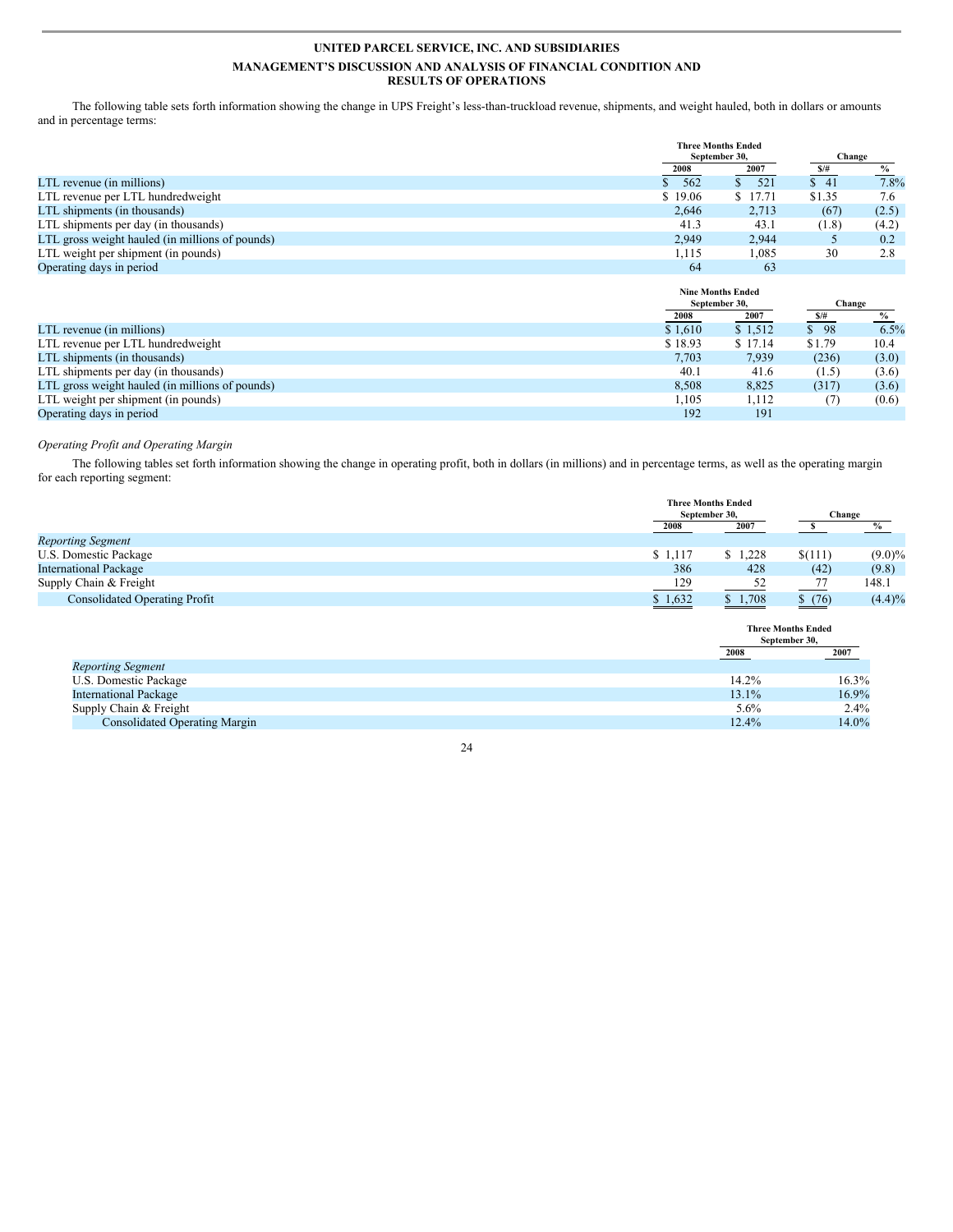**UNITED PARCEL SERVICE, INC. AND SUBSIDIARIES**

**MANAGEMENT'S DISCUSSION AND ANALYSIS OF FINANCIAL CONDITION AND RESULTS OF OPERATIONS**

The following table sets forth information showing the change in UPS Freight's less-than-truckload revenue, shipments, and weight hauled, both in dollars or amounts and in percentage terms:

| | Three Months Ended September 30, | | Change | |
|---|---|---|---|---|
| | 2008 | 2007 | $/# | % |
| LTL revenue (in millions) | $ 562 | $ 521 | $ 41 | 7.8% |
| LTL revenue per LTL hundredweight | $ 19.06 | $ 17.71 | $1.35 | 7.6 |
| LTL shipments (in thousands) | 2,646 | 2,713 | (67) | (2.5) |
| LTL shipments per day (in thousands) | 41.3 | 43.1 | (1.8) | (4.2) |
| LTL gross weight hauled (in millions of pounds) | 2,949 | 2,944 | 5 | 0.2 |
| LTL weight per shipment (in pounds) | 1,115 | 1,085 | 30 | 2.8 |
| Operating days in period | 64 | 63 | | |

| | Nine Months Ended September 30, | | Change | |
|---|---|---|---|---|
| | 2008 | 2007 | $/# | % |
| LTL revenue (in millions) | $ 1,610 | $ 1,512 | $ 98 | 6.5% |
| LTL revenue per LTL hundredweight | $ 18.93 | $ 17.14 | $1.79 | 10.4 |
| LTL shipments (in thousands) | 7,703 | 7,939 | (236) | (3.0) |
| LTL shipments per day (in thousands) | 40.1 | 41.6 | (1.5) | (3.6) |
| LTL gross weight hauled (in millions of pounds) | 8,508 | 8,825 | (317) | (3.6) |
| LTL weight per shipment (in pounds) | 1,105 | 1,112 | (7) | (0.6) |
| Operating days in period | 192 | 191 | | |

*Operating Profit and Operating Margin*

The following tables set forth information showing the change in operating profit, both in dollars (in millions) and in percentage terms, as well as the operating margin for each reporting segment:

| | Three Months Ended September 30, | | Change | |
|---|---|---|---|---|
| | 2008 | 2007 | $ | % |
| *Reporting Segment* | | | | |
| U.S. Domestic Package | $ 1,117 | $ 1,228 | $(111) | (9.0)% |
| International Package | 386 | 428 | (42) | (9.8) |
| Supply Chain & Freight | 129 | 52 | 77 | 148.1 |
| Consolidated Operating Profit | $ 1,632 | $ 1,708 | $ (76) | (4.4)% |

| | Three Months Ended September 30, | |
|---|---|---|
| | 2008 | 2007 |
| *Reporting Segment* | | |
| U.S. Domestic Package | 14.2% | 16.3% |
| International Package | 13.1% | 16.9% |
| Supply Chain & Freight | 5.6% | 2.4% |
| Consolidated Operating Margin | 12.4% | 14.0% |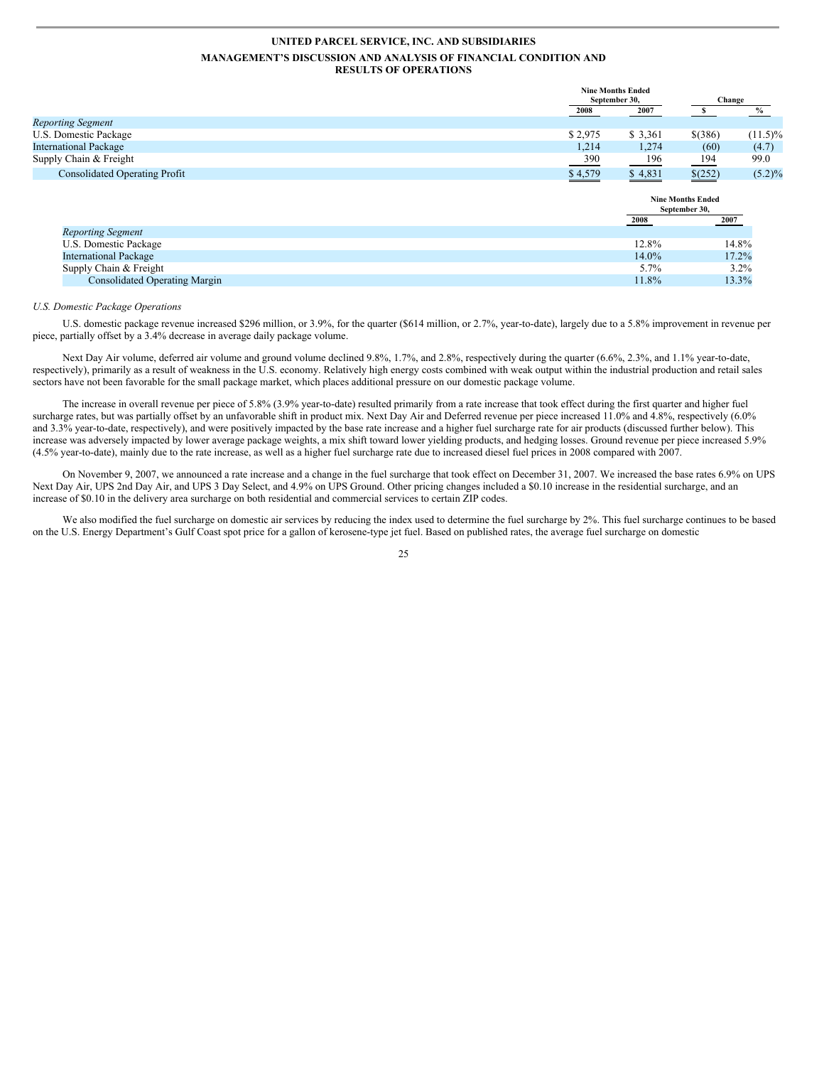| | Nine Months Ended September 30, | | Change | |
|---|---|---|---|---|
| | 2008 | 2007 | $ | % |
| *Reporting Segment* | | | | |
| U.S. Domestic Package | $ 2,975 | $ 3,361 | $(386) | (11.5)% |
| International Package | 1,214 | 1,274 | (60) | (4.7) |
| Supply Chain & Freight | 390 | 196 | 194 | 99.0 |
| Consolidated Operating Profit | $ 4,579 | $ 4,831 | $(252) | (5.2)% |

| | Nine Months Ended September 30, | |
|---|---|---|
| | 2008 | 2007 |
| *Reporting Segment* | | |
| U.S. Domestic Package | 12.8% | 14.8% |
| International Package | 14.0% | 17.2% |
| Supply Chain & Freight | 5.7% | 3.2% |
| Consolidated Operating Margin | 11.8% | 13.3% |

*U.S. Domestic Package Operations*

U.S. domestic package revenue increased $296 million, or 3.9%, for the quarter ($614 million, or 2.7%, year-to-date), largely due to a 5.8% improvement in revenue per piece, partially offset by a 3.4% decrease in average daily package volume.

Next Day Air volume, deferred air volume and ground volume declined 9.8%, 1.7%, and 2.8%, respectively during the quarter (6.6%, 2.3%, and 1.1% year-to-date, respectively), primarily as a result of weakness in the U.S. economy. Relatively high energy costs combined with weak output within the industrial production and retail sales sectors have not been favorable for the small package market, which places additional pressure on our domestic package volume.

The increase in overall revenue per piece of 5.8% (3.9% year-to-date) resulted primarily from a rate increase that took effect during the first quarter and higher fuel surcharge rates, but was partially offset by an unfavorable shift in product mix. Next Day Air and Deferred revenue per piece increased 11.0% and 4.8%, respectively (6.0% and 3.3% year-to-date, respectively), and were positively impacted by the base rate increase and a higher fuel surcharge rate for air products (discussed further below). This increase was adversely impacted by lower average package weights, a mix shift toward lower yielding products, and hedging losses. Ground revenue per piece increased 5.9% (4.5% year-to-date), mainly due to the rate increase, as well as a higher fuel surcharge rate due to increased diesel fuel prices in 2008 compared with 2007.

On November 9, 2007, we announced a rate increase and a change in the fuel surcharge that took effect on December 31, 2007. We increased the base rates 6.9% on UPS Next Day Air, UPS 2nd Day Air, and UPS 3 Day Select, and 4.9% on UPS Ground. Other pricing changes included a $0.10 increase in the residential surcharge, and an increase of $0.10 in the delivery area surcharge on both residential and commercial services to certain ZIP codes.

We also modified the fuel surcharge on domestic air services by reducing the index used to determine the fuel surcharge by 2%. This fuel surcharge continues to be based on the U.S. Energy Department's Gulf Coast spot price for a gallon of kerosene-type jet fuel. Based on published rates, the average fuel surcharge on domestic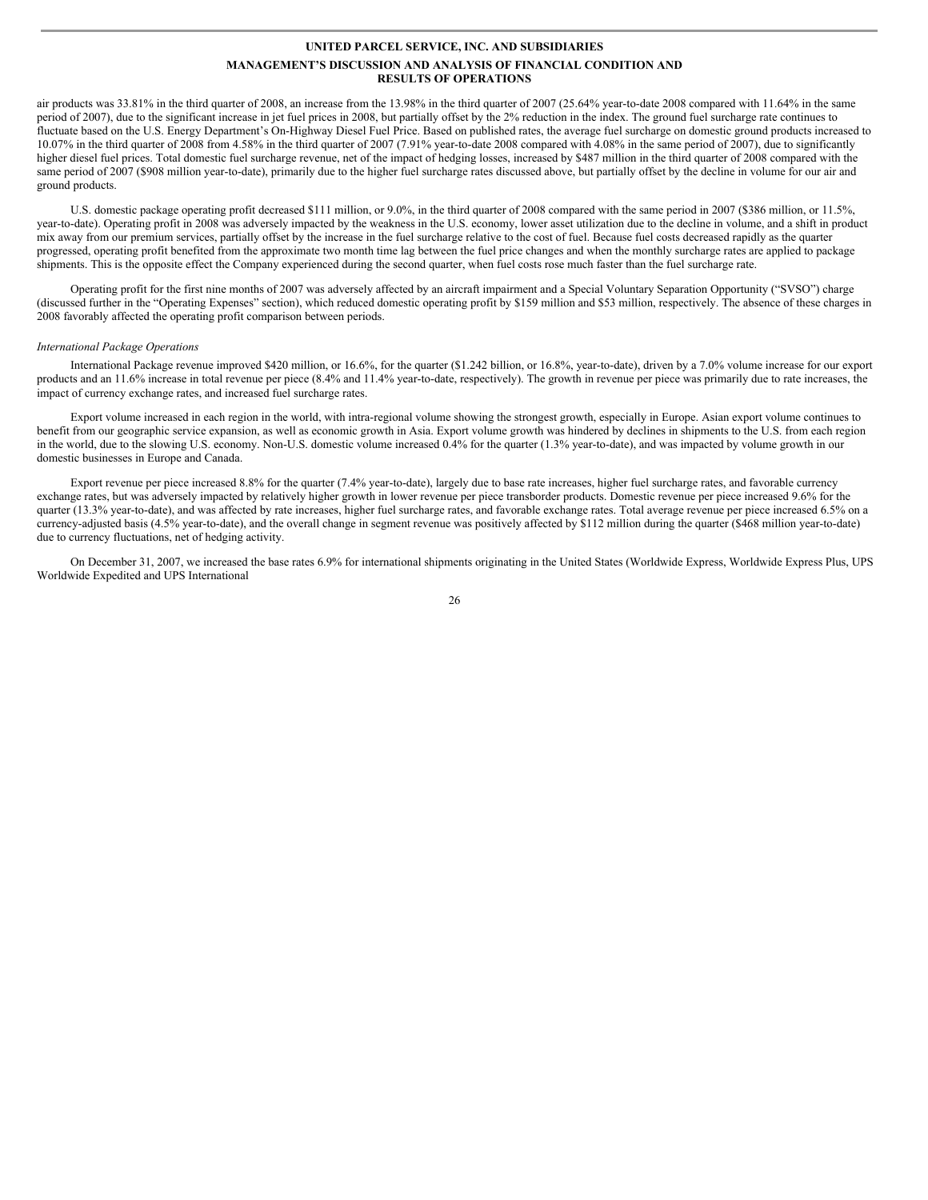air products was 33.81% in the third quarter of 2008, an increase from the 13.98% in the third quarter of 2007 (25.64% year-to-date 2008 compared with 11.64% in the same period of 2007), due to the significant increase in jet fuel prices in 2008, but partially offset by the 2% reduction in the index. The ground fuel surcharge rate continues to fluctuate based on the U.S. Energy Department's On-Highway Diesel Fuel Price. Based on published rates, the average fuel surcharge on domestic ground products increased to 10.07% in the third quarter of 2008 from 4.58% in the third quarter of 2007 (7.91% year-to-date 2008 compared with 4.08% in the same period of 2007), due to significantly higher diesel fuel prices. Total domestic fuel surcharge revenue, net of the impact of hedging losses, increased by $487 million in the third quarter of 2008 compared with the same period of 2007 ($908 million year-to-date), primarily due to the higher fuel surcharge rates discussed above, but partially offset by the decline in volume for our air and ground products.

U.S. domestic package operating profit decreased $111 million, or 9.0%, in the third quarter of 2008 compared with the same period in 2007 ($386 million, or 11.5%, year-to-date). Operating profit in 2008 was adversely impacted by the weakness in the U.S. economy, lower asset utilization due to the decline in volume, and a shift in product mix away from our premium services, partially offset by the increase in the fuel surcharge relative to the cost of fuel. Because fuel costs decreased rapidly as the quarter progressed, operating profit benefited from the approximate two month time lag between the fuel price changes and when the monthly surcharge rates are applied to package shipments. This is the opposite effect the Company experienced during the second quarter, when fuel costs rose much faster than the fuel surcharge rate.

Operating profit for the first nine months of 2007 was adversely affected by an aircraft impairment and a Special Voluntary Separation Opportunity ("SVSO") charge (discussed further in the "Operating Expenses" section), which reduced domestic operating profit by $159 million and $53 million, respectively. The absence of these charges in 2008 favorably affected the operating profit comparison between periods.

*International Package Operations*

International Package revenue improved $420 million, or 16.6%, for the quarter ($1.242 billion, or 16.8%, year-to-date), driven by a 7.0% volume increase for our export products and an 11.6% increase in total revenue per piece (8.4% and 11.4% year-to-date, respectively). The growth in revenue per piece was primarily due to rate increases, the impact of currency exchange rates, and increased fuel surcharge rates.

Export volume increased in each region in the world, with intra-regional volume showing the strongest growth, especially in Europe. Asian export volume continues to benefit from our geographic service expansion, as well as economic growth in Asia. Export volume growth was hindered by declines in shipments to the U.S. from each region in the world, due to the slowing U.S. economy. Non-U.S. domestic volume increased 0.4% for the quarter (1.3% year-to-date), and was impacted by volume growth in our domestic businesses in Europe and Canada.

Export revenue per piece increased 8.8% for the quarter (7.4% year-to-date), largely due to base rate increases, higher fuel surcharge rates, and favorable currency exchange rates, but was adversely impacted by relatively higher growth in lower revenue per piece transborder products. Domestic revenue per piece increased 9.6% for the quarter (13.3% year-to-date), and was affected by rate increases, higher fuel surcharge rates, and favorable exchange rates. Total average revenue per piece increased 6.5% on a currency-adjusted basis (4.5% year-to-date), and the overall change in segment revenue was positively affected by $112 million during the quarter ($468 million year-to-date) due to currency fluctuations, net of hedging activity.

On December 31, 2007, we increased the base rates 6.9% for international shipments originating in the United States (Worldwide Express, Worldwide Express Plus, UPS Worldwide Expedited and UPS International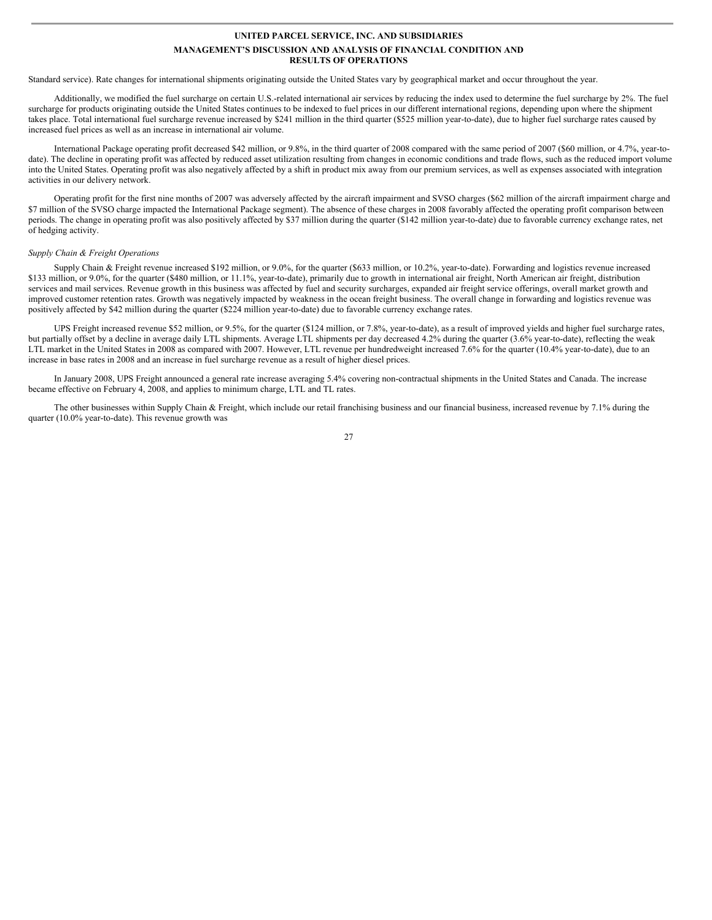Standard service). Rate changes for international shipments originating outside the United States vary by geographical market and occur throughout the year.

Additionally, we modified the fuel surcharge on certain U.S.-related international air services by reducing the index used to determine the fuel surcharge by 2%. The fuel surcharge for products originating outside the United States continues to be indexed to fuel prices in our different international regions, depending upon where the shipment takes place. Total international fuel surcharge revenue increased by $241 million in the third quarter ($525 million year-to-date), due to higher fuel surcharge rates caused by increased fuel prices as well as an increase in international air volume.

International Package operating profit decreased $42 million, or 9.8%, in the third quarter of 2008 compared with the same period of 2007 ($60 million, or 4.7%, year-to-date). The decline in operating profit was affected by reduced asset utilization resulting from changes in economic conditions and trade flows, such as the reduced import volume into the United States. Operating profit was also negatively affected by a shift in product mix away from our premium services, as well as expenses associated with integration activities in our delivery network.

Operating profit for the first nine months of 2007 was adversely affected by the aircraft impairment and SVSO charges ($62 million of the aircraft impairment charge and $7 million of the SVSO charge impacted the International Package segment). The absence of these charges in 2008 favorably affected the operating profit comparison between periods. The change in operating profit was also positively affected by $37 million during the quarter ($142 million year-to-date) due to favorable currency exchange rates, net of hedging activity.

*Supply Chain & Freight Operations*

Supply Chain & Freight revenue increased $192 million, or 9.0%, for the quarter ($633 million, or 10.2%, year-to-date). Forwarding and logistics revenue increased $133 million, or 9.0%, for the quarter ($480 million, or 11.1%, year-to-date), primarily due to growth in international air freight, North American air freight, distribution services and mail services. Revenue growth in this business was affected by fuel and security surcharges, expanded air freight service offerings, overall market growth and improved customer retention rates. Growth was negatively impacted by weakness in the ocean freight business. The overall change in forwarding and logistics revenue was positively affected by $42 million during the quarter ($224 million year-to-date) due to favorable currency exchange rates.

UPS Freight increased revenue $52 million, or 9.5%, for the quarter ($124 million, or 7.8%, year-to-date), as a result of improved yields and higher fuel surcharge rates, but partially offset by a decline in average daily LTL shipments. Average LTL shipments per day decreased 4.2% during the quarter (3.6% year-to-date), reflecting the weak LTL market in the United States in 2008 as compared with 2007. However, LTL revenue per hundredweight increased 7.6% for the quarter (10.4% year-to-date), due to an increase in base rates in 2008 and an increase in fuel surcharge revenue as a result of higher diesel prices.

In January 2008, UPS Freight announced a general rate increase averaging 5.4% covering non-contractual shipments in the United States and Canada. The increase became effective on February 4, 2008, and applies to minimum charge, LTL and TL rates.

The other businesses within Supply Chain & Freight, which include our retail franchising business and our financial business, increased revenue by 7.1% during the quarter (10.0% year-to-date). This revenue growth was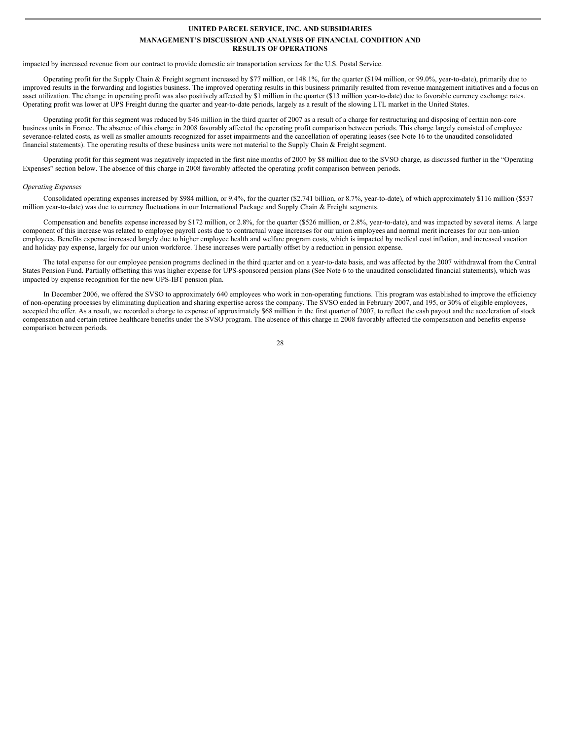impacted by increased revenue from our contract to provide domestic air transportation services for the U.S. Postal Service.

Operating profit for the Supply Chain & Freight segment increased by $77 million, or 148.1%, for the quarter ($194 million, or 99.0%, year-to-date), primarily due to improved results in the forwarding and logistics business. The improved operating results in this business primarily resulted from revenue management initiatives and a focus on asset utilization. The change in operating profit was also positively affected by $1 million in the quarter ($13 million year-to-date) due to favorable currency exchange rates. Operating profit was lower at UPS Freight during the quarter and year-to-date periods, largely as a result of the slowing LTL market in the United States.

Operating profit for this segment was reduced by $46 million in the third quarter of 2007 as a result of a charge for restructuring and disposing of certain non-core business units in France. The absence of this charge in 2008 favorably affected the operating profit comparison between periods. This charge largely consisted of employee severance-related costs, as well as smaller amounts recognized for asset impairments and the cancellation of operating leases (see Note 16 to the unaudited consolidated financial statements). The operating results of these business units were not material to the Supply Chain & Freight segment.

Operating profit for this segment was negatively impacted in the first nine months of 2007 by $8 million due to the SVSO charge, as discussed further in the "Operating Expenses" section below. The absence of this charge in 2008 favorably affected the operating profit comparison between periods.

*Operating Expenses*

Consolidated operating expenses increased by $984 million, or 9.4%, for the quarter ($2.741 billion, or 8.7%, year-to-date), of which approximately $116 million ($537 million year-to-date) was due to currency fluctuations in our International Package and Supply Chain & Freight segments.

Compensation and benefits expense increased by $172 million, or 2.8%, for the quarter ($526 million, or 2.8%, year-to-date), and was impacted by several items. A large component of this increase was related to employee payroll costs due to contractual wage increases for our union employees and normal merit increases for our non-union employees. Benefits expense increased largely due to higher employee health and welfare program costs, which is impacted by medical cost inflation, and increased vacation and holiday pay expense, largely for our union workforce. These increases were partially offset by a reduction in pension expense.

The total expense for our employee pension programs declined in the third quarter and on a year-to-date basis, and was affected by the 2007 withdrawal from the Central States Pension Fund. Partially offsetting this was higher expense for UPS-sponsored pension plans (See Note 6 to the unaudited consolidated financial statements), which was impacted by expense recognition for the new UPS-IBT pension plan.

In December 2006, we offered the SVSO to approximately 640 employees who work in non-operating functions. This program was established to improve the efficiency of non-operating processes by eliminating duplication and sharing expertise across the company. The SVSO ended in February 2007, and 195, or 30% of eligible employees, accepted the offer. As a result, we recorded a charge to expense of approximately $68 million in the first quarter of 2007, to reflect the cash payout and the acceleration of stock compensation and certain retiree healthcare benefits under the SVSO program. The absence of this charge in 2008 favorably affected the compensation and benefits expense comparison between periods.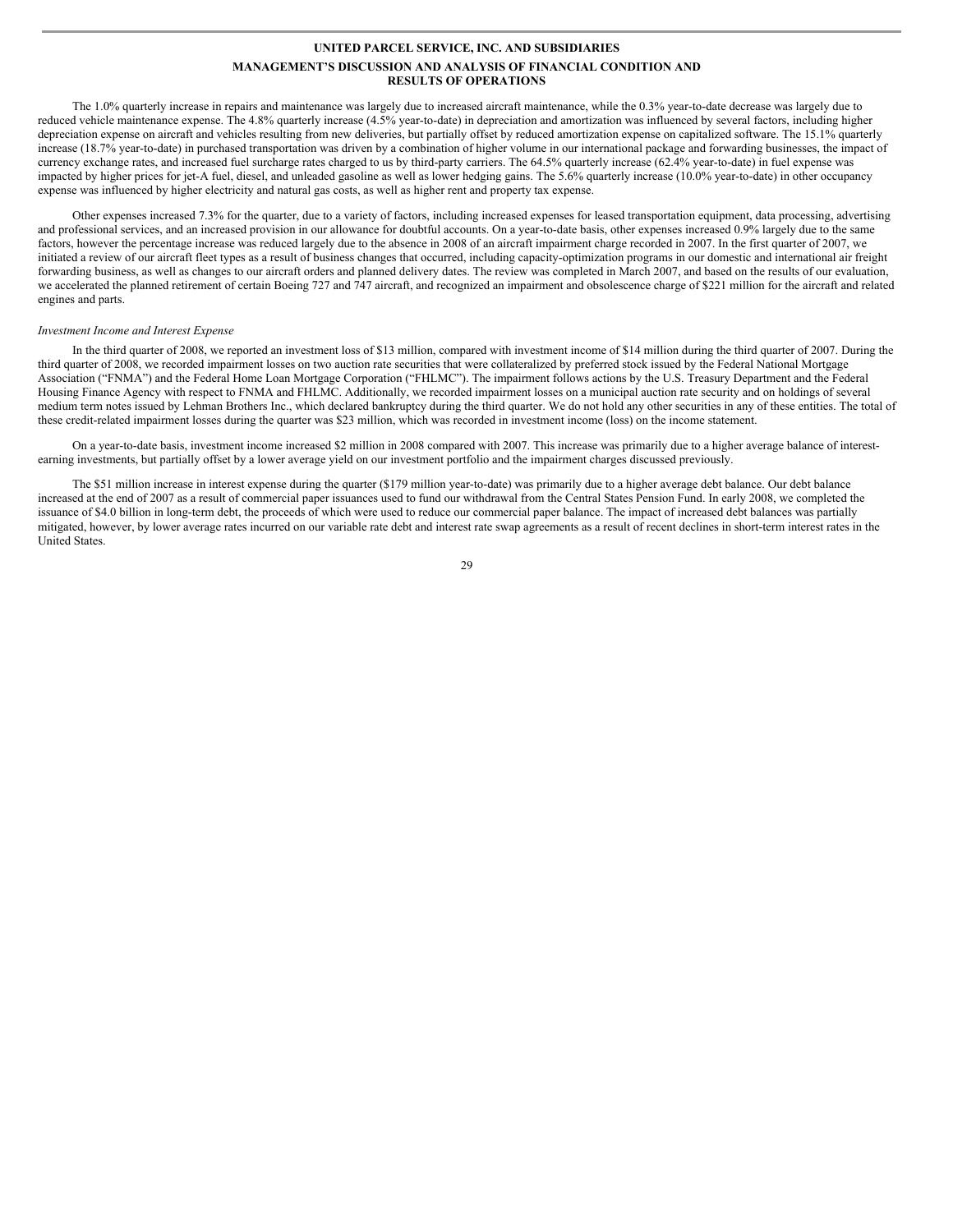The 1.0% quarterly increase in repairs and maintenance was largely due to increased aircraft maintenance, while the 0.3% year-to-date decrease was largely due to reduced vehicle maintenance expense. The 4.8% quarterly increase (4.5% year-to-date) in depreciation and amortization was influenced by several factors, including higher depreciation expense on aircraft and vehicles resulting from new deliveries, but partially offset by reduced amortization expense on capitalized software. The 15.1% quarterly increase (18.7% year-to-date) in purchased transportation was driven by a combination of higher volume in our international package and forwarding businesses, the impact of currency exchange rates, and increased fuel surcharge rates charged to us by third-party carriers. The 64.5% quarterly increase (62.4% year-to-date) in fuel expense was impacted by higher prices for jet-A fuel, diesel, and unleaded gasoline as well as lower hedging gains. The 5.6% quarterly increase (10.0% year-to-date) in other occupancy expense was influenced by higher electricity and natural gas costs, as well as higher rent and property tax expense.

Other expenses increased 7.3% for the quarter, due to a variety of factors, including increased expenses for leased transportation equipment, data processing, advertising and professional services, and an increased provision in our allowance for doubtful accounts. On a year-to-date basis, other expenses increased 0.9% largely due to the same factors, however the percentage increase was reduced largely due to the absence in 2008 of an aircraft impairment charge recorded in 2007. In the first quarter of 2007, we initiated a review of our aircraft fleet types as a result of business changes that occurred, including capacity-optimization programs in our domestic and international air freight forwarding business, as well as changes to our aircraft orders and planned delivery dates. The review was completed in March 2007, and based on the results of our evaluation, we accelerated the planned retirement of certain Boeing 727 and 747 aircraft, and recognized an impairment and obsolescence charge of $221 million for the aircraft and related engines and parts.

*Investment Income and Interest Expense*

In the third quarter of 2008, we reported an investment loss of $13 million, compared with investment income of $14 million during the third quarter of 2007. During the third quarter of 2008, we recorded impairment losses on two auction rate securities that were collateralized by preferred stock issued by the Federal National Mortgage Association ("FNMA") and the Federal Home Loan Mortgage Corporation ("FHLMC"). The impairment follows actions by the U.S. Treasury Department and the Federal Housing Finance Agency with respect to FNMA and FHLMC. Additionally, we recorded impairment losses on a municipal auction rate security and on holdings of several medium term notes issued by Lehman Brothers Inc., which declared bankruptcy during the third quarter. We do not hold any other securities in any of these entities. The total of these credit-related impairment losses during the quarter was $23 million, which was recorded in investment income (loss) on the income statement.

On a year-to-date basis, investment income increased $2 million in 2008 compared with 2007. This increase was primarily due to a higher average balance of interest-earning investments, but partially offset by a lower average yield on our investment portfolio and the impairment charges discussed previously.

The $51 million increase in interest expense during the quarter ($179 million year-to-date) was primarily due to a higher average debt balance. Our debt balance increased at the end of 2007 as a result of commercial paper issuances used to fund our withdrawal from the Central States Pension Fund. In early 2008, we completed the issuance of $4.0 billion in long-term debt, the proceeds of which were used to reduce our commercial paper balance. The impact of increased debt balances was partially mitigated, however, by lower average rates incurred on our variable rate debt and interest rate swap agreements as a result of recent declines in short-term interest rates in the United States.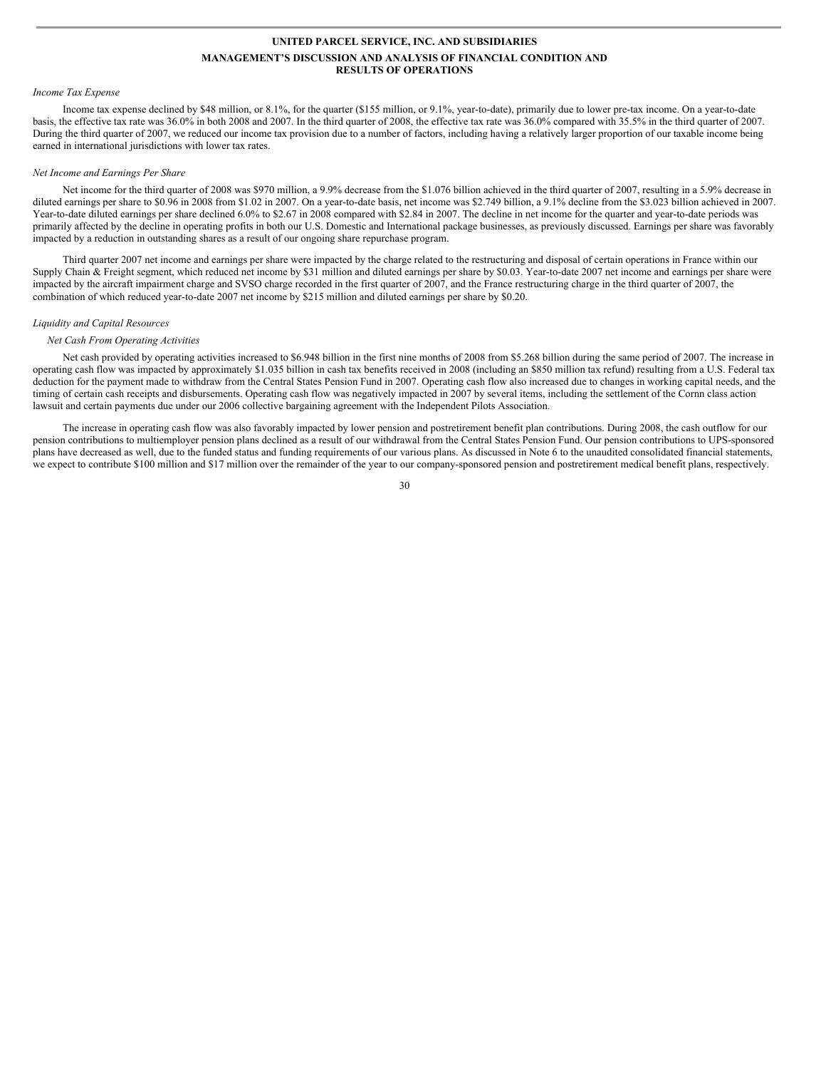*Income Tax Expense*

Income tax expense declined by $48 million, or 8.1%, for the quarter ($155 million, or 9.1%, year-to-date), primarily due to lower pre-tax income. On a year-to-date basis, the effective tax rate was 36.0% in both 2008 and 2007. In the third quarter of 2008, the effective tax rate was 36.0% compared with 35.5% in the third quarter of 2007. During the third quarter of 2007, we reduced our income tax provision due to a number of factors, including having a relatively larger proportion of our taxable income being earned in international jurisdictions with lower tax rates.

*Net Income and Earnings Per Share*

Net income for the third quarter of 2008 was $970 million, a 9.9% decrease from the $1.076 billion achieved in the third quarter of 2007, resulting in a 5.9% decrease in diluted earnings per share to $0.96 in 2008 from $1.02 in 2007. On a year-to-date basis, net income was $2.749 billion, a 9.1% decline from the $3.023 billion achieved in 2007. Year-to-date diluted earnings per share declined 6.0% to $2.67 in 2008 compared with $2.84 in 2007. The decline in net income for the quarter and year-to-date periods was primarily affected by the decline in operating profits in both our U.S. Domestic and International package businesses, as previously discussed. Earnings per share was favorably impacted by a reduction in outstanding shares as a result of our ongoing share repurchase program.

Third quarter 2007 net income and earnings per share were impacted by the charge related to the restructuring and disposal of certain operations in France within our Supply Chain & Freight segment, which reduced net income by $31 million and diluted earnings per share by $0.03. Year-to-date 2007 net income and earnings per share were impacted by the aircraft impairment charge and SVSO charge recorded in the first quarter of 2007, and the France restructuring charge in the third quarter of 2007, the combination of which reduced year-to-date 2007 net income by $215 million and diluted earnings per share by $0.20.

*Liquidity and Capital Resources*

*Net Cash From Operating Activities*

Net cash provided by operating activities increased to $6.948 billion in the first nine months of 2008 from $5.268 billion during the same period of 2007. The increase in operating cash flow was impacted by approximately $1.035 billion in cash tax benefits received in 2008 (including an $850 million tax refund) resulting from a U.S. Federal tax deduction for the payment made to withdraw from the Central States Pension Fund in 2007. Operating cash flow also increased due to changes in working capital needs, and the timing of certain cash receipts and disbursements. Operating cash flow was negatively impacted in 2007 by several items, including the settlement of the Cornn class action lawsuit and certain payments due under our 2006 collective bargaining agreement with the Independent Pilots Association.

The increase in operating cash flow was also favorably impacted by lower pension and postretirement benefit plan contributions. During 2008, the cash outflow for our pension contributions to multiemployer pension plans declined as a result of our withdrawal from the Central States Pension Fund. Our pension contributions to UPS-sponsored plans have decreased as well, due to the funded status and funding requirements of our various plans. As discussed in Note 6 to the unaudited consolidated financial statements, we expect to contribute $100 million and $17 million over the remainder of the year to our company-sponsored pension and postretirement medical benefit plans, respectively.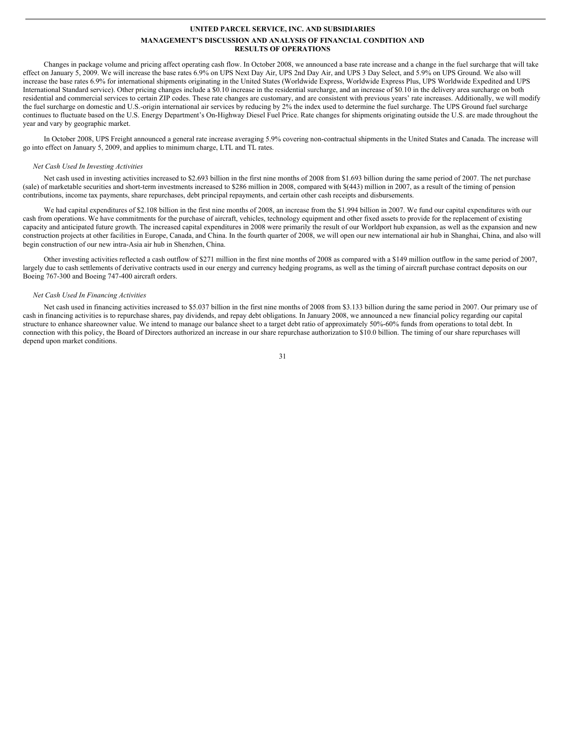Changes in package volume and pricing affect operating cash flow. In October 2008, we announced a base rate increase and a change in the fuel surcharge that will take effect on January 5, 2009. We will increase the base rates 6.9% on UPS Next Day Air, UPS 2nd Day Air, and UPS 3 Day Select, and 5.9% on UPS Ground. We also will increase the base rates 6.9% for international shipments originating in the United States (Worldwide Express, Worldwide Express Plus, UPS Worldwide Expedited and UPS International Standard service). Other pricing changes include a $0.10 increase in the residential surcharge, and an increase of $0.10 in the delivery area surcharge on both residential and commercial services to certain ZIP codes. These rate changes are customary, and are consistent with previous years' rate increases. Additionally, we will modify the fuel surcharge on domestic and U.S.-origin international air services by reducing by 2% the index used to determine the fuel surcharge. The UPS Ground fuel surcharge continues to fluctuate based on the U.S. Energy Department's On-Highway Diesel Fuel Price. Rate changes for shipments originating outside the U.S. are made throughout the year and vary by geographic market.

In October 2008, UPS Freight announced a general rate increase averaging 5.9% covering non-contractual shipments in the United States and Canada. The increase will go into effect on January 5, 2009, and applies to minimum charge, LTL and TL rates.

*Net Cash Used In Investing Activities*

Net cash used in investing activities increased to $2.693 billion in the first nine months of 2008 from $1.693 billion during the same period of 2007. The net purchase (sale) of marketable securities and short-term investments increased to $286 million in 2008, compared with $(443) million in 2007, as a result of the timing of pension contributions, income tax payments, share repurchases, debt principal repayments, and certain other cash receipts and disbursements.

We had capital expenditures of $2.108 billion in the first nine months of 2008, an increase from the $1.994 billion in 2007. We fund our capital expenditures with our cash from operations. We have commitments for the purchase of aircraft, vehicles, technology equipment and other fixed assets to provide for the replacement of existing capacity and anticipated future growth. The increased capital expenditures in 2008 were primarily the result of our Worldport hub expansion, as well as the expansion and new construction projects at other facilities in Europe, Canada, and China. In the fourth quarter of 2008, we will open our new international air hub in Shanghai, China, and also will begin construction of our new intra-Asia air hub in Shenzhen, China.

Other investing activities reflected a cash outflow of $271 million in the first nine months of 2008 as compared with a $149 million outflow in the same period of 2007, largely due to cash settlements of derivative contracts used in our energy and currency hedging programs, as well as the timing of aircraft purchase contract deposits on our Boeing 767-300 and Boeing 747-400 aircraft orders.

*Net Cash Used In Financing Activities*

Net cash used in financing activities increased to $5.037 billion in the first nine months of 2008 from $3.133 billion during the same period in 2007. Our primary use of cash in financing activities is to repurchase shares, pay dividends, and repay debt obligations. In January 2008, we announced a new financial policy regarding our capital structure to enhance shareowner value. We intend to manage our balance sheet to a target debt ratio of approximately 50%-60% funds from operations to total debt. In connection with this policy, the Board of Directors authorized an increase in our share repurchase authorization to $10.0 billion. The timing of our share repurchases will depend upon market conditions.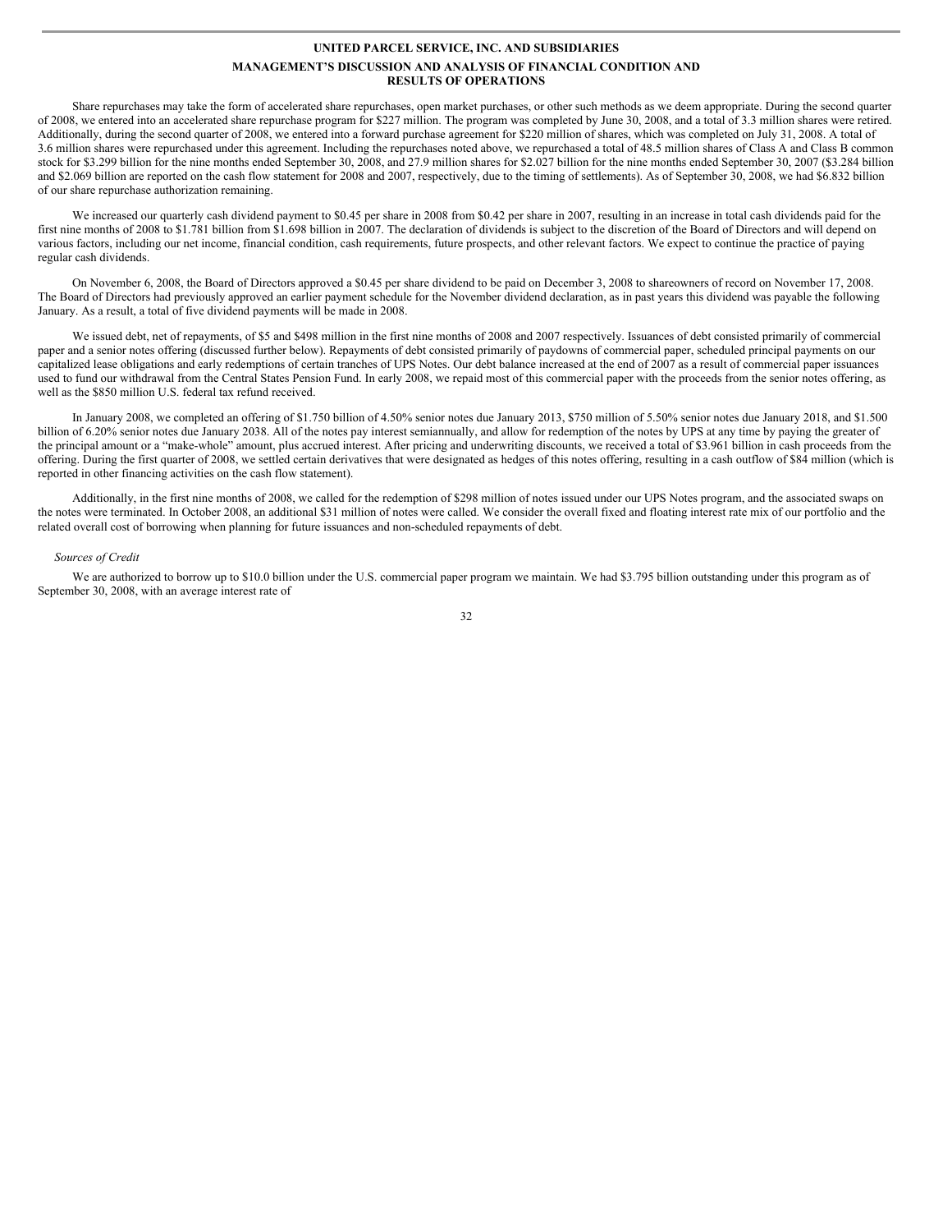**UNITED PARCEL SERVICE, INC. AND SUBSIDIARIES**

**MANAGEMENT'S DISCUSSION AND ANALYSIS OF FINANCIAL CONDITION AND RESULTS OF OPERATIONS**

Share repurchases may take the form of accelerated share repurchases, open market purchases, or other such methods as we deem appropriate. During the second quarter of 2008, we entered into an accelerated share repurchase program for $227 million. The program was completed by June 30, 2008, and a total of 3.3 million shares were retired. Additionally, during the second quarter of 2008, we entered into a forward purchase agreement for $220 million of shares, which was completed on July 31, 2008. A total of 3.6 million shares were repurchased under this agreement. Including the repurchases noted above, we repurchased a total of 48.5 million shares of Class A and Class B common stock for $3.299 billion for the nine months ended September 30, 2008, and 27.9 million shares for $2.027 billion for the nine months ended September 30, 2007 ($3.284 billion and $2.069 billion are reported on the cash flow statement for 2008 and 2007, respectively, due to the timing of settlements). As of September 30, 2008, we had $6.832 billion of our share repurchase authorization remaining.

We increased our quarterly cash dividend payment to $0.45 per share in 2008 from $0.42 per share in 2007, resulting in an increase in total cash dividends paid for the first nine months of 2008 to $1.781 billion from $1.698 billion in 2007. The declaration of dividends is subject to the discretion of the Board of Directors and will depend on various factors, including our net income, financial condition, cash requirements, future prospects, and other relevant factors. We expect to continue the practice of paying regular cash dividends.

On November 6, 2008, the Board of Directors approved a $0.45 per share dividend to be paid on December 3, 2008 to shareowners of record on November 17, 2008. The Board of Directors had previously approved an earlier payment schedule for the November dividend declaration, as in past years this dividend was payable the following January. As a result, a total of five dividend payments will be made in 2008.

We issued debt, net of repayments, of $5 and $498 million in the first nine months of 2008 and 2007 respectively. Issuances of debt consisted primarily of commercial paper and a senior notes offering (discussed further below). Repayments of debt consisted primarily of paydowns of commercial paper, scheduled principal payments on our capitalized lease obligations and early redemptions of certain tranches of UPS Notes. Our debt balance increased at the end of 2007 as a result of commercial paper issuances used to fund our withdrawal from the Central States Pension Fund. In early 2008, we repaid most of this commercial paper with the proceeds from the senior notes offering, as well as the $850 million U.S. federal tax refund received.

In January 2008, we completed an offering of $1.750 billion of 4.50% senior notes due January 2013, $750 million of 5.50% senior notes due January 2018, and $1.500 billion of 6.20% senior notes due January 2038. All of the notes pay interest semiannually, and allow for redemption of the notes by UPS at any time by paying the greater of the principal amount or a "make-whole" amount, plus accrued interest. After pricing and underwriting discounts, we received a total of $3.961 billion in cash proceeds from the offering. During the first quarter of 2008, we settled certain derivatives that were designated as hedges of this notes offering, resulting in a cash outflow of $84 million (which is reported in other financing activities on the cash flow statement).

Additionally, in the first nine months of 2008, we called for the redemption of $298 million of notes issued under our UPS Notes program, and the associated swaps on the notes were terminated. In October 2008, an additional $31 million of notes were called. We consider the overall fixed and floating interest rate mix of our portfolio and the related overall cost of borrowing when planning for future issuances and non-scheduled repayments of debt.

*Sources of Credit*

We are authorized to borrow up to $10.0 billion under the U.S. commercial paper program we maintain. We had $3.795 billion outstanding under this program as of September 30, 2008, with an average interest rate of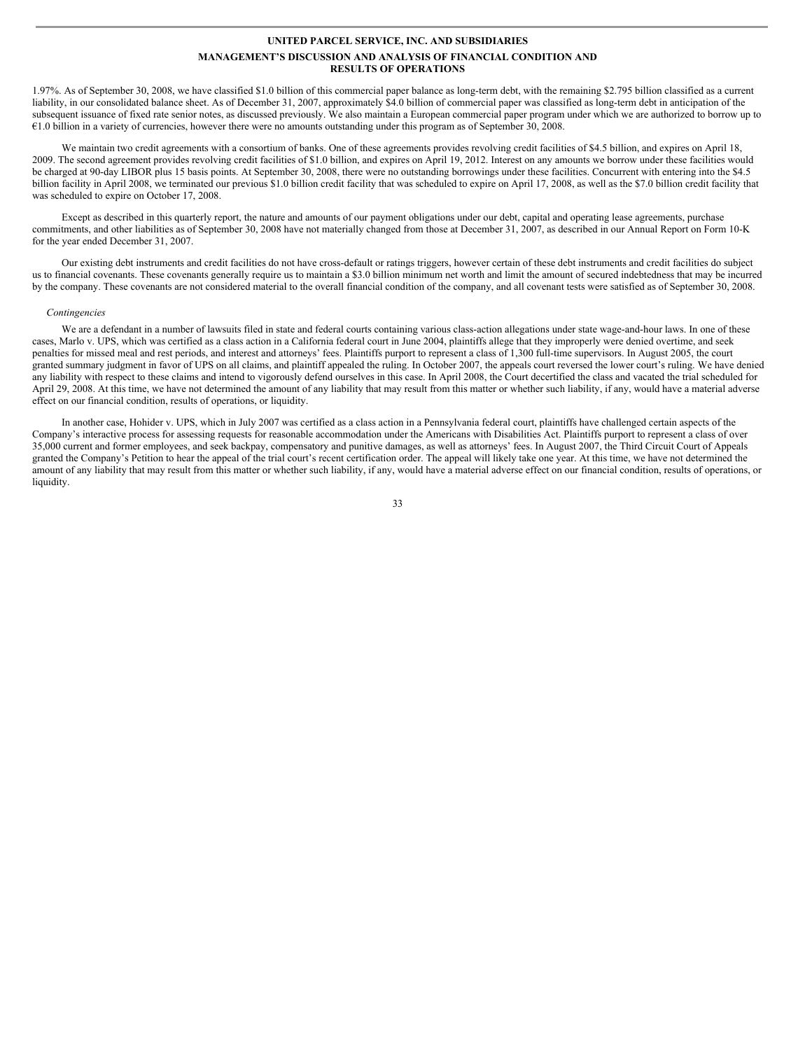1.97%. As of September 30, 2008, we have classified $1.0 billion of this commercial paper balance as long-term debt, with the remaining $2.795 billion classified as a current liability, in our consolidated balance sheet. As of December 31, 2007, approximately $4.0 billion of commercial paper was classified as long-term debt in anticipation of the subsequent issuance of fixed rate senior notes, as discussed previously. We also maintain a European commercial paper program under which we are authorized to borrow up to €1.0 billion in a variety of currencies, however there were no amounts outstanding under this program as of September 30, 2008.

We maintain two credit agreements with a consortium of banks. One of these agreements provides revolving credit facilities of $4.5 billion, and expires on April 18, 2009. The second agreement provides revolving credit facilities of $1.0 billion, and expires on April 19, 2012. Interest on any amounts we borrow under these facilities would be charged at 90-day LIBOR plus 15 basis points. At September 30, 2008, there were no outstanding borrowings under these facilities. Concurrent with entering into the $4.5 billion facility in April 2008, we terminated our previous $1.0 billion credit facility that was scheduled to expire on April 17, 2008, as well as the $7.0 billion credit facility that was scheduled to expire on October 17, 2008.

Except as described in this quarterly report, the nature and amounts of our payment obligations under our debt, capital and operating lease agreements, purchase commitments, and other liabilities as of September 30, 2008 have not materially changed from those at December 31, 2007, as described in our Annual Report on Form 10-K for the year ended December 31, 2007.

Our existing debt instruments and credit facilities do not have cross-default or ratings triggers, however certain of these debt instruments and credit facilities do subject us to financial covenants. These covenants generally require us to maintain a $3.0 billion minimum net worth and limit the amount of secured indebtedness that may be incurred by the company. These covenants are not considered material to the overall financial condition of the company, and all covenant tests were satisfied as of September 30, 2008.

*Contingencies*

We are a defendant in a number of lawsuits filed in state and federal courts containing various class-action allegations under state wage-and-hour laws. In one of these cases, Marlo v. UPS, which was certified as a class action in a California federal court in June 2004, plaintiffs allege that they improperly were denied overtime, and seek penalties for missed meal and rest periods, and interest and attorneys' fees. Plaintiffs purport to represent a class of 1,300 full-time supervisors. In August 2005, the court granted summary judgment in favor of UPS on all claims, and plaintiff appealed the ruling. In October 2007, the appeals court reversed the lower court's ruling. We have denied any liability with respect to these claims and intend to vigorously defend ourselves in this case. In April 2008, the Court decertified the class and vacated the trial scheduled for April 29, 2008. At this time, we have not determined the amount of any liability that may result from this matter or whether such liability, if any, would have a material adverse effect on our financial condition, results of operations, or liquidity.

In another case, Hohider v. UPS, which in July 2007 was certified as a class action in a Pennsylvania federal court, plaintiffs have challenged certain aspects of the Company's interactive process for assessing requests for reasonable accommodation under the Americans with Disabilities Act. Plaintiffs purport to represent a class of over 35,000 current and former employees, and seek backpay, compensatory and punitive damages, as well as attorneys' fees. In August 2007, the Third Circuit Court of Appeals granted the Company's Petition to hear the appeal of the trial court's recent certification order. The appeal will likely take one year. At this time, we have not determined the amount of any liability that may result from this matter or whether such liability, if any, would have a material adverse effect on our financial condition, results of operations, or liquidity.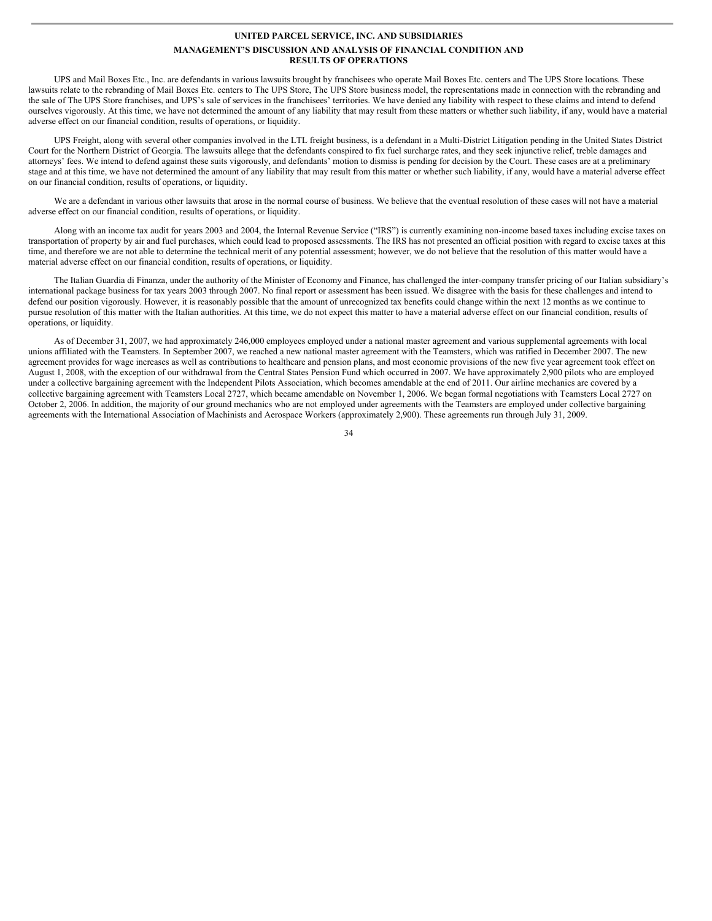UPS and Mail Boxes Etc., Inc. are defendants in various lawsuits brought by franchisees who operate Mail Boxes Etc. centers and The UPS Store locations. These lawsuits relate to the rebranding of Mail Boxes Etc. centers to The UPS Store, The UPS Store business model, the representations made in connection with the rebranding and the sale of The UPS Store franchises, and UPS's sale of services in the franchisees' territories. We have denied any liability with respect to these claims and intend to defend ourselves vigorously. At this time, we have not determined the amount of any liability that may result from these matters or whether such liability, if any, would have a material adverse effect on our financial condition, results of operations, or liquidity.

UPS Freight, along with several other companies involved in the LTL freight business, is a defendant in a Multi-District Litigation pending in the United States District Court for the Northern District of Georgia. The lawsuits allege that the defendants conspired to fix fuel surcharge rates, and they seek injunctive relief, treble damages and attorneys' fees. We intend to defend against these suits vigorously, and defendants' motion to dismiss is pending for decision by the Court. These cases are at a preliminary stage and at this time, we have not determined the amount of any liability that may result from this matter or whether such liability, if any, would have a material adverse effect on our financial condition, results of operations, or liquidity.

We are a defendant in various other lawsuits that arose in the normal course of business. We believe that the eventual resolution of these cases will not have a material adverse effect on our financial condition, results of operations, or liquidity.

Along with an income tax audit for years 2003 and 2004, the Internal Revenue Service ("IRS") is currently examining non-income based taxes including excise taxes on transportation of property by air and fuel purchases, which could lead to proposed assessments. The IRS has not presented an official position with regard to excise taxes at this time, and therefore we are not able to determine the technical merit of any potential assessment; however, we do not believe that the resolution of this matter would have a material adverse effect on our financial condition, results of operations, or liquidity.

The Italian Guardia di Finanza, under the authority of the Minister of Economy and Finance, has challenged the inter-company transfer pricing of our Italian subsidiary's international package business for tax years 2003 through 2007. No final report or assessment has been issued. We disagree with the basis for these challenges and intend to defend our position vigorously. However, it is reasonably possible that the amount of unrecognized tax benefits could change within the next 12 months as we continue to pursue resolution of this matter with the Italian authorities. At this time, we do not expect this matter to have a material adverse effect on our financial condition, results of operations, or liquidity.

As of December 31, 2007, we had approximately 246,000 employees employed under a national master agreement and various supplemental agreements with local unions affiliated with the Teamsters. In September 2007, we reached a new national master agreement with the Teamsters, which was ratified in December 2007. The new agreement provides for wage increases as well as contributions to healthcare and pension plans, and most economic provisions of the new five year agreement took effect on August 1, 2008, with the exception of our withdrawal from the Central States Pension Fund which occurred in 2007. We have approximately 2,900 pilots who are employed under a collective bargaining agreement with the Independent Pilots Association, which becomes amendable at the end of 2011. Our airline mechanics are covered by a collective bargaining agreement with Teamsters Local 2727, which became amendable on November 1, 2006. We began formal negotiations with Teamsters Local 2727 on October 2, 2006. In addition, the majority of our ground mechanics who are not employed under agreements with the Teamsters are employed under collective bargaining agreements with the International Association of Machinists and Aerospace Workers (approximately 2,900). These agreements run through July 31, 2009.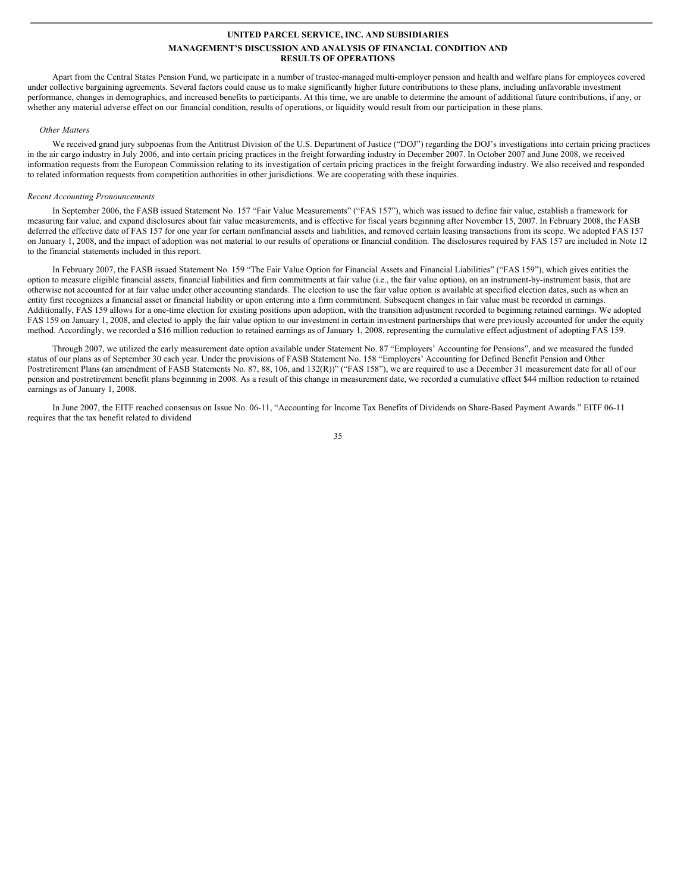Apart from the Central States Pension Fund, we participate in a number of trustee-managed multi-employer pension and health and welfare plans for employees covered under collective bargaining agreements. Several factors could cause us to make significantly higher future contributions to these plans, including unfavorable investment performance, changes in demographics, and increased benefits to participants. At this time, we are unable to determine the amount of additional future contributions, if any, or whether any material adverse effect on our financial condition, results of operations, or liquidity would result from our participation in these plans.

*Other Matters*

We received grand jury subpoenas from the Antitrust Division of the U.S. Department of Justice ("DOJ") regarding the DOJ's investigations into certain pricing practices in the air cargo industry in July 2006, and into certain pricing practices in the freight forwarding industry in December 2007. In October 2007 and June 2008, we received information requests from the European Commission relating to its investigation of certain pricing practices in the freight forwarding industry. We also received and responded to related information requests from competition authorities in other jurisdictions. We are cooperating with these inquiries.

*Recent Accounting Pronouncements*

In September 2006, the FASB issued Statement No. 157 "Fair Value Measurements" ("FAS 157"), which was issued to define fair value, establish a framework for measuring fair value, and expand disclosures about fair value measurements, and is effective for fiscal years beginning after November 15, 2007. In February 2008, the FASB deferred the effective date of FAS 157 for one year for certain nonfinancial assets and liabilities, and removed certain leasing transactions from its scope. We adopted FAS 157 on January 1, 2008, and the impact of adoption was not material to our results of operations or financial condition. The disclosures required by FAS 157 are included in Note 12 to the financial statements included in this report.

In February 2007, the FASB issued Statement No. 159 "The Fair Value Option for Financial Assets and Financial Liabilities" ("FAS 159"), which gives entities the option to measure eligible financial assets, financial liabilities and firm commitments at fair value (i.e., the fair value option), on an instrument-by-instrument basis, that are otherwise not accounted for at fair value under other accounting standards. The election to use the fair value option is available at specified election dates, such as when an entity first recognizes a financial asset or financial liability or upon entering into a firm commitment. Subsequent changes in fair value must be recorded in earnings. Additionally, FAS 159 allows for a one-time election for existing positions upon adoption, with the transition adjustment recorded to beginning retained earnings. We adopted FAS 159 on January 1, 2008, and elected to apply the fair value option to our investment in certain investment partnerships that were previously accounted for under the equity method. Accordingly, we recorded a $16 million reduction to retained earnings as of January 1, 2008, representing the cumulative effect adjustment of adopting FAS 159.

Through 2007, we utilized the early measurement date option available under Statement No. 87 "Employers' Accounting for Pensions", and we measured the funded status of our plans as of September 30 each year. Under the provisions of FASB Statement No. 158 "Employers' Accounting for Defined Benefit Pension and Other Postretirement Plans (an amendment of FASB Statements No. 87, 88, 106, and 132(R))" ("FAS 158"), we are required to use a December 31 measurement date for all of our pension and postretirement benefit plans beginning in 2008. As a result of this change in measurement date, we recorded a cumulative effect $44 million reduction to retained earnings as of January 1, 2008.

In June 2007, the EITF reached consensus on Issue No. 06-11, "Accounting for Income Tax Benefits of Dividends on Share-Based Payment Awards." EITF 06-11 requires that the tax benefit related to dividend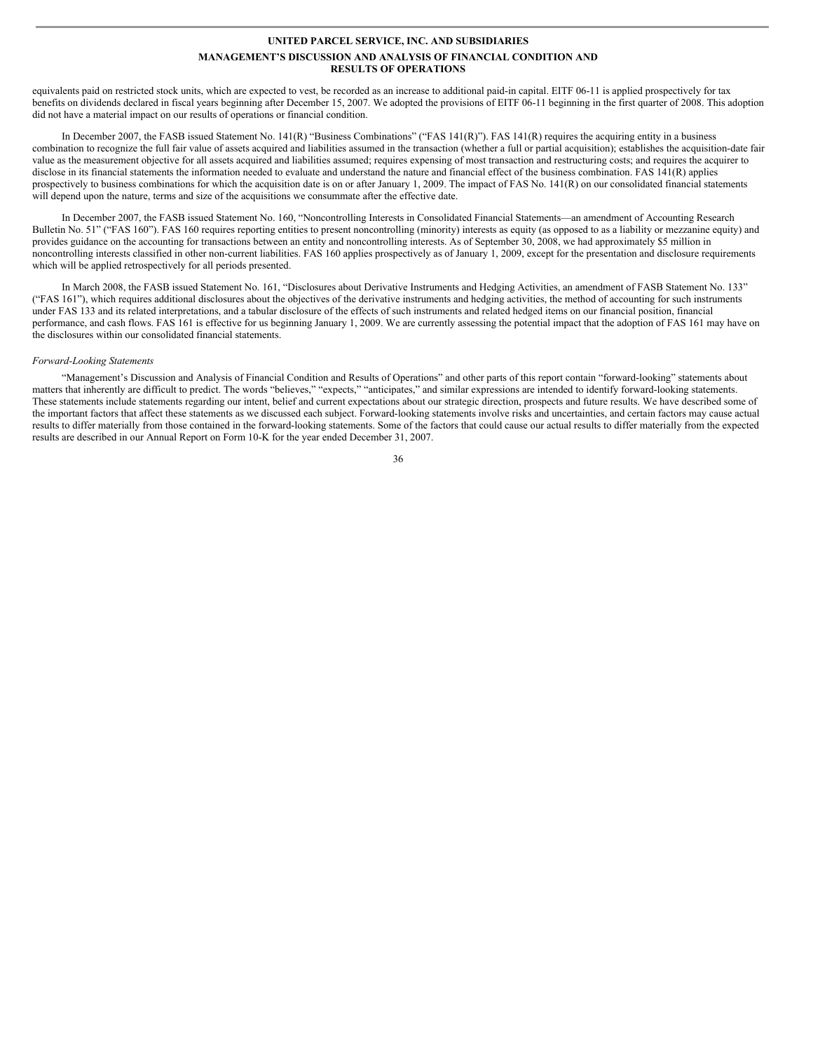equivalents paid on restricted stock units, which are expected to vest, be recorded as an increase to additional paid-in capital. EITF 06-11 is applied prospectively for tax benefits on dividends declared in fiscal years beginning after December 15, 2007. We adopted the provisions of EITF 06-11 beginning in the first quarter of 2008. This adoption did not have a material impact on our results of operations or financial condition.

In December 2007, the FASB issued Statement No. 141(R) "Business Combinations" ("FAS 141(R)"). FAS 141(R) requires the acquiring entity in a business combination to recognize the full fair value of assets acquired and liabilities assumed in the transaction (whether a full or partial acquisition); establishes the acquisition-date fair value as the measurement objective for all assets acquired and liabilities assumed; requires expensing of most transaction and restructuring costs; and requires the acquirer to disclose in its financial statements the information needed to evaluate and understand the nature and financial effect of the business combination. FAS 141(R) applies prospectively to business combinations for which the acquisition date is on or after January 1, 2009. The impact of FAS No. 141(R) on our consolidated financial statements will depend upon the nature, terms and size of the acquisitions we consummate after the effective date.

In December 2007, the FASB issued Statement No. 160, "Noncontrolling Interests in Consolidated Financial Statements—an amendment of Accounting Research Bulletin No. 51" ("FAS 160"). FAS 160 requires reporting entities to present noncontrolling (minority) interests as equity (as opposed to as a liability or mezzanine equity) and provides guidance on the accounting for transactions between an entity and noncontrolling interests. As of September 30, 2008, we had approximately $5 million in noncontrolling interests classified in other non-current liabilities. FAS 160 applies prospectively as of January 1, 2009, except for the presentation and disclosure requirements which will be applied retrospectively for all periods presented.

In March 2008, the FASB issued Statement No. 161, "Disclosures about Derivative Instruments and Hedging Activities, an amendment of FASB Statement No. 133" ("FAS 161"), which requires additional disclosures about the objectives of the derivative instruments and hedging activities, the method of accounting for such instruments under FAS 133 and its related interpretations, and a tabular disclosure of the effects of such instruments and related hedged items on our financial position, financial performance, and cash flows. FAS 161 is effective for us beginning January 1, 2009. We are currently assessing the potential impact that the adoption of FAS 161 may have on the disclosures within our consolidated financial statements.

*Forward-Looking Statements*

"Management's Discussion and Analysis of Financial Condition and Results of Operations" and other parts of this report contain "forward-looking" statements about matters that inherently are difficult to predict. The words "believes," "expects," "anticipates," and similar expressions are intended to identify forward-looking statements. These statements include statements regarding our intent, belief and current expectations about our strategic direction, prospects and future results. We have described some of the important factors that affect these statements as we discussed each subject. Forward-looking statements involve risks and uncertainties, and certain factors may cause actual results to differ materially from those contained in the forward-looking statements. Some of the factors that could cause our actual results to differ materially from the expected results are described in our Annual Report on Form 10-K for the year ended December 31, 2007.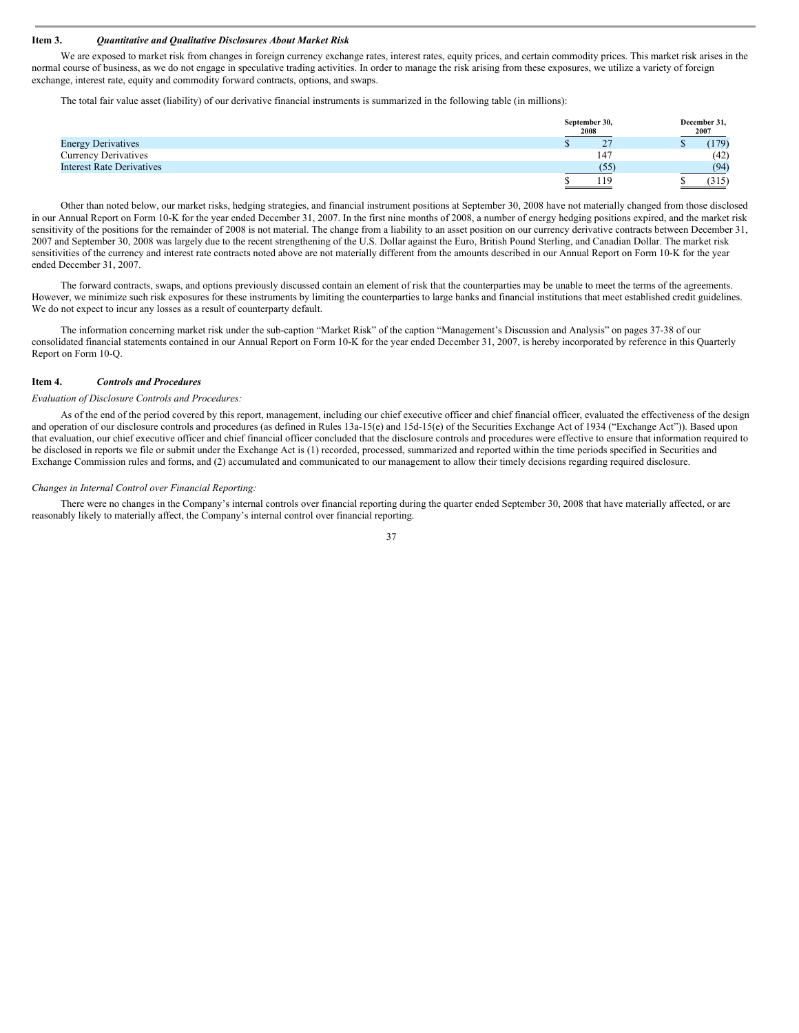## Item 3. *Quantitative and Qualitative Disclosures About Market Risk*

We are exposed to market risk from changes in foreign currency exchange rates, interest rates, equity prices, and certain commodity prices. This market risk arises in the normal course of business, as we do not engage in speculative trading activities. In order to manage the risk arising from these exposures, we utilize a variety of foreign exchange, interest rate, equity and commodity forward contracts, options, and swaps.

The total fair value asset (liability) of our derivative financial instruments is summarized in the following table (in millions):

| | September 30, 2008 | December 31, 2007 |
|---|---|---|
| Energy Derivatives | $ 27 | $ (179) |
| Currency Derivatives | 147 | (42) |
| Interest Rate Derivatives | (55) | (94) |
| | $ 119 | $ (315) |

Other than noted below, our market risks, hedging strategies, and financial instrument positions at September 30, 2008 have not materially changed from those disclosed in our Annual Report on Form 10-K for the year ended December 31, 2007. In the first nine months of 2008, a number of energy hedging positions expired, and the market risk sensitivity of the positions for the remainder of 2008 is not material. The change from a liability to an asset position on our currency derivative contracts between December 31, 2007 and September 30, 2008 was largely due to the recent strengthening of the U.S. Dollar against the Euro, British Pound Sterling, and Canadian Dollar. The market risk sensitivities of the currency and interest rate contracts noted above are not materially different from the amounts described in our Annual Report on Form 10-K for the year ended December 31, 2007.

The forward contracts, swaps, and options previously discussed contain an element of risk that the counterparties may be unable to meet the terms of the agreements. However, we minimize such risk exposures for these instruments by limiting the counterparties to large banks and financial institutions that meet established credit guidelines. We do not expect to incur any losses as a result of counterparty default.

The information concerning market risk under the sub-caption "Market Risk" of the caption "Management's Discussion and Analysis" on pages 37-38 of our consolidated financial statements contained in our Annual Report on Form 10-K for the year ended December 31, 2007, is hereby incorporated by reference in this Quarterly Report on Form 10-Q.

## Item 4. *Controls and Procedures*

*Evaluation of Disclosure Controls and Procedures:*

As of the end of the period covered by this report, management, including our chief executive officer and chief financial officer, evaluated the effectiveness of the design and operation of our disclosure controls and procedures (as defined in Rules 13a-15(e) and 15d-15(e) of the Securities Exchange Act of 1934 ("Exchange Act")). Based upon that evaluation, our chief executive officer and chief financial officer concluded that the disclosure controls and procedures were effective to ensure that information required to be disclosed in reports we file or submit under the Exchange Act is (1) recorded, processed, summarized and reported within the time periods specified in Securities and Exchange Commission rules and forms, and (2) accumulated and communicated to our management to allow their timely decisions regarding required disclosure.

*Changes in Internal Control over Financial Reporting:*

There were no changes in the Company's internal controls over financial reporting during the quarter ended September 30, 2008 that have materially affected, or are reasonably likely to materially affect, the Company's internal control over financial reporting.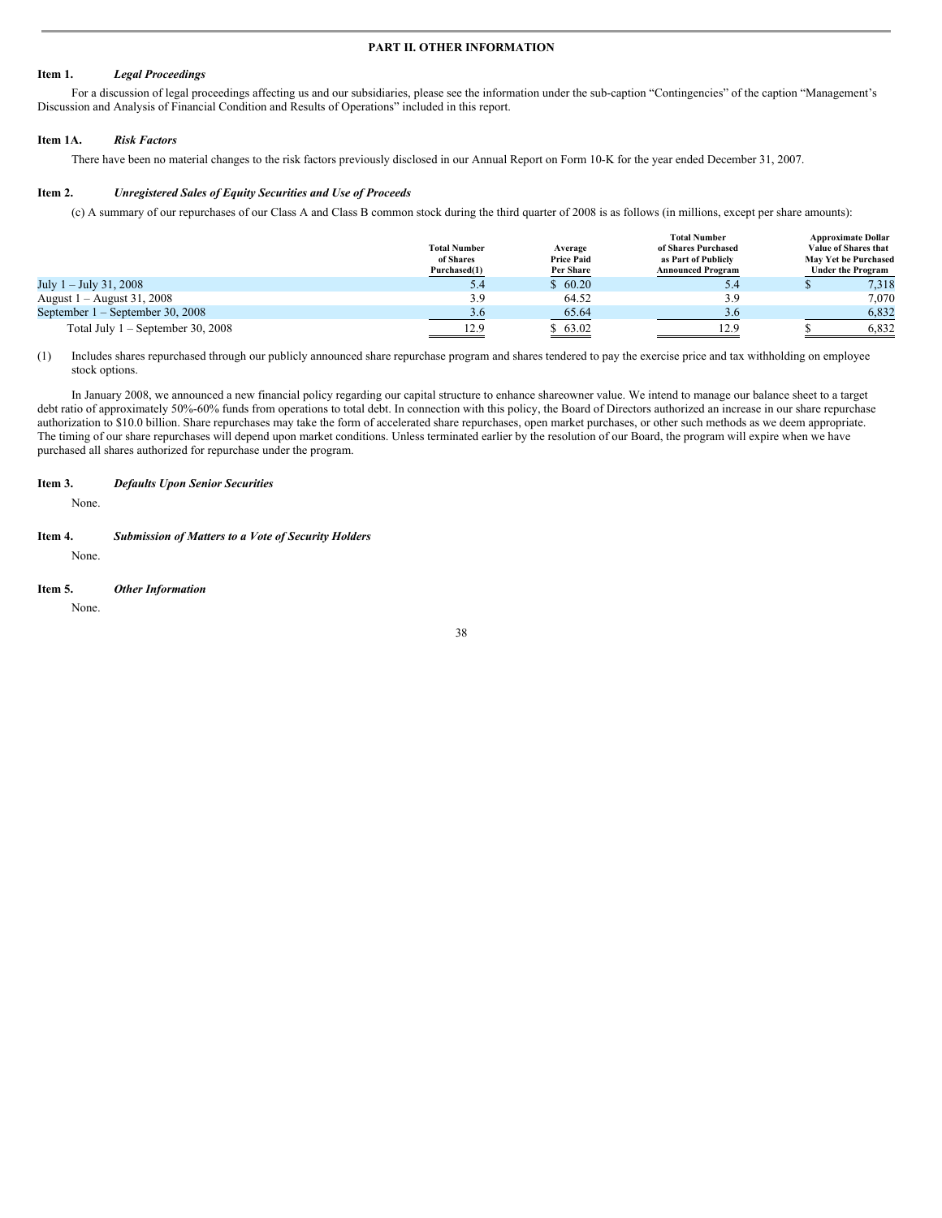# PART II. OTHER INFORMATION

**Item 1.** ***Legal Proceedings***

For a discussion of legal proceedings affecting us and our subsidiaries, please see the information under the sub-caption "Contingencies" of the caption "Management's Discussion and Analysis of Financial Condition and Results of Operations" included in this report.

**Item 1A.** ***Risk Factors***

There have been no material changes to the risk factors previously disclosed in our Annual Report on Form 10-K for the year ended December 31, 2007.

**Item 2.** ***Unregistered Sales of Equity Securities and Use of Proceeds***

(c) A summary of our repurchases of our Class A and Class B common stock during the third quarter of 2008 is as follows (in millions, except per share amounts):

| | Total Number of Shares Purchased(1) | Average Price Paid Per Share | Total Number of Shares Purchased as Part of Publicly Announced Program | Approximate Dollar Value of Shares that May Yet be Purchased Under the Program |
|---|---|---|---|---|
| July 1 – July 31, 2008 | 5.4 | $ 60.20 | 5.4 | $ 7,318 |
| August 1 – August 31, 2008 | 3.9 | 64.52 | 3.9 | 7,070 |
| September 1 – September 30, 2008 | 3.6 | 65.64 | 3.6 | 6,832 |
| Total July 1 – September 30, 2008 | 12.9 | $ 63.02 | 12.9 | $ 6,832 |

(1) Includes shares repurchased through our publicly announced share repurchase program and shares tendered to pay the exercise price and tax withholding on employee stock options.

In January 2008, we announced a new financial policy regarding our capital structure to enhance shareowner value. We intend to manage our balance sheet to a target debt ratio of approximately 50%-60% funds from operations to total debt. In connection with this policy, the Board of Directors authorized an increase in our share repurchase authorization to $10.0 billion. Share repurchases may take the form of accelerated share repurchases, open market purchases, or other such methods as we deem appropriate. The timing of our share repurchases will depend upon market conditions. Unless terminated earlier by the resolution of our Board, the program will expire when we have purchased all shares authorized for repurchase under the program.

**Item 3.** ***Defaults Upon Senior Securities***

None.

**Item 4.** ***Submission of Matters to a Vote of Security Holders***

None.

**Item 5.** ***Other Information***

None.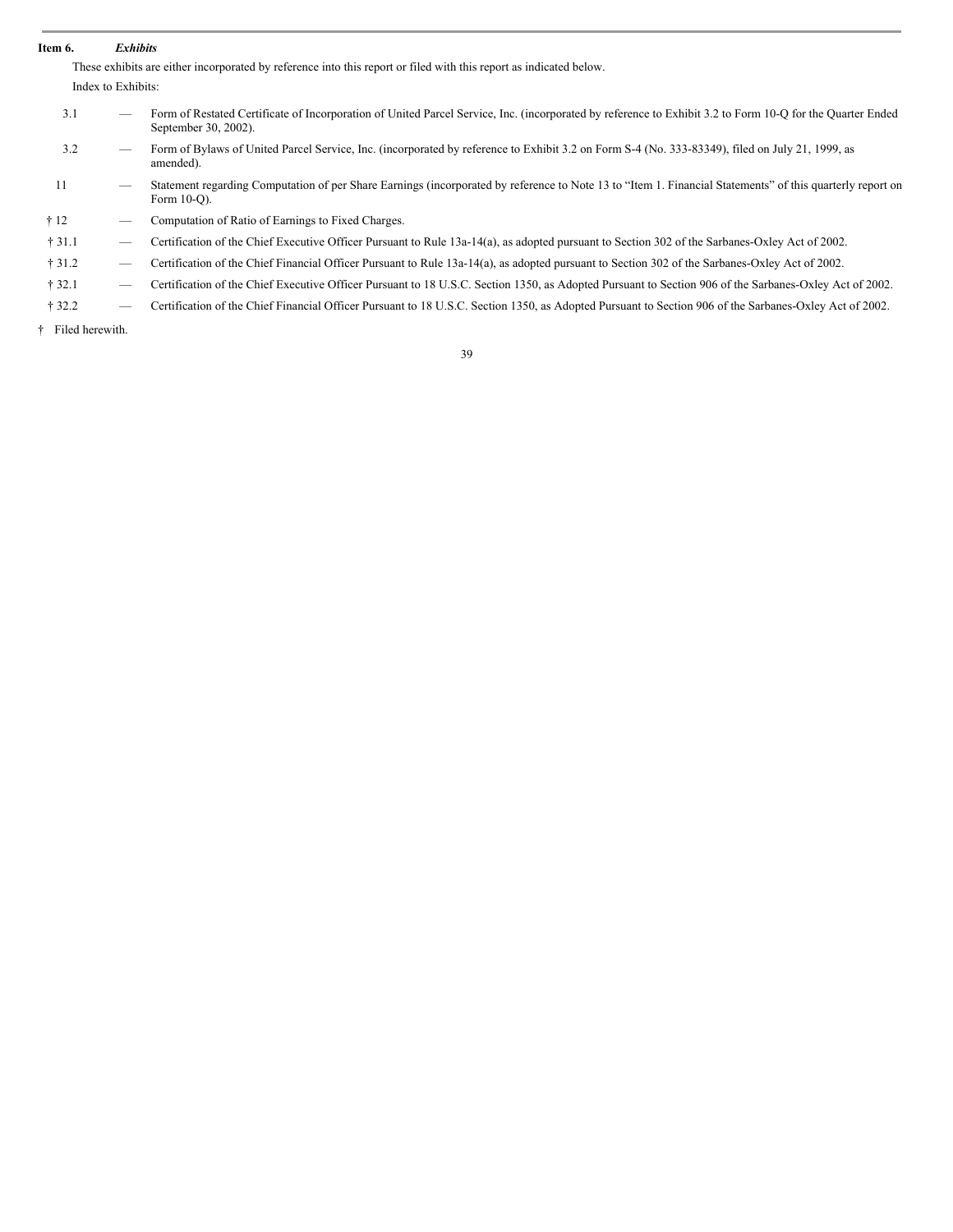**Item 6.** ***Exhibits***

These exhibits are either incorporated by reference into this report or filed with this report as indicated below.

Index to Exhibits:

| | | |
|---|---|---|
| 3.1 | — | Form of Restated Certificate of Incorporation of United Parcel Service, Inc. (incorporated by reference to Exhibit 3.2 to Form 10-Q for the Quarter Ended September 30, 2002). |
| 3.2 | — | Form of Bylaws of United Parcel Service, Inc. (incorporated by reference to Exhibit 3.2 on Form S-4 (No. 333-83349), filed on July 21, 1999, as amended). |
| 11 | — | Statement regarding Computation of per Share Earnings (incorporated by reference to Note 13 to "Item 1. Financial Statements" of this quarterly report on Form 10-Q). |
| † 12 | — | Computation of Ratio of Earnings to Fixed Charges. |
| † 31.1 | — | Certification of the Chief Executive Officer Pursuant to Rule 13a-14(a), as adopted pursuant to Section 302 of the Sarbanes-Oxley Act of 2002. |
| † 31.2 | — | Certification of the Chief Financial Officer Pursuant to Rule 13a-14(a), as adopted pursuant to Section 302 of the Sarbanes-Oxley Act of 2002. |
| † 32.1 | — | Certification of the Chief Executive Officer Pursuant to 18 U.S.C. Section 1350, as Adopted Pursuant to Section 906 of the Sarbanes-Oxley Act of 2002. |
| † 32.2 | — | Certification of the Chief Financial Officer Pursuant to 18 U.S.C. Section 1350, as Adopted Pursuant to Section 906 of the Sarbanes-Oxley Act of 2002. |

† Filed herewith.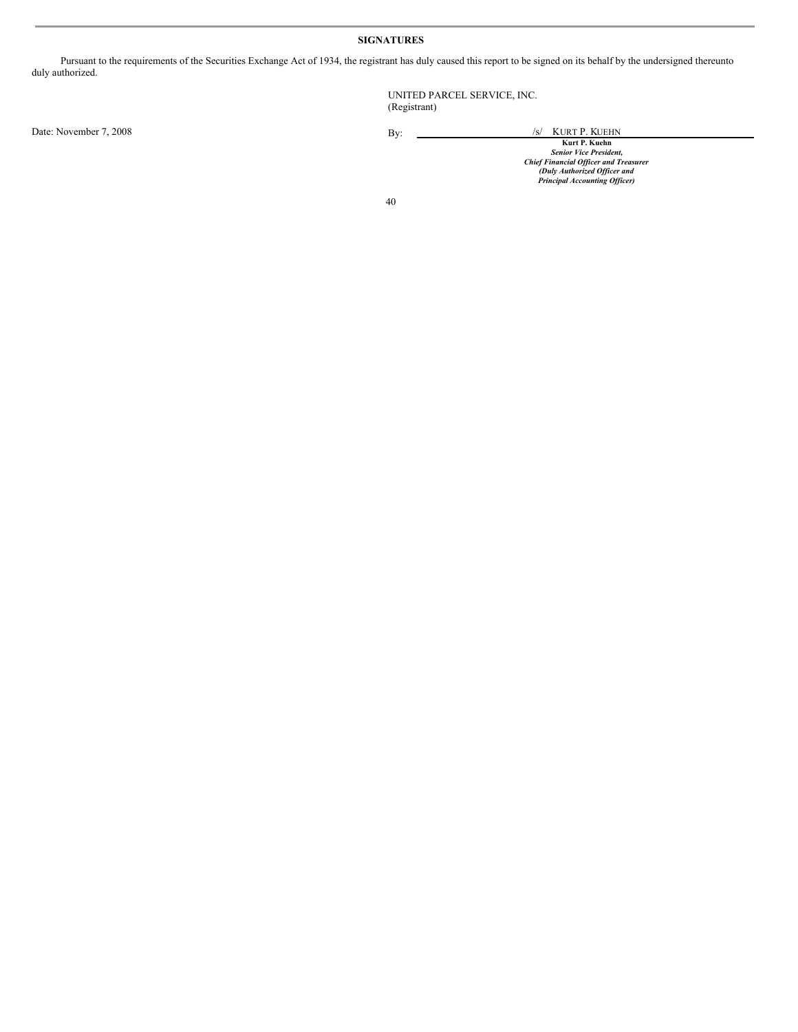**SIGNATURES**

Pursuant to the requirements of the Securities Exchange Act of 1934, the registrant has duly caused this report to be signed on its behalf by the undersigned thereunto duly authorized.

UNITED PARCEL SERVICE, INC.
(Registrant)

Date: November 7, 2008

By: /s/ KURT P. KUEHN

**Kurt P. Kuehn**
***Senior Vice President,***
***Chief Financial Officer and Treasurer***
***(Duly Authorized Officer and***
***Principal Accounting Officer)***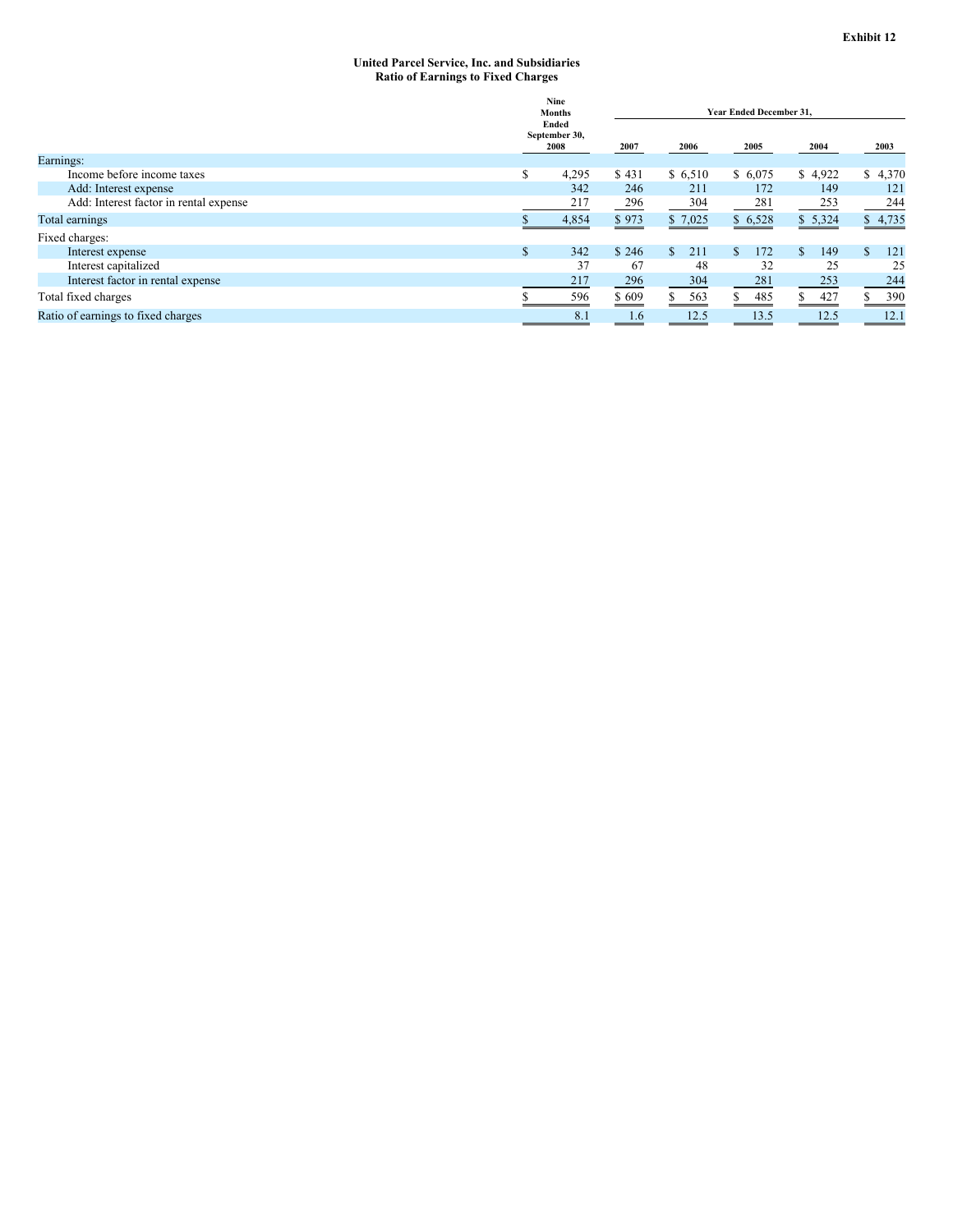**Exhibit 12**

**United Parcel Service, Inc. and Subsidiaries**
**Ratio of Earnings to Fixed Charges**

| | Nine Months Ended September 30, 2008 | Year Ended December 31, | | | | |
|---|---|---|---|---|---|---|
| | | 2007 | 2006 | 2005 | 2004 | 2003 |
| Earnings: | | | | | | |
| Income before income taxes | $ 4,295 | $ 431 | $ 6,510 | $ 6,075 | $ 4,922 | $ 4,370 |
| Add: Interest expense | 342 | 246 | 211 | 172 | 149 | 121 |
| Add: Interest factor in rental expense | 217 | 296 | 304 | 281 | 253 | 244 |
| Total earnings | $ 4,854 | $ 973 | $ 7,025 | $ 6,528 | $ 5,324 | $ 4,735 |
| Fixed charges: | | | | | | |
| Interest expense | $ 342 | $ 246 | $ 211 | $ 172 | $ 149 | $ 121 |
| Interest capitalized | 37 | 67 | 48 | 32 | 25 | 25 |
| Interest factor in rental expense | 217 | 296 | 304 | 281 | 253 | 244 |
| Total fixed charges | $ 596 | $ 609 | $ 563 | $ 485 | $ 427 | $ 390 |
| Ratio of earnings to fixed charges | 8.1 | 1.6 | 12.5 | 13.5 | 12.5 | 12.1 |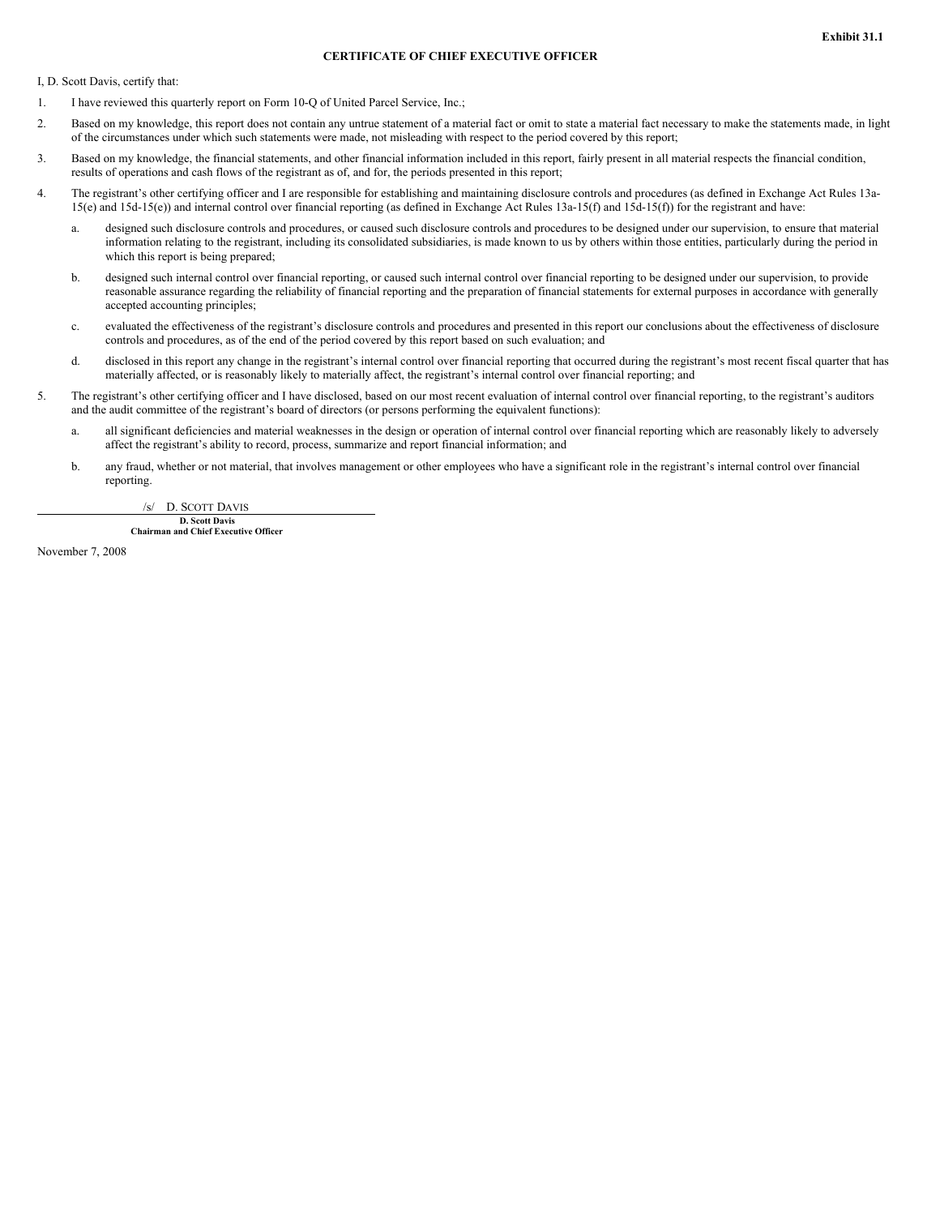**Exhibit 31.1**

**CERTIFICATE OF CHIEF EXECUTIVE OFFICER**

I, D. Scott Davis, certify that:

1. I have reviewed this quarterly report on Form 10-Q of United Parcel Service, Inc.;

2. Based on my knowledge, this report does not contain any untrue statement of a material fact or omit to state a material fact necessary to make the statements made, in light of the circumstances under which such statements were made, not misleading with respect to the period covered by this report;

3. Based on my knowledge, the financial statements, and other financial information included in this report, fairly present in all material respects the financial condition, results of operations and cash flows of the registrant as of, and for, the periods presented in this report;

4. The registrant's other certifying officer and I are responsible for establishing and maintaining disclosure controls and procedures (as defined in Exchange Act Rules 13a-15(e) and 15d-15(e)) and internal control over financial reporting (as defined in Exchange Act Rules 13a-15(f) and 15d-15(f)) for the registrant and have:

   a. designed such disclosure controls and procedures, or caused such disclosure controls and procedures to be designed under our supervision, to ensure that material information relating to the registrant, including its consolidated subsidiaries, is made known to us by others within those entities, particularly during the period in which this report is being prepared;

   b. designed such internal control over financial reporting, or caused such internal control over financial reporting to be designed under our supervision, to provide reasonable assurance regarding the reliability of financial reporting and the preparation of financial statements for external purposes in accordance with generally accepted accounting principles;

   c. evaluated the effectiveness of the registrant's disclosure controls and procedures and presented in this report our conclusions about the effectiveness of disclosure controls and procedures, as of the end of the period covered by this report based on such evaluation; and

   d. disclosed in this report any change in the registrant's internal control over financial reporting that occurred during the registrant's most recent fiscal quarter that has materially affected, or is reasonably likely to materially affect, the registrant's internal control over financial reporting; and

5. The registrant's other certifying officer and I have disclosed, based on our most recent evaluation of internal control over financial reporting, to the registrant's auditors and the audit committee of the registrant's board of directors (or persons performing the equivalent functions):

   a. all significant deficiencies and material weaknesses in the design or operation of internal control over financial reporting which are reasonably likely to adversely affect the registrant's ability to record, process, summarize and report financial information; and

   b. any fraud, whether or not material, that involves management or other employees who have a significant role in the registrant's internal control over financial reporting.

/s/ D. SCOTT DAVIS

**D. Scott Davis**
**Chairman and Chief Executive Officer**

November 7, 2008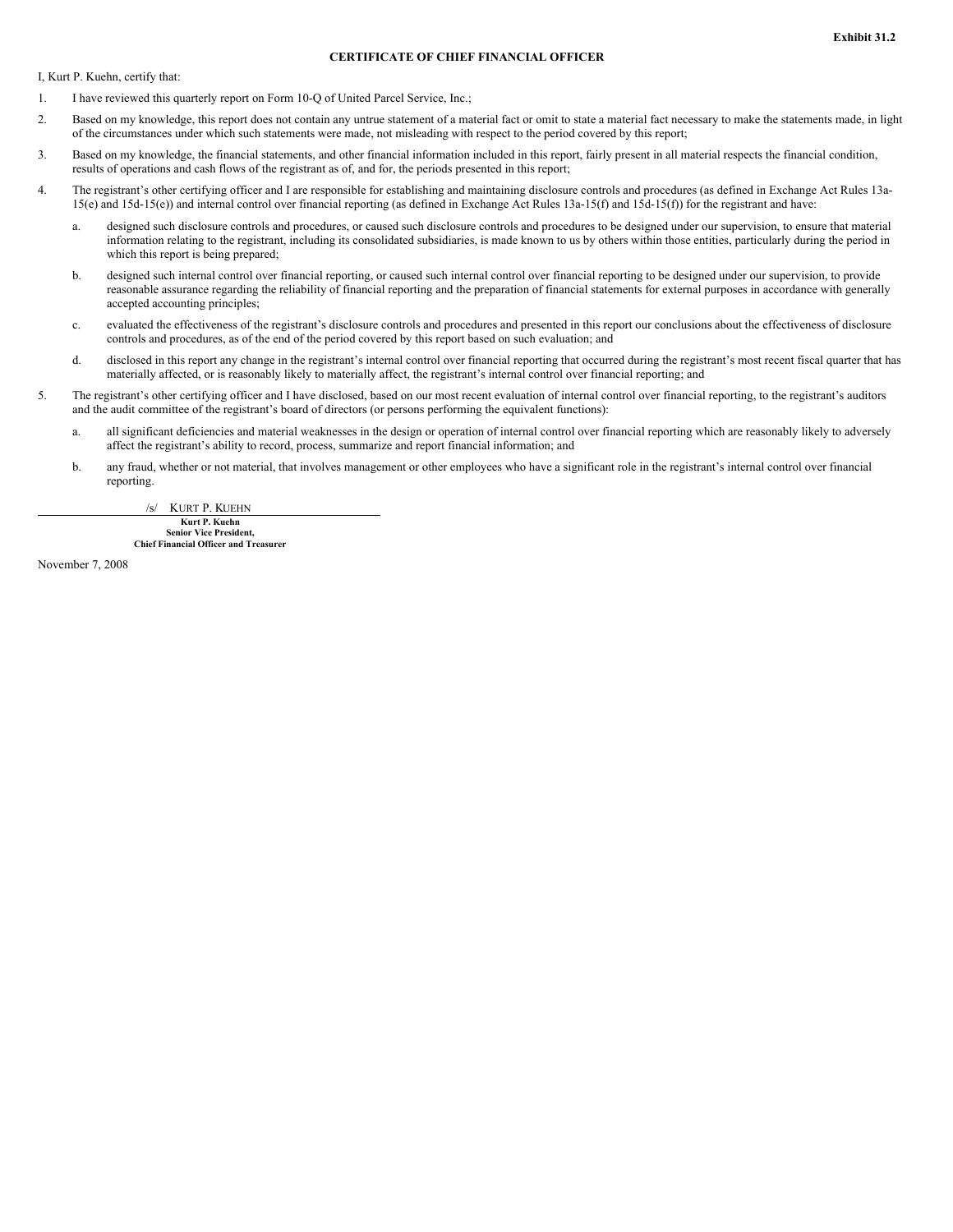**Exhibit 31.2**

# CERTIFICATE OF CHIEF FINANCIAL OFFICER

I, Kurt P. Kuehn, certify that:

1. I have reviewed this quarterly report on Form 10-Q of United Parcel Service, Inc.;
2. Based on my knowledge, this report does not contain any untrue statement of a material fact or omit to state a material fact necessary to make the statements made, in light of the circumstances under which such statements were made, not misleading with respect to the period covered by this report;
3. Based on my knowledge, the financial statements, and other financial information included in this report, fairly present in all material respects the financial condition, results of operations and cash flows of the registrant as of, and for, the periods presented in this report;
4. The registrant's other certifying officer and I are responsible for establishing and maintaining disclosure controls and procedures (as defined in Exchange Act Rules 13a-15(e) and 15d-15(e)) and internal control over financial reporting (as defined in Exchange Act Rules 13a-15(f) and 15d-15(f)) for the registrant and have:
   a. designed such disclosure controls and procedures, or caused such disclosure controls and procedures to be designed under our supervision, to ensure that material information relating to the registrant, including its consolidated subsidiaries, is made known to us by others within those entities, particularly during the period in which this report is being prepared;
   b. designed such internal control over financial reporting, or caused such internal control over financial reporting to be designed under our supervision, to provide reasonable assurance regarding the reliability of financial reporting and the preparation of financial statements for external purposes in accordance with generally accepted accounting principles;
   c. evaluated the effectiveness of the registrant's disclosure controls and procedures and presented in this report our conclusions about the effectiveness of disclosure controls and procedures, as of the end of the period covered by this report based on such evaluation; and
   d. disclosed in this report any change in the registrant's internal control over financial reporting that occurred during the registrant's most recent fiscal quarter that has materially affected, or is reasonably likely to materially affect, the registrant's internal control over financial reporting; and
5. The registrant's other certifying officer and I have disclosed, based on our most recent evaluation of internal control over financial reporting, to the registrant's auditors and the audit committee of the registrant's board of directors (or persons performing the equivalent functions):
   a. all significant deficiencies and material weaknesses in the design or operation of internal control over financial reporting which are reasonably likely to adversely affect the registrant's ability to record, process, summarize and report financial information; and
   b. any fraud, whether or not material, that involves management or other employees who have a significant role in the registrant's internal control over financial reporting.

/s/ KURT P. KUEHN

**Kurt P. Kuehn**
**Senior Vice President,**
**Chief Financial Officer and Treasurer**

November 7, 2008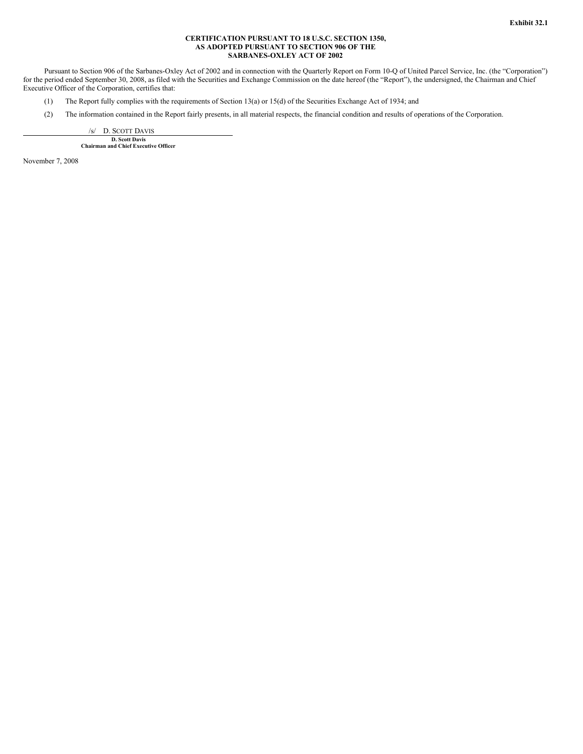Exhibit 32.1

**CERTIFICATION PURSUANT TO 18 U.S.C. SECTION 1350, AS ADOPTED PURSUANT TO SECTION 906 OF THE SARBANES-OXLEY ACT OF 2002**

Pursuant to Section 906 of the Sarbanes-Oxley Act of 2002 and in connection with the Quarterly Report on Form 10-Q of United Parcel Service, Inc. (the "Corporation") for the period ended September 30, 2008, as filed with the Securities and Exchange Commission on the date hereof (the "Report"), the undersigned, the Chairman and Chief Executive Officer of the Corporation, certifies that:

(1) The Report fully complies with the requirements of Section 13(a) or 15(d) of the Securities Exchange Act of 1934; and

(2) The information contained in the Report fairly presents, in all material respects, the financial condition and results of operations of the Corporation.

/s/ D. SCOTT DAVIS

**D. Scott Davis**
**Chairman and Chief Executive Officer**

November 7, 2008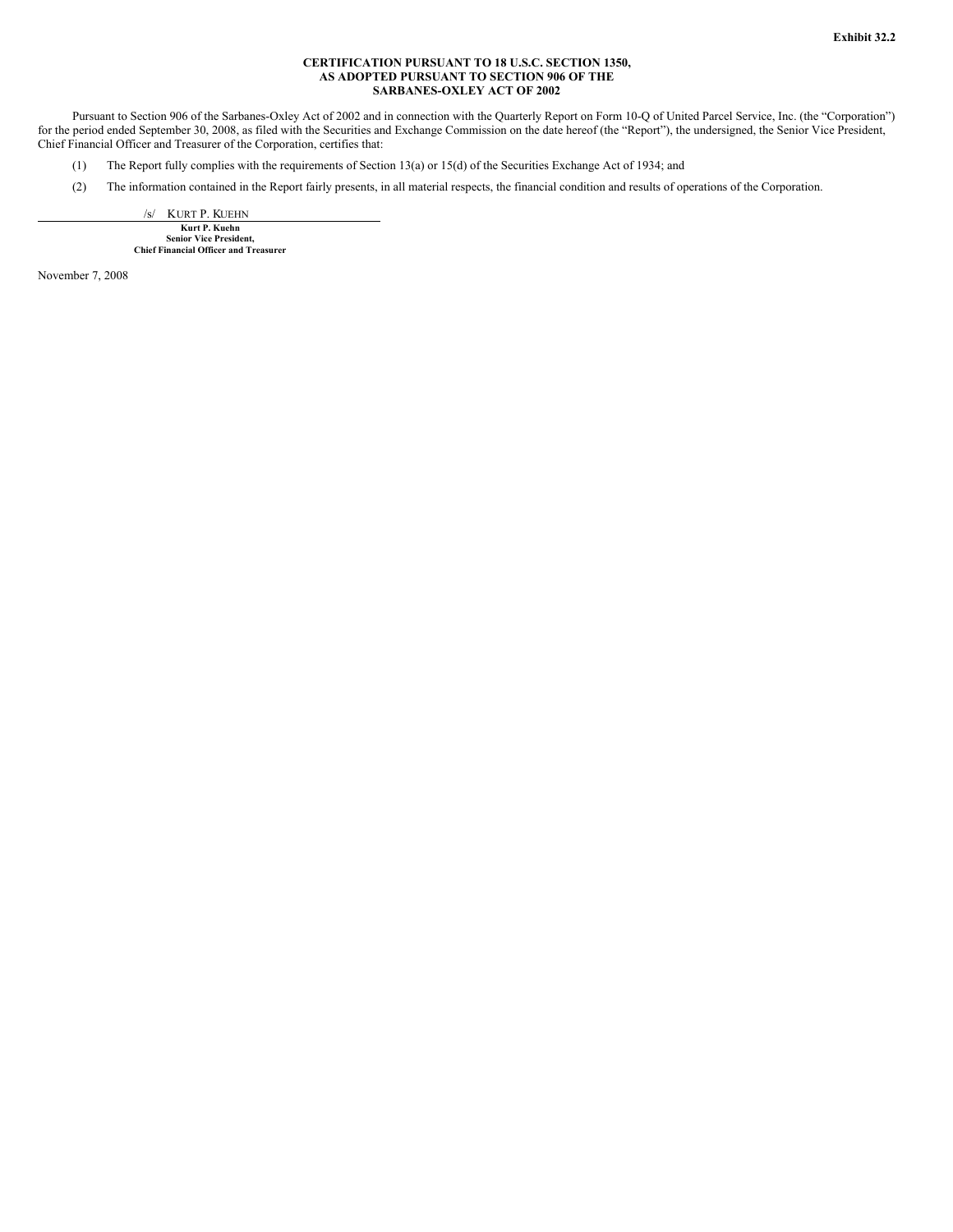Exhibit 32.2

**CERTIFICATION PURSUANT TO 18 U.S.C. SECTION 1350,
AS ADOPTED PURSUANT TO SECTION 906 OF THE
SARBANES-OXLEY ACT OF 2002**

Pursuant to Section 906 of the Sarbanes-Oxley Act of 2002 and in connection with the Quarterly Report on Form 10-Q of United Parcel Service, Inc. (the "Corporation") for the period ended September 30, 2008, as filed with the Securities and Exchange Commission on the date hereof (the "Report"), the undersigned, the Senior Vice President, Chief Financial Officer and Treasurer of the Corporation, certifies that:

(1) The Report fully complies with the requirements of Section 13(a) or 15(d) of the Securities Exchange Act of 1934; and

(2) The information contained in the Report fairly presents, in all material respects, the financial condition and results of operations of the Corporation.

/s/ KURT P. KUEHN

**Kurt P. Kuehn**
**Senior Vice President,**
**Chief Financial Officer and Treasurer**

November 7, 2008